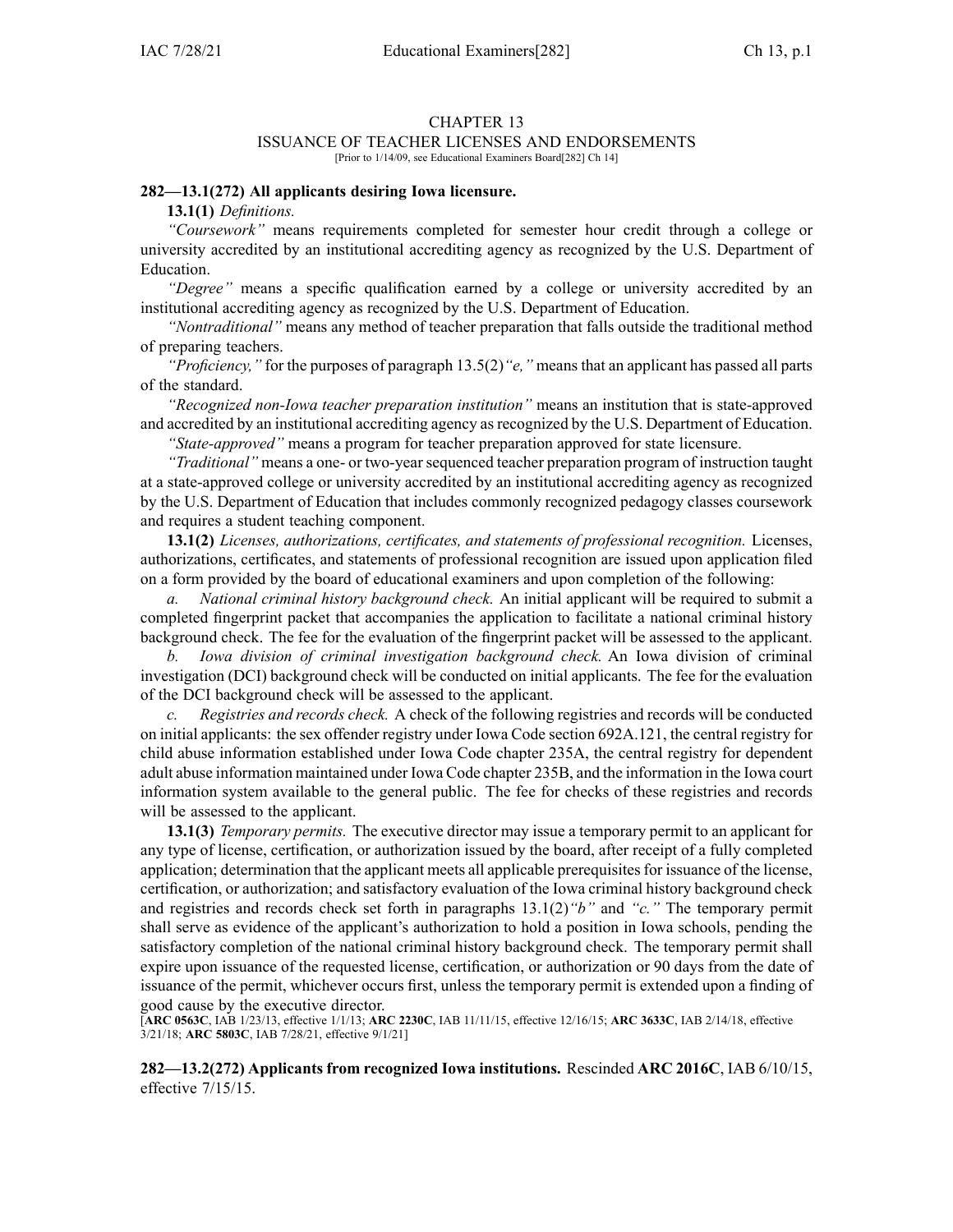# CHAPTER 13
## ISSUANCE OF TEACHER LICENSES AND ENDORSEMENTS

[Prior to 1/14/09, see Educational Examiners Board[282] Ch 14]

### 282—13.1(272) All applicants desiring Iowa licensure.

**13.1(1)** *Definitions.*

*"Coursework"* means requirements completed for semester hour credit through a college or university accredited by an institutional accrediting agency as recognized by the U.S. Department of Education.

*"Degree"* means a specific qualification earned by a college or university accredited by an institutional accrediting agency as recognized by the U.S. Department of Education.

*"Nontraditional"* means any method of teacher preparation that falls outside the traditional method of preparing teachers.

*"Proficiency,"* for the purposes of paragraph 13.5(2)*"e,"* means that an applicant has passed all parts of the standard.

*"Recognized non-Iowa teacher preparation institution"* means an institution that is state-approved and accredited by an institutional accrediting agency as recognized by the U.S. Department of Education.

*"State-approved"* means a program for teacher preparation approved for state licensure.

*"Traditional"* means a one- or two-year sequenced teacher preparation program of instruction taught at a state-approved college or university accredited by an institutional accrediting agency as recognized by the U.S. Department of Education that includes commonly recognized pedagogy classes coursework and requires a student teaching component.

**13.1(2)** *Licenses, authorizations, certificates, and statements of professional recognition.* Licenses, authorizations, certificates, and statements of professional recognition are issued upon application filed on a form provided by the board of educational examiners and upon completion of the following:

*a. National criminal history background check.* An initial applicant will be required to submit a completed fingerprint packet that accompanies the application to facilitate a national criminal history background check. The fee for the evaluation of the fingerprint packet will be assessed to the applicant.

*b. Iowa division of criminal investigation background check.* An Iowa division of criminal investigation (DCI) background check will be conducted on initial applicants. The fee for the evaluation of the DCI background check will be assessed to the applicant.

*c. Registries and records check.* A check of the following registries and records will be conducted on initial applicants: the sex offender registry under Iowa Code section 692A.121, the central registry for child abuse information established under Iowa Code chapter 235A, the central registry for dependent adult abuse information maintained under Iowa Code chapter 235B, and the information in the Iowa court information system available to the general public. The fee for checks of these registries and records will be assessed to the applicant.

**13.1(3)** *Temporary permits.* The executive director may issue a temporary permit to an applicant for any type of license, certification, or authorization issued by the board, after receipt of a fully completed application; determination that the applicant meets all applicable prerequisites for issuance of the license, certification, or authorization; and satisfactory evaluation of the Iowa criminal history background check and registries and records check set forth in paragraphs 13.1(2)*"b"* and *"c."* The temporary permit shall serve as evidence of the applicant's authorization to hold a position in Iowa schools, pending the satisfactory completion of the national criminal history background check. The temporary permit shall expire upon issuance of the requested license, certification, or authorization or 90 days from the date of issuance of the permit, whichever occurs first, unless the temporary permit is extended upon a finding of good cause by the executive director.

[**ARC 0563C**, IAB 1/23/13, effective 1/1/13; **ARC 2230C**, IAB 11/11/15, effective 12/16/15; **ARC 3633C**, IAB 2/14/18, effective 3/21/18; **ARC 5803C**, IAB 7/28/21, effective 9/1/21]

### 282—13.2(272) Applicants from recognized Iowa institutions.

Rescinded **ARC 2016C**, IAB 6/10/15, effective 7/15/15.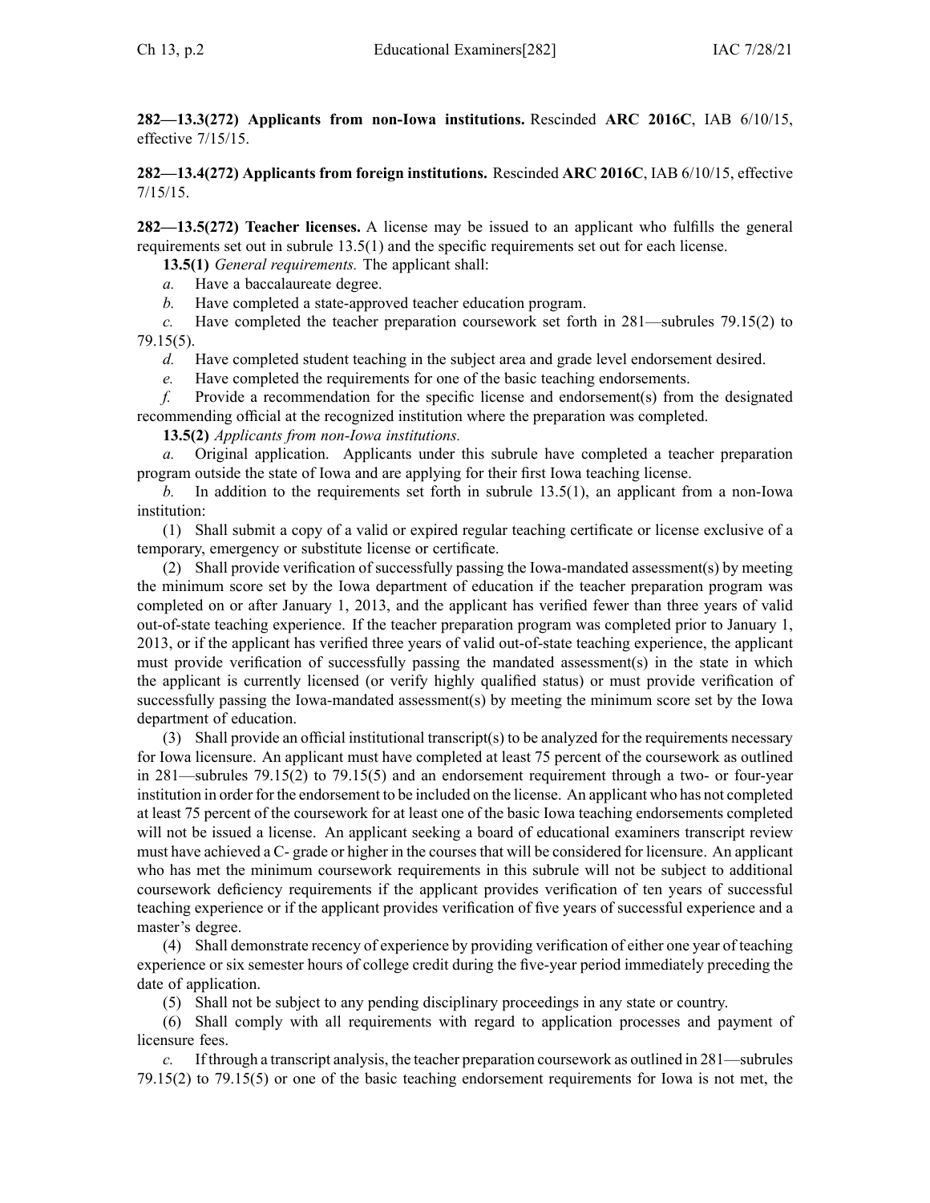**282—13.3(272) Applicants from non-Iowa institutions.** Rescinded **ARC 2016C**, IAB 6/10/15, effective 7/15/15.

**282—13.4(272) Applicants from foreign institutions.** Rescinded **ARC 2016C**, IAB 6/10/15, effective 7/15/15.

**282—13.5(272) Teacher licenses.** A license may be issued to an applicant who fulfills the general requirements set out in subrule 13.5(1) and the specific requirements set out for each license.

**13.5(1)** *General requirements.* The applicant shall:

*a.* Have a baccalaureate degree.

*b.* Have completed a state-approved teacher education program.

*c.* Have completed the teacher preparation coursework set forth in 281—subrules 79.15(2) to 79.15(5).

*d.* Have completed student teaching in the subject area and grade level endorsement desired.

*e.* Have completed the requirements for one of the basic teaching endorsements.

*f.* Provide a recommendation for the specific license and endorsement(s) from the designated recommending official at the recognized institution where the preparation was completed.

**13.5(2)** *Applicants from non-Iowa institutions.*

*a.* Original application. Applicants under this subrule have completed a teacher preparation program outside the state of Iowa and are applying for their first Iowa teaching license.

*b.* In addition to the requirements set forth in subrule 13.5(1), an applicant from a non-Iowa institution:

(1) Shall submit a copy of a valid or expired regular teaching certificate or license exclusive of a temporary, emergency or substitute license or certificate.

(2) Shall provide verification of successfully passing the Iowa-mandated assessment(s) by meeting the minimum score set by the Iowa department of education if the teacher preparation program was completed on or after January 1, 2013, and the applicant has verified fewer than three years of valid out-of-state teaching experience. If the teacher preparation program was completed prior to January 1, 2013, or if the applicant has verified three years of valid out-of-state teaching experience, the applicant must provide verification of successfully passing the mandated assessment(s) in the state in which the applicant is currently licensed (or verify highly qualified status) or must provide verification of successfully passing the Iowa-mandated assessment(s) by meeting the minimum score set by the Iowa department of education.

(3) Shall provide an official institutional transcript(s) to be analyzed for the requirements necessary for Iowa licensure. An applicant must have completed at least 75 percent of the coursework as outlined in 281—subrules 79.15(2) to 79.15(5) and an endorsement requirement through a two- or four-year institution in order for the endorsement to be included on the license. An applicant who has not completed at least 75 percent of the coursework for at least one of the basic Iowa teaching endorsements completed will not be issued a license. An applicant seeking a board of educational examiners transcript review must have achieved a C- grade or higher in the courses that will be considered for licensure. An applicant who has met the minimum coursework requirements in this subrule will not be subject to additional coursework deficiency requirements if the applicant provides verification of ten years of successful teaching experience or if the applicant provides verification of five years of successful experience and a master's degree.

(4) Shall demonstrate recency of experience by providing verification of either one year of teaching experience or six semester hours of college credit during the five-year period immediately preceding the date of application.

(5) Shall not be subject to any pending disciplinary proceedings in any state or country.

(6) Shall comply with all requirements with regard to application processes and payment of licensure fees.

*c.* If through a transcript analysis, the teacher preparation coursework as outlined in 281—subrules 79.15(2) to 79.15(5) or one of the basic teaching endorsement requirements for Iowa is not met, the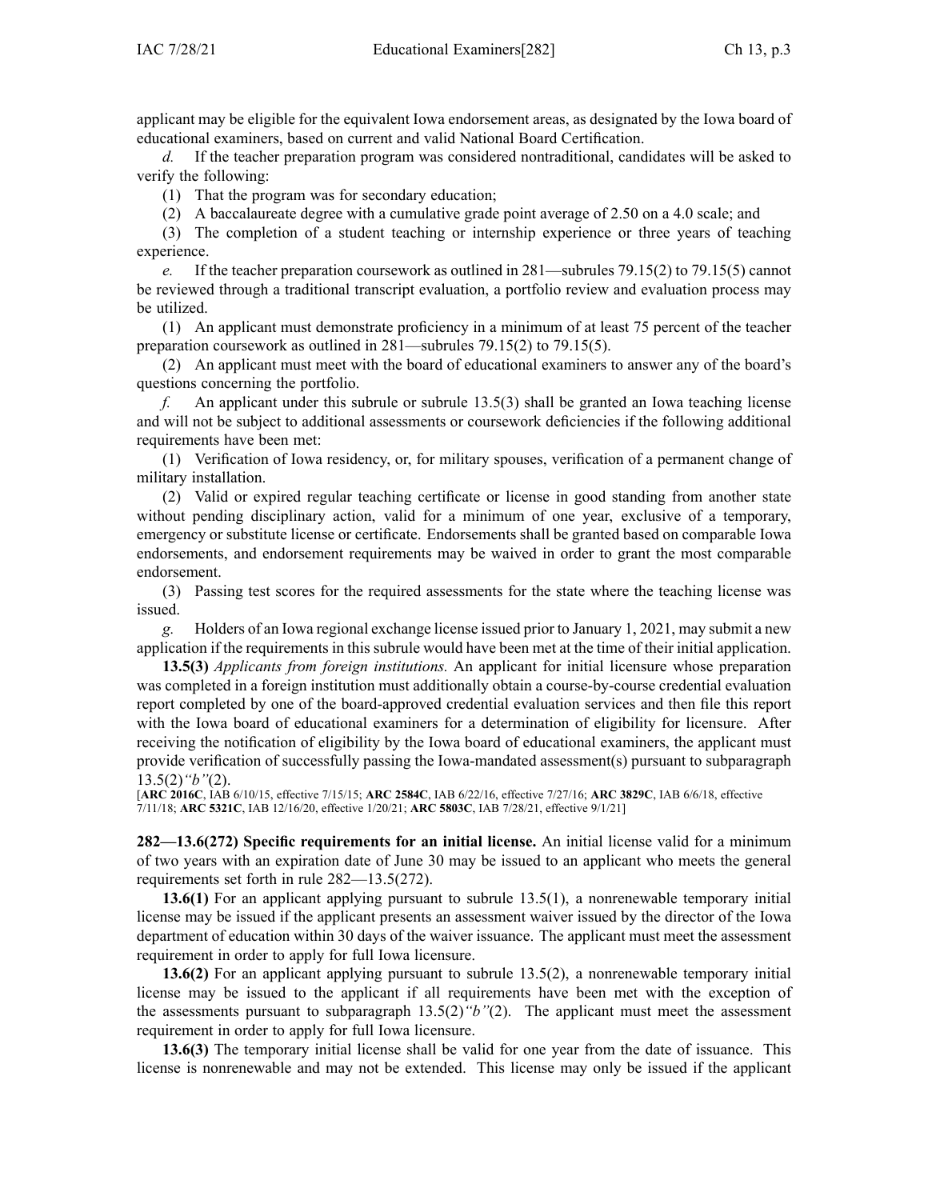applicant may be eligible for the equivalent Iowa endorsement areas, as designated by the Iowa board of educational examiners, based on current and valid National Board Certification.

*d.* If the teacher preparation program was considered nontraditional, candidates will be asked to verify the following:

(1) That the program was for secondary education;

(2) A baccalaureate degree with a cumulative grade point average of 2.50 on a 4.0 scale; and

(3) The completion of a student teaching or internship experience or three years of teaching experience.

*e.* If the teacher preparation coursework as outlined in 281—subrules 79.15(2) to 79.15(5) cannot be reviewed through a traditional transcript evaluation, a portfolio review and evaluation process may be utilized.

(1) An applicant must demonstrate proficiency in a minimum of at least 75 percent of the teacher preparation coursework as outlined in 281—subrules 79.15(2) to 79.15(5).

(2) An applicant must meet with the board of educational examiners to answer any of the board's questions concerning the portfolio.

*f.* An applicant under this subrule or subrule 13.5(3) shall be granted an Iowa teaching license and will not be subject to additional assessments or coursework deficiencies if the following additional requirements have been met:

(1) Verification of Iowa residency, or, for military spouses, verification of a permanent change of military installation.

(2) Valid or expired regular teaching certificate or license in good standing from another state without pending disciplinary action, valid for a minimum of one year, exclusive of a temporary, emergency or substitute license or certificate. Endorsements shall be granted based on comparable Iowa endorsements, and endorsement requirements may be waived in order to grant the most comparable endorsement.

(3) Passing test scores for the required assessments for the state where the teaching license was issued.

*g.* Holders of an Iowa regional exchange license issued prior to January 1, 2021, may submit a new application if the requirements in this subrule would have been met at the time of their initial application.

**13.5(3)** *Applicants from foreign institutions.* An applicant for initial licensure whose preparation was completed in a foreign institution must additionally obtain a course-by-course credential evaluation report completed by one of the board-approved credential evaluation services and then file this report with the Iowa board of educational examiners for a determination of eligibility for licensure. After receiving the notification of eligibility by the Iowa board of educational examiners, the applicant must provide verification of successfully passing the Iowa-mandated assessment(s) pursuant to subparagraph 13.5(2)*"b"*(2).

[**ARC 2016C**, IAB 6/10/15, effective 7/15/15; **ARC 2584C**, IAB 6/22/16, effective 7/27/16; **ARC 3829C**, IAB 6/6/18, effective 7/11/18; **ARC 5321C**, IAB 12/16/20, effective 1/20/21; **ARC 5803C**, IAB 7/28/21, effective 9/1/21]

**282—13.6(272) Specific requirements for an initial license.** An initial license valid for a minimum of two years with an expiration date of June 30 may be issued to an applicant who meets the general requirements set forth in rule 282—13.5(272).

**13.6(1)** For an applicant applying pursuant to subrule 13.5(1), a nonrenewable temporary initial license may be issued if the applicant presents an assessment waiver issued by the director of the Iowa department of education within 30 days of the waiver issuance. The applicant must meet the assessment requirement in order to apply for full Iowa licensure.

**13.6(2)** For an applicant applying pursuant to subrule 13.5(2), a nonrenewable temporary initial license may be issued to the applicant if all requirements have been met with the exception of the assessments pursuant to subparagraph 13.5(2)*"b"*(2). The applicant must meet the assessment requirement in order to apply for full Iowa licensure.

**13.6(3)** The temporary initial license shall be valid for one year from the date of issuance. This license is nonrenewable and may not be extended. This license may only be issued if the applicant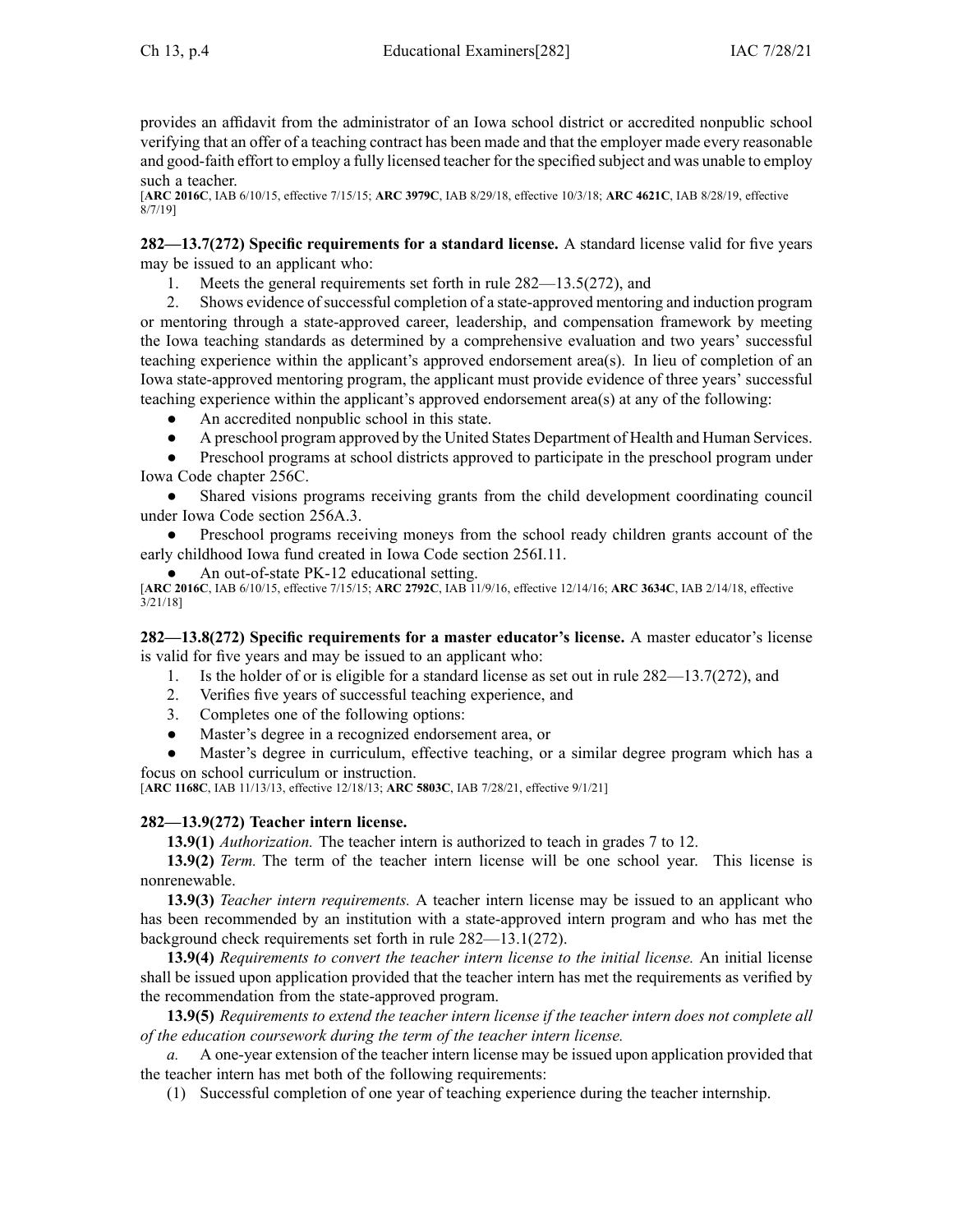provides an affidavit from the administrator of an Iowa school district or accredited nonpublic school verifying that an offer of a teaching contract has been made and that the employer made every reasonable and good-faith effort to employ a fully licensed teacher for the specified subject and was unable to employ such a teacher.

[**ARC 2016C**, IAB 6/10/15, effective 7/15/15; **ARC 3979C**, IAB 8/29/18, effective 10/3/18; **ARC 4621C**, IAB 8/28/19, effective 8/7/19]

**282—13.7(272) Specific requirements for a standard license.** A standard license valid for five years may be issued to an applicant who:

1. Meets the general requirements set forth in rule 282—13.5(272), and
2. Shows evidence of successful completion of a state-approved mentoring and induction program or mentoring through a state-approved career, leadership, and compensation framework by meeting the Iowa teaching standards as determined by a comprehensive evaluation and two years' successful teaching experience within the applicant's approved endorsement area(s). In lieu of completion of an Iowa state-approved mentoring program, the applicant must provide evidence of three years' successful teaching experience within the applicant's approved endorsement area(s) at any of the following:

- An accredited nonpublic school in this state.
- A preschool program approved by the United States Department of Health and Human Services.
- Preschool programs at school districts approved to participate in the preschool program under Iowa Code chapter 256C.
- Shared visions programs receiving grants from the child development coordinating council under Iowa Code section 256A.3.
- Preschool programs receiving moneys from the school ready children grants account of the early childhood Iowa fund created in Iowa Code section 256I.11.
- An out-of-state PK-12 educational setting.

[**ARC 2016C**, IAB 6/10/15, effective 7/15/15; **ARC 2792C**, IAB 11/9/16, effective 12/14/16; **ARC 3634C**, IAB 2/14/18, effective 3/21/18]

**282—13.8(272) Specific requirements for a master educator's license.** A master educator's license is valid for five years and may be issued to an applicant who:

1. Is the holder of or is eligible for a standard license as set out in rule 282—13.7(272), and
2. Verifies five years of successful teaching experience, and
3. Completes one of the following options:

- Master's degree in a recognized endorsement area, or
- Master's degree in curriculum, effective teaching, or a similar degree program which has a focus on school curriculum or instruction.

[**ARC 1168C**, IAB 11/13/13, effective 12/18/13; **ARC 5803C**, IAB 7/28/21, effective 9/1/21]

**282—13.9(272) Teacher intern license.**

**13.9(1)** *Authorization.* The teacher intern is authorized to teach in grades 7 to 12.

**13.9(2)** *Term.* The term of the teacher intern license will be one school year. This license is nonrenewable.

**13.9(3)** *Teacher intern requirements.* A teacher intern license may be issued to an applicant who has been recommended by an institution with a state-approved intern program and who has met the background check requirements set forth in rule 282—13.1(272).

**13.9(4)** *Requirements to convert the teacher intern license to the initial license.* An initial license shall be issued upon application provided that the teacher intern has met the requirements as verified by the recommendation from the state-approved program.

**13.9(5)** *Requirements to extend the teacher intern license if the teacher intern does not complete all of the education coursework during the term of the teacher intern license.*

*a.* A one-year extension of the teacher intern license may be issued upon application provided that the teacher intern has met both of the following requirements:

(1) Successful completion of one year of teaching experience during the teacher internship.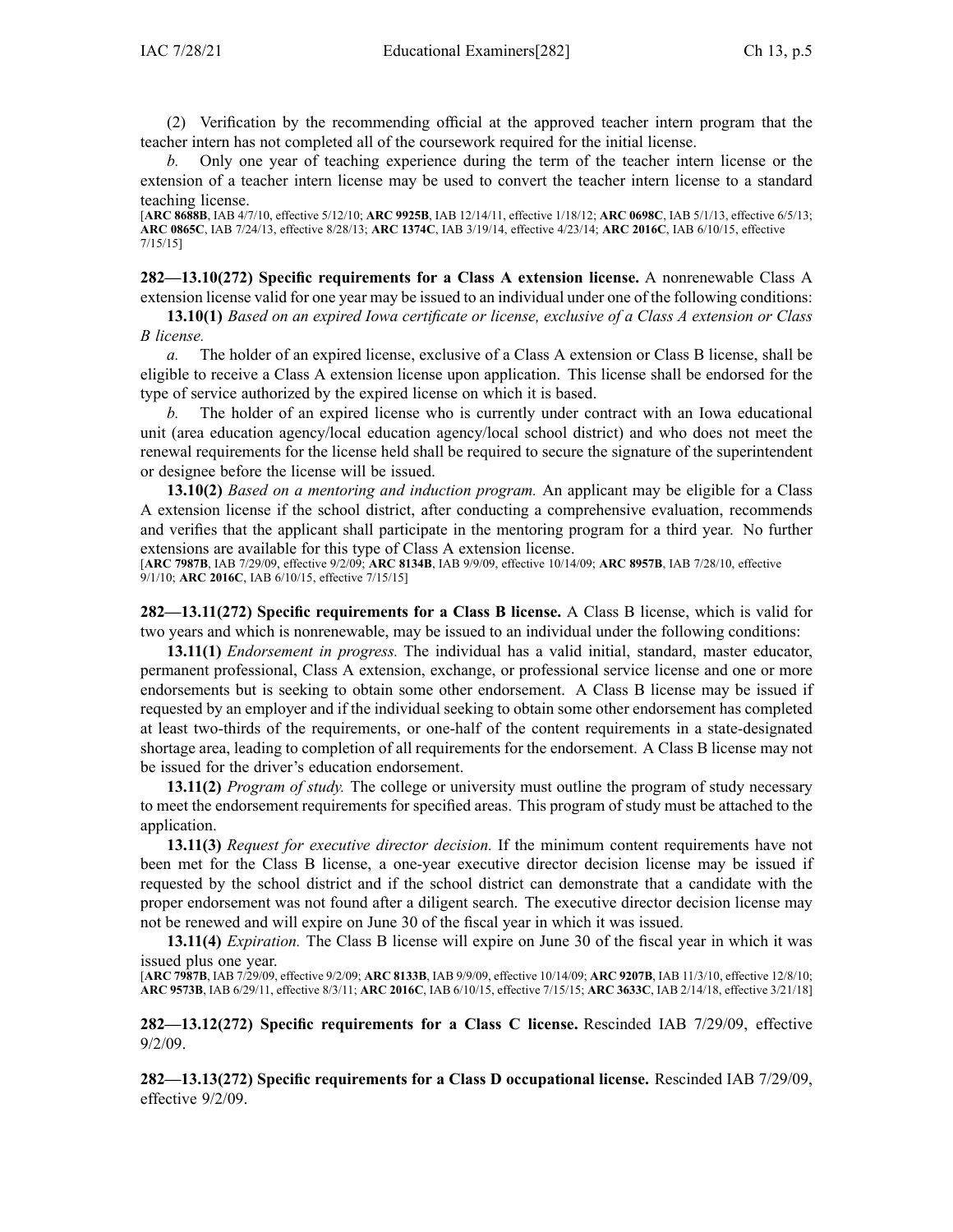(2) Verification by the recommending official at the approved teacher intern program that the teacher intern has not completed all of the coursework required for the initial license.

*b.* Only one year of teaching experience during the term of the teacher intern license or the extension of a teacher intern license may be used to convert the teacher intern license to a standard teaching license.

[**ARC 8688B**, IAB 4/7/10, effective 5/12/10; **ARC 9925B**, IAB 12/14/11, effective 1/18/12; **ARC 0698C**, IAB 5/1/13, effective 6/5/13; **ARC 0865C**, IAB 7/24/13, effective 8/28/13; **ARC 1374C**, IAB 3/19/14, effective 4/23/14; **ARC 2016C**, IAB 6/10/15, effective 7/15/15]

**282—13.10(272) Specific requirements for a Class A extension license.** A nonrenewable Class A extension license valid for one year may be issued to an individual under one of the following conditions:

**13.10(1)** *Based on an expired Iowa certificate or license, exclusive of a Class A extension or Class B license.*

*a.* The holder of an expired license, exclusive of a Class A extension or Class B license, shall be eligible to receive a Class A extension license upon application. This license shall be endorsed for the type of service authorized by the expired license on which it is based.

*b.* The holder of an expired license who is currently under contract with an Iowa educational unit (area education agency/local education agency/local school district) and who does not meet the renewal requirements for the license held shall be required to secure the signature of the superintendent or designee before the license will be issued.

**13.10(2)** *Based on a mentoring and induction program.* An applicant may be eligible for a Class A extension license if the school district, after conducting a comprehensive evaluation, recommends and verifies that the applicant shall participate in the mentoring program for a third year. No further extensions are available for this type of Class A extension license.

[**ARC 7987B**, IAB 7/29/09, effective 9/2/09; **ARC 8134B**, IAB 9/9/09, effective 10/14/09; **ARC 8957B**, IAB 7/28/10, effective 9/1/10; **ARC 2016C**, IAB 6/10/15, effective 7/15/15]

**282—13.11(272) Specific requirements for a Class B license.** A Class B license, which is valid for two years and which is nonrenewable, may be issued to an individual under the following conditions:

**13.11(1)** *Endorsement in progress.* The individual has a valid initial, standard, master educator, permanent professional, Class A extension, exchange, or professional service license and one or more endorsements but is seeking to obtain some other endorsement. A Class B license may be issued if requested by an employer and if the individual seeking to obtain some other endorsement has completed at least two-thirds of the requirements, or one-half of the content requirements in a state-designated shortage area, leading to completion of all requirements for the endorsement. A Class B license may not be issued for the driver's education endorsement.

**13.11(2)** *Program of study.* The college or university must outline the program of study necessary to meet the endorsement requirements for specified areas. This program of study must be attached to the application.

**13.11(3)** *Request for executive director decision.* If the minimum content requirements have not been met for the Class B license, a one-year executive director decision license may be issued if requested by the school district and if the school district can demonstrate that a candidate with the proper endorsement was not found after a diligent search. The executive director decision license may not be renewed and will expire on June 30 of the fiscal year in which it was issued.

**13.11(4)** *Expiration.* The Class B license will expire on June 30 of the fiscal year in which it was issued plus one year.

[**ARC 7987B**, IAB 7/29/09, effective 9/2/09; **ARC 8133B**, IAB 9/9/09, effective 10/14/09; **ARC 9207B**, IAB 11/3/10, effective 12/8/10; **ARC 9573B**, IAB 6/29/11, effective 8/3/11; **ARC 2016C**, IAB 6/10/15, effective 7/15/15; **ARC 3633C**, IAB 2/14/18, effective 3/21/18]

**282—13.12(272) Specific requirements for a Class C license.** Rescinded IAB 7/29/09, effective 9/2/09.

**282—13.13(272) Specific requirements for a Class D occupational license.** Rescinded IAB 7/29/09, effective 9/2/09.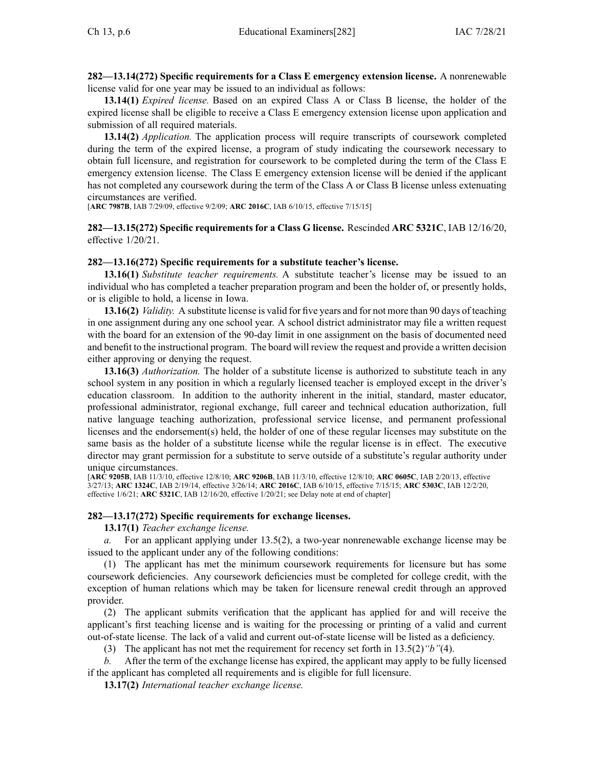**282—13.14(272) Specific requirements for a Class E emergency extension license.** A nonrenewable license valid for one year may be issued to an individual as follows:

**13.14(1)** *Expired license.* Based on an expired Class A or Class B license, the holder of the expired license shall be eligible to receive a Class E emergency extension license upon application and submission of all required materials.

**13.14(2)** *Application.* The application process will require transcripts of coursework completed during the term of the expired license, a program of study indicating the coursework necessary to obtain full licensure, and registration for coursework to be completed during the term of the Class E emergency extension license. The Class E emergency extension license will be denied if the applicant has not completed any coursework during the term of the Class A or Class B license unless extenuating circumstances are verified.

[**ARC 7987B**, IAB 7/29/09, effective 9/2/09; **ARC 2016C**, IAB 6/10/15, effective 7/15/15]

**282—13.15(272) Specific requirements for a Class G license.** Rescinded **ARC 5321C**, IAB 12/16/20, effective 1/20/21.

**282—13.16(272) Specific requirements for a substitute teacher's license.**

**13.16(1)** *Substitute teacher requirements.* A substitute teacher's license may be issued to an individual who has completed a teacher preparation program and been the holder of, or presently holds, or is eligible to hold, a license in Iowa.

**13.16(2)** *Validity.* A substitute license is valid for five years and for not more than 90 days of teaching in one assignment during any one school year. A school district administrator may file a written request with the board for an extension of the 90-day limit in one assignment on the basis of documented need and benefit to the instructional program. The board will review the request and provide a written decision either approving or denying the request.

**13.16(3)** *Authorization.* The holder of a substitute license is authorized to substitute teach in any school system in any position in which a regularly licensed teacher is employed except in the driver's education classroom. In addition to the authority inherent in the initial, standard, master educator, professional administrator, regional exchange, full career and technical education authorization, full native language teaching authorization, professional service license, and permanent professional licenses and the endorsement(s) held, the holder of one of these regular licenses may substitute on the same basis as the holder of a substitute license while the regular license is in effect. The executive director may grant permission for a substitute to serve outside of a substitute's regular authority under unique circumstances.

[**ARC 9205B**, IAB 11/3/10, effective 12/8/10; **ARC 9206B**, IAB 11/3/10, effective 12/8/10; **ARC 0605C**, IAB 2/20/13, effective 3/27/13; **ARC 1324C**, IAB 2/19/14, effective 3/26/14; **ARC 2016C**, IAB 6/10/15, effective 7/15/15; **ARC 5303C**, IAB 12/2/20, effective 1/6/21; **ARC 5321C**, IAB 12/16/20, effective 1/20/21; see Delay note at end of chapter]

**282—13.17(272) Specific requirements for exchange licenses.**

**13.17(1)** *Teacher exchange license.*

*a.* For an applicant applying under 13.5(2), a two-year nonrenewable exchange license may be issued to the applicant under any of the following conditions:

(1) The applicant has met the minimum coursework requirements for licensure but has some coursework deficiencies. Any coursework deficiencies must be completed for college credit, with the exception of human relations which may be taken for licensure renewal credit through an approved provider.

(2) The applicant submits verification that the applicant has applied for and will receive the applicant's first teaching license and is waiting for the processing or printing of a valid and current out-of-state license. The lack of a valid and current out-of-state license will be listed as a deficiency.

(3) The applicant has not met the requirement for recency set forth in 13.5(2)*"b"*(4).

*b.* After the term of the exchange license has expired, the applicant may apply to be fully licensed if the applicant has completed all requirements and is eligible for full licensure.

**13.17(2)** *International teacher exchange license.*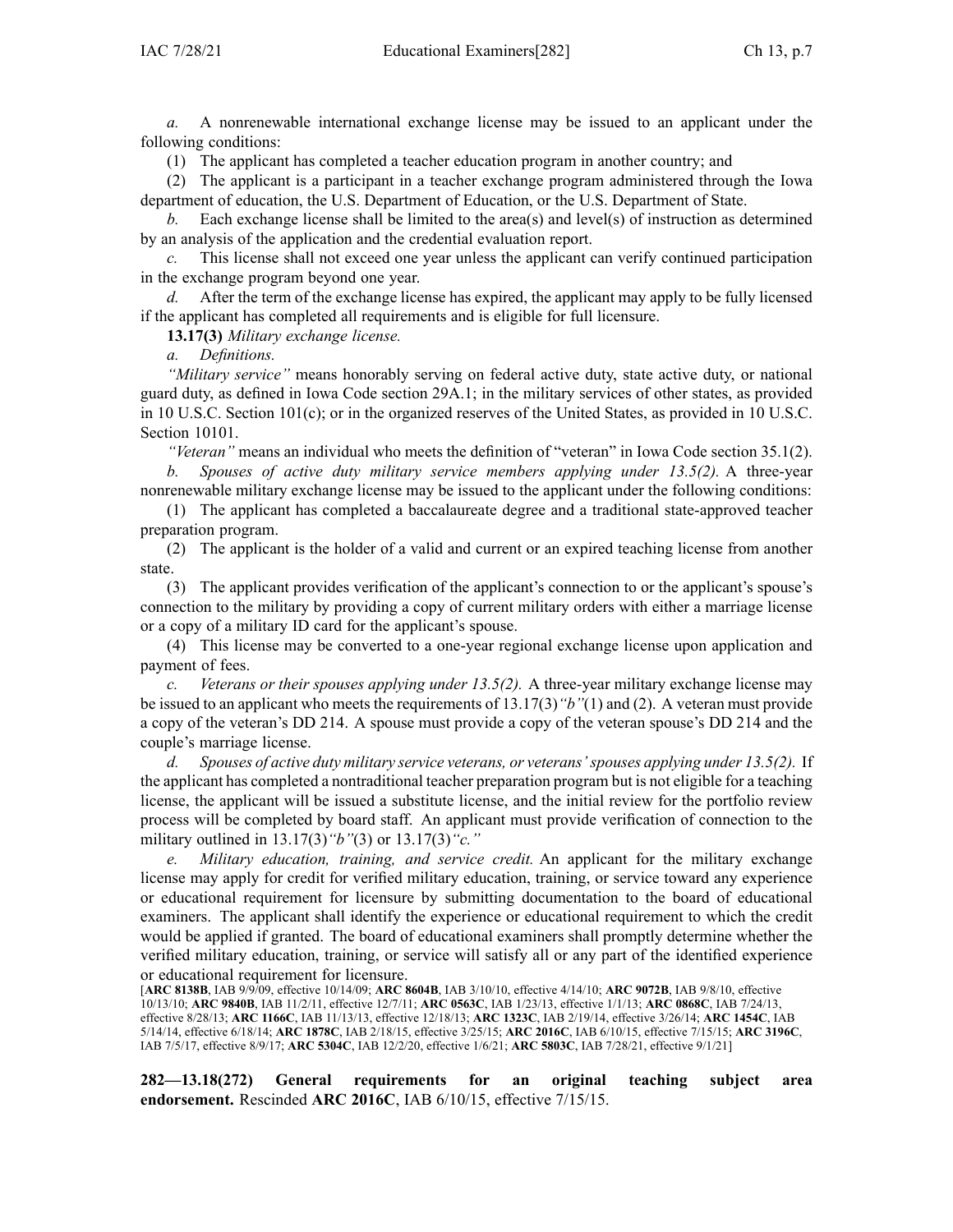*a.* A nonrenewable international exchange license may be issued to an applicant under the following conditions:

(1) The applicant has completed a teacher education program in another country; and

(2) The applicant is a participant in a teacher exchange program administered through the Iowa department of education, the U.S. Department of Education, or the U.S. Department of State.

*b.* Each exchange license shall be limited to the area(s) and level(s) of instruction as determined by an analysis of the application and the credential evaluation report.

*c.* This license shall not exceed one year unless the applicant can verify continued participation in the exchange program beyond one year.

*d.* After the term of the exchange license has expired, the applicant may apply to be fully licensed if the applicant has completed all requirements and is eligible for full licensure.

**13.17(3)** *Military exchange license.*

*a. Definitions.*

*"Military service"* means honorably serving on federal active duty, state active duty, or national guard duty, as defined in Iowa Code section 29A.1; in the military services of other states, as provided in 10 U.S.C. Section 101(c); or in the organized reserves of the United States, as provided in 10 U.S.C. Section 10101.

*"Veteran"* means an individual who meets the definition of "veteran" in Iowa Code section 35.1(2).

*b. Spouses of active duty military service members applying under 13.5(2).* A three-year nonrenewable military exchange license may be issued to the applicant under the following conditions:

(1) The applicant has completed a baccalaureate degree and a traditional state-approved teacher preparation program.

(2) The applicant is the holder of a valid and current or an expired teaching license from another state.

(3) The applicant provides verification of the applicant's connection to or the applicant's spouse's connection to the military by providing a copy of current military orders with either a marriage license or a copy of a military ID card for the applicant's spouse.

(4) This license may be converted to a one-year regional exchange license upon application and payment of fees.

*c. Veterans or their spouses applying under 13.5(2).* A three-year military exchange license may be issued to an applicant who meets the requirements of 13.17(3)*"b"*(1) and (2). A veteran must provide a copy of the veteran's DD 214. A spouse must provide a copy of the veteran spouse's DD 214 and the couple's marriage license.

*d. Spouses of active duty military service veterans, or veterans' spouses applying under 13.5(2).* If the applicant has completed a nontraditional teacher preparation program but is not eligible for a teaching license, the applicant will be issued a substitute license, and the initial review for the portfolio review process will be completed by board staff. An applicant must provide verification of connection to the military outlined in 13.17(3)*"b"*(3) or 13.17(3)*"c."*

*e. Military education, training, and service credit.* An applicant for the military exchange license may apply for credit for verified military education, training, or service toward any experience or educational requirement for licensure by submitting documentation to the board of educational examiners. The applicant shall identify the experience or educational requirement to which the credit would be applied if granted. The board of educational examiners shall promptly determine whether the verified military education, training, or service will satisfy all or any part of the identified experience or educational requirement for licensure.

[**ARC 8138B**, IAB 9/9/09, effective 10/14/09; **ARC 8604B**, IAB 3/10/10, effective 4/14/10; **ARC 9072B**, IAB 9/8/10, effective 10/13/10; **ARC 9840B**, IAB 11/2/11, effective 12/7/11; **ARC 0563C**, IAB 1/23/13, effective 1/1/13; **ARC 0868C**, IAB 7/24/13, effective 8/28/13; **ARC 1166C**, IAB 11/13/13, effective 12/18/13; **ARC 1323C**, IAB 2/19/14, effective 3/26/14; **ARC 1454C**, IAB 5/14/14, effective 6/18/14; **ARC 1878C**, IAB 2/18/15, effective 3/25/15; **ARC 2016C**, IAB 6/10/15, effective 7/15/15; **ARC 3196C**, IAB 7/5/17, effective 8/9/17; **ARC 5304C**, IAB 12/2/20, effective 1/6/21; **ARC 5803C**, IAB 7/28/21, effective 9/1/21]

**282—13.18(272) General requirements for an original teaching subject area endorsement.** Rescinded **ARC 2016C**, IAB 6/10/15, effective 7/15/15.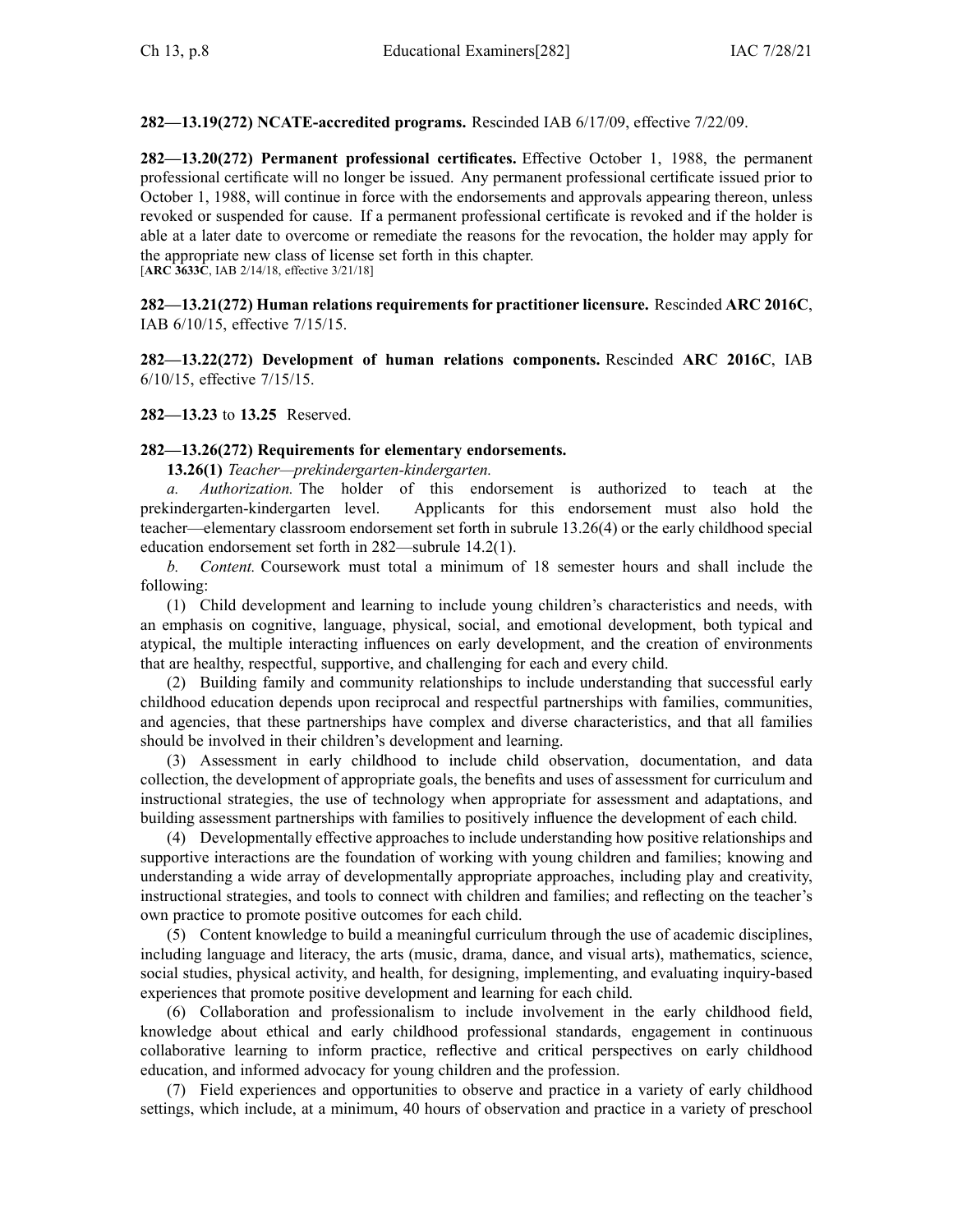**282—13.19(272) NCATE-accredited programs.** Rescinded IAB 6/17/09, effective 7/22/09.

**282—13.20(272) Permanent professional certificates.** Effective October 1, 1988, the permanent professional certificate will no longer be issued. Any permanent professional certificate issued prior to October 1, 1988, will continue in force with the endorsements and approvals appearing thereon, unless revoked or suspended for cause. If a permanent professional certificate is revoked and if the holder is able at a later date to overcome or remediate the reasons for the revocation, the holder may apply for the appropriate new class of license set forth in this chapter.
[**ARC 3633C**, IAB 2/14/18, effective 3/21/18]

**282—13.21(272) Human relations requirements for practitioner licensure.** Rescinded **ARC 2016C**, IAB 6/10/15, effective 7/15/15.

**282—13.22(272) Development of human relations components.** Rescinded **ARC 2016C**, IAB 6/10/15, effective 7/15/15.

**282—13.23** to **13.25** Reserved.

**282—13.26(272) Requirements for elementary endorsements.**

**13.26(1)** *Teacher—prekindergarten-kindergarten.*

*a. Authorization.* The holder of this endorsement is authorized to teach at the prekindergarten-kindergarten level. Applicants for this endorsement must also hold the teacher—elementary classroom endorsement set forth in subrule 13.26(4) or the early childhood special education endorsement set forth in 282—subrule 14.2(1).

*b. Content.* Coursework must total a minimum of 18 semester hours and shall include the following:

(1) Child development and learning to include young children's characteristics and needs, with an emphasis on cognitive, language, physical, social, and emotional development, both typical and atypical, the multiple interacting influences on early development, and the creation of environments that are healthy, respectful, supportive, and challenging for each and every child.

(2) Building family and community relationships to include understanding that successful early childhood education depends upon reciprocal and respectful partnerships with families, communities, and agencies, that these partnerships have complex and diverse characteristics, and that all families should be involved in their children's development and learning.

(3) Assessment in early childhood to include child observation, documentation, and data collection, the development of appropriate goals, the benefits and uses of assessment for curriculum and instructional strategies, the use of technology when appropriate for assessment and adaptations, and building assessment partnerships with families to positively influence the development of each child.

(4) Developmentally effective approaches to include understanding how positive relationships and supportive interactions are the foundation of working with young children and families; knowing and understanding a wide array of developmentally appropriate approaches, including play and creativity, instructional strategies, and tools to connect with children and families; and reflecting on the teacher's own practice to promote positive outcomes for each child.

(5) Content knowledge to build a meaningful curriculum through the use of academic disciplines, including language and literacy, the arts (music, drama, dance, and visual arts), mathematics, science, social studies, physical activity, and health, for designing, implementing, and evaluating inquiry-based experiences that promote positive development and learning for each child.

(6) Collaboration and professionalism to include involvement in the early childhood field, knowledge about ethical and early childhood professional standards, engagement in continuous collaborative learning to inform practice, reflective and critical perspectives on early childhood education, and informed advocacy for young children and the profession.

(7) Field experiences and opportunities to observe and practice in a variety of early childhood settings, which include, at a minimum, 40 hours of observation and practice in a variety of preschool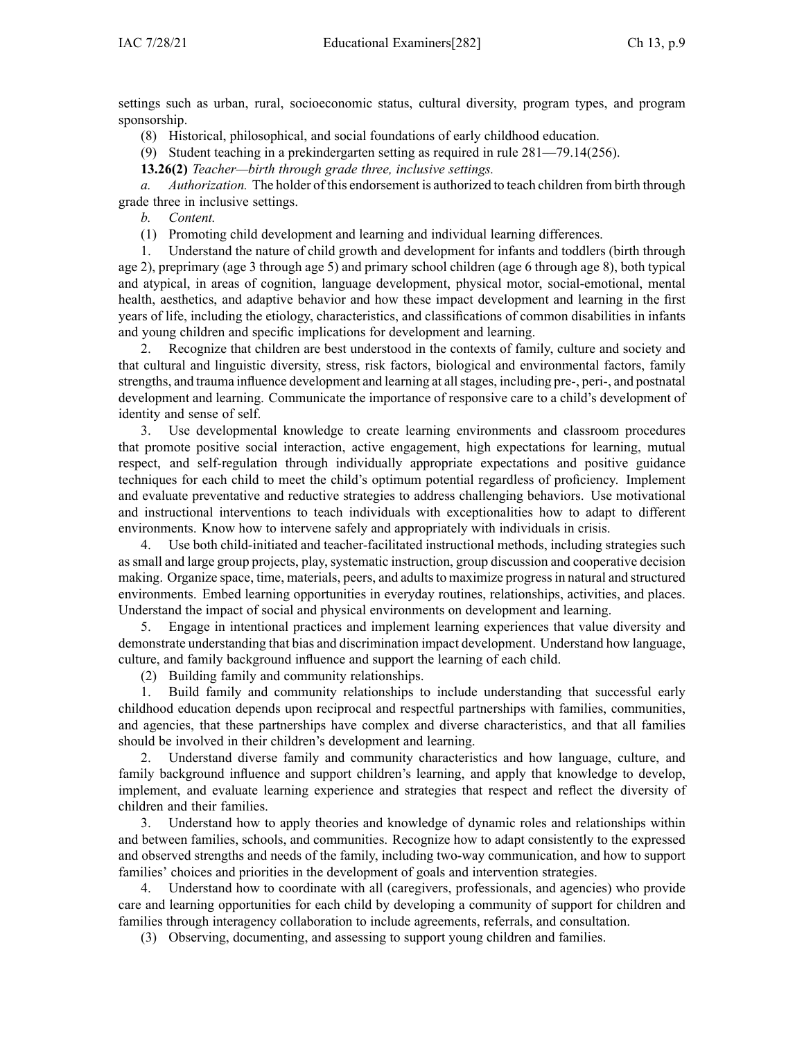settings such as urban, rural, socioeconomic status, cultural diversity, program types, and program sponsorship.

(8) Historical, philosophical, and social foundations of early childhood education.

(9) Student teaching in a prekindergarten setting as required in rule 281—79.14(256).

**13.26(2)** *Teacher—birth through grade three, inclusive settings.*

*a. Authorization.* The holder of this endorsement is authorized to teach children from birth through grade three in inclusive settings.

*b. Content.*

(1) Promoting child development and learning and individual learning differences.

1. Understand the nature of child growth and development for infants and toddlers (birth through age 2), preprimary (age 3 through age 5) and primary school children (age 6 through age 8), both typical and atypical, in areas of cognition, language development, physical motor, social-emotional, mental health, aesthetics, and adaptive behavior and how these impact development and learning in the first years of life, including the etiology, characteristics, and classifications of common disabilities in infants and young children and specific implications for development and learning.

2. Recognize that children are best understood in the contexts of family, culture and society and that cultural and linguistic diversity, stress, risk factors, biological and environmental factors, family strengths, and trauma influence development and learning at all stages, including pre-, peri-, and postnatal development and learning. Communicate the importance of responsive care to a child's development of identity and sense of self.

3. Use developmental knowledge to create learning environments and classroom procedures that promote positive social interaction, active engagement, high expectations for learning, mutual respect, and self-regulation through individually appropriate expectations and positive guidance techniques for each child to meet the child's optimum potential regardless of proficiency. Implement and evaluate preventative and reductive strategies to address challenging behaviors. Use motivational and instructional interventions to teach individuals with exceptionalities how to adapt to different environments. Know how to intervene safely and appropriately with individuals in crisis.

4. Use both child-initiated and teacher-facilitated instructional methods, including strategies such as small and large group projects, play, systematic instruction, group discussion and cooperative decision making. Organize space, time, materials, peers, and adults to maximize progress in natural and structured environments. Embed learning opportunities in everyday routines, relationships, activities, and places. Understand the impact of social and physical environments on development and learning.

5. Engage in intentional practices and implement learning experiences that value diversity and demonstrate understanding that bias and discrimination impact development. Understand how language, culture, and family background influence and support the learning of each child.

(2) Building family and community relationships.

1. Build family and community relationships to include understanding that successful early childhood education depends upon reciprocal and respectful partnerships with families, communities, and agencies, that these partnerships have complex and diverse characteristics, and that all families should be involved in their children's development and learning.

2. Understand diverse family and community characteristics and how language, culture, and family background influence and support children's learning, and apply that knowledge to develop, implement, and evaluate learning experience and strategies that respect and reflect the diversity of children and their families.

3. Understand how to apply theories and knowledge of dynamic roles and relationships within and between families, schools, and communities. Recognize how to adapt consistently to the expressed and observed strengths and needs of the family, including two-way communication, and how to support families' choices and priorities in the development of goals and intervention strategies.

4. Understand how to coordinate with all (caregivers, professionals, and agencies) who provide care and learning opportunities for each child by developing a community of support for children and families through interagency collaboration to include agreements, referrals, and consultation.

(3) Observing, documenting, and assessing to support young children and families.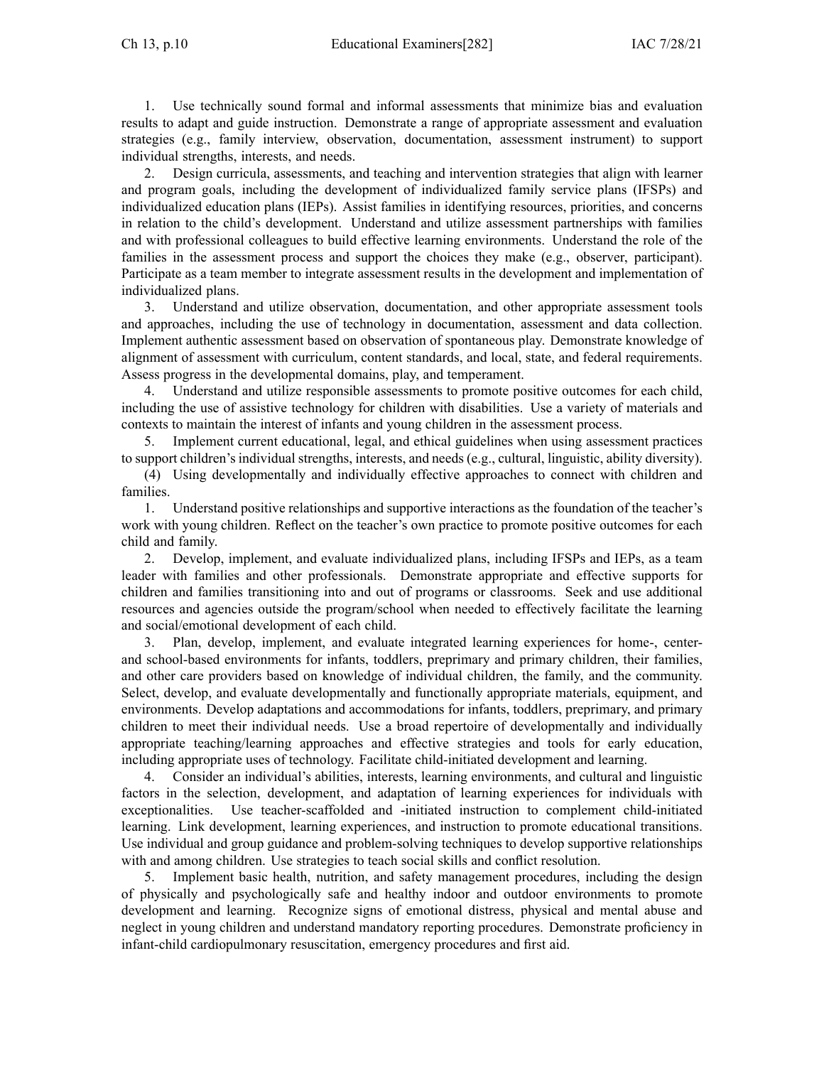1. Use technically sound formal and informal assessments that minimize bias and evaluation results to adapt and guide instruction. Demonstrate a range of appropriate assessment and evaluation strategies (e.g., family interview, observation, documentation, assessment instrument) to support individual strengths, interests, and needs.

2. Design curricula, assessments, and teaching and intervention strategies that align with learner and program goals, including the development of individualized family service plans (IFSPs) and individualized education plans (IEPs). Assist families in identifying resources, priorities, and concerns in relation to the child's development. Understand and utilize assessment partnerships with families and with professional colleagues to build effective learning environments. Understand the role of the families in the assessment process and support the choices they make (e.g., observer, participant). Participate as a team member to integrate assessment results in the development and implementation of individualized plans.

3. Understand and utilize observation, documentation, and other appropriate assessment tools and approaches, including the use of technology in documentation, assessment and data collection. Implement authentic assessment based on observation of spontaneous play. Demonstrate knowledge of alignment of assessment with curriculum, content standards, and local, state, and federal requirements. Assess progress in the developmental domains, play, and temperament.

4. Understand and utilize responsible assessments to promote positive outcomes for each child, including the use of assistive technology for children with disabilities. Use a variety of materials and contexts to maintain the interest of infants and young children in the assessment process.

5. Implement current educational, legal, and ethical guidelines when using assessment practices to support children's individual strengths, interests, and needs (e.g., cultural, linguistic, ability diversity).

(4) Using developmentally and individually effective approaches to connect with children and families.

1. Understand positive relationships and supportive interactions as the foundation of the teacher's work with young children. Reflect on the teacher's own practice to promote positive outcomes for each child and family.

2. Develop, implement, and evaluate individualized plans, including IFSPs and IEPs, as a team leader with families and other professionals. Demonstrate appropriate and effective supports for children and families transitioning into and out of programs or classrooms. Seek and use additional resources and agencies outside the program/school when needed to effectively facilitate the learning and social/emotional development of each child.

3. Plan, develop, implement, and evaluate integrated learning experiences for home-, center- and school-based environments for infants, toddlers, preprimary and primary children, their families, and other care providers based on knowledge of individual children, the family, and the community. Select, develop, and evaluate developmentally and functionally appropriate materials, equipment, and environments. Develop adaptations and accommodations for infants, toddlers, preprimary, and primary children to meet their individual needs. Use a broad repertoire of developmentally and individually appropriate teaching/learning approaches and effective strategies and tools for early education, including appropriate uses of technology. Facilitate child-initiated development and learning.

4. Consider an individual's abilities, interests, learning environments, and cultural and linguistic factors in the selection, development, and adaptation of learning experiences for individuals with exceptionalities. Use teacher-scaffolded and -initiated instruction to complement child-initiated learning. Link development, learning experiences, and instruction to promote educational transitions. Use individual and group guidance and problem-solving techniques to develop supportive relationships with and among children. Use strategies to teach social skills and conflict resolution.

5. Implement basic health, nutrition, and safety management procedures, including the design of physically and psychologically safe and healthy indoor and outdoor environments to promote development and learning. Recognize signs of emotional distress, physical and mental abuse and neglect in young children and understand mandatory reporting procedures. Demonstrate proficiency in infant-child cardiopulmonary resuscitation, emergency procedures and first aid.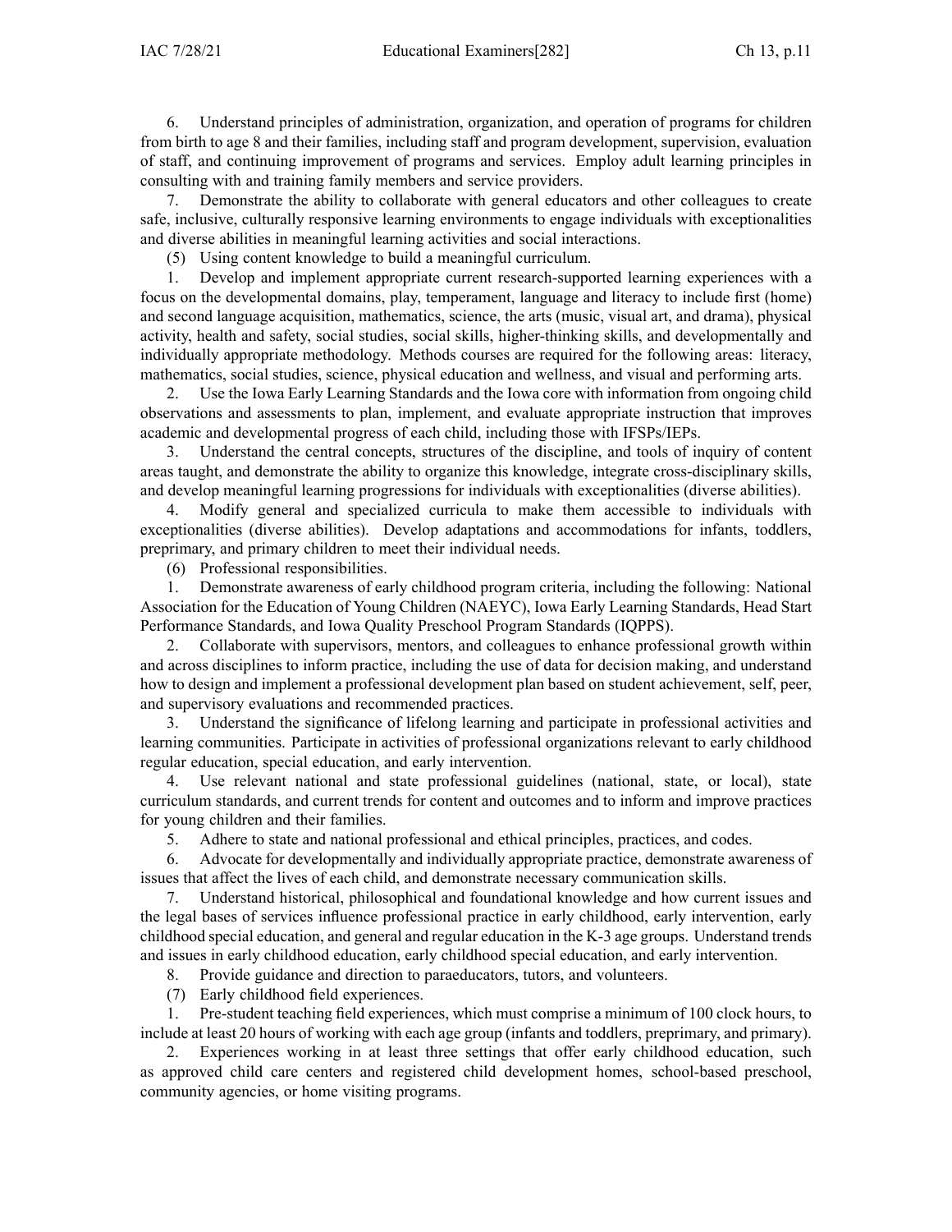6. Understand principles of administration, organization, and operation of programs for children from birth to age 8 and their families, including staff and program development, supervision, evaluation of staff, and continuing improvement of programs and services. Employ adult learning principles in consulting with and training family members and service providers.

7. Demonstrate the ability to collaborate with general educators and other colleagues to create safe, inclusive, culturally responsive learning environments to engage individuals with exceptionalities and diverse abilities in meaningful learning activities and social interactions.

(5) Using content knowledge to build a meaningful curriculum.

1. Develop and implement appropriate current research-supported learning experiences with a focus on the developmental domains, play, temperament, language and literacy to include first (home) and second language acquisition, mathematics, science, the arts (music, visual art, and drama), physical activity, health and safety, social studies, social skills, higher-thinking skills, and developmentally and individually appropriate methodology. Methods courses are required for the following areas: literacy, mathematics, social studies, science, physical education and wellness, and visual and performing arts.

2. Use the Iowa Early Learning Standards and the Iowa core with information from ongoing child observations and assessments to plan, implement, and evaluate appropriate instruction that improves academic and developmental progress of each child, including those with IFSPs/IEPs.

3. Understand the central concepts, structures of the discipline, and tools of inquiry of content areas taught, and demonstrate the ability to organize this knowledge, integrate cross-disciplinary skills, and develop meaningful learning progressions for individuals with exceptionalities (diverse abilities).

4. Modify general and specialized curricula to make them accessible to individuals with exceptionalities (diverse abilities). Develop adaptations and accommodations for infants, toddlers, preprimary, and primary children to meet their individual needs.

(6) Professional responsibilities.

1. Demonstrate awareness of early childhood program criteria, including the following: National Association for the Education of Young Children (NAEYC), Iowa Early Learning Standards, Head Start Performance Standards, and Iowa Quality Preschool Program Standards (IQPPS).

2. Collaborate with supervisors, mentors, and colleagues to enhance professional growth within and across disciplines to inform practice, including the use of data for decision making, and understand how to design and implement a professional development plan based on student achievement, self, peer, and supervisory evaluations and recommended practices.

3. Understand the significance of lifelong learning and participate in professional activities and learning communities. Participate in activities of professional organizations relevant to early childhood regular education, special education, and early intervention.

4. Use relevant national and state professional guidelines (national, state, or local), state curriculum standards, and current trends for content and outcomes and to inform and improve practices for young children and their families.

5. Adhere to state and national professional and ethical principles, practices, and codes.

6. Advocate for developmentally and individually appropriate practice, demonstrate awareness of issues that affect the lives of each child, and demonstrate necessary communication skills.

7. Understand historical, philosophical and foundational knowledge and how current issues and the legal bases of services influence professional practice in early childhood, early intervention, early childhood special education, and general and regular education in the K-3 age groups. Understand trends and issues in early childhood education, early childhood special education, and early intervention.

8. Provide guidance and direction to paraeducators, tutors, and volunteers.

(7) Early childhood field experiences.

1. Pre-student teaching field experiences, which must comprise a minimum of 100 clock hours, to include at least 20 hours of working with each age group (infants and toddlers, preprimary, and primary).

2. Experiences working in at least three settings that offer early childhood education, such as approved child care centers and registered child development homes, school-based preschool, community agencies, or home visiting programs.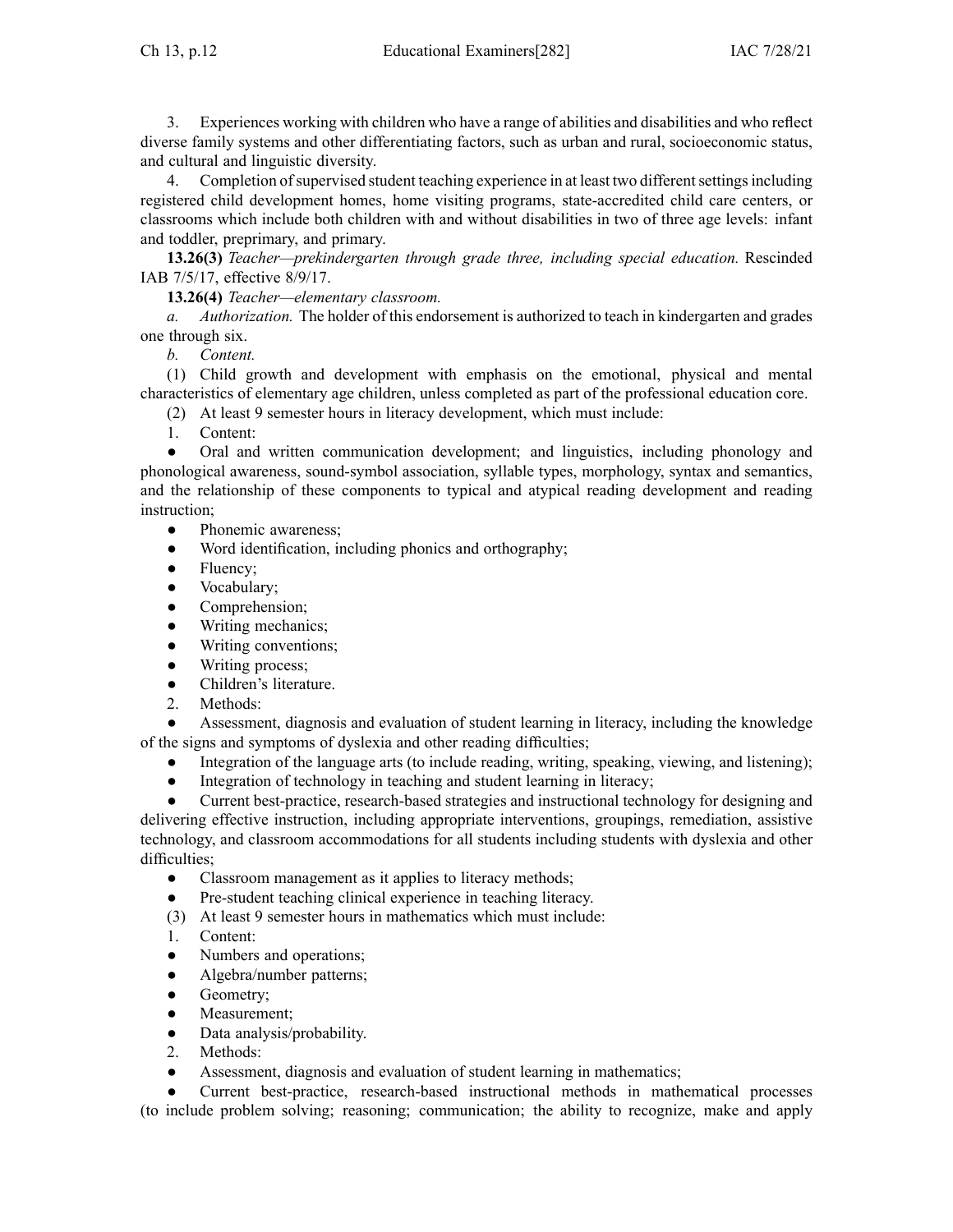3. Experiences working with children who have a range of abilities and disabilities and who reflect diverse family systems and other differentiating factors, such as urban and rural, socioeconomic status, and cultural and linguistic diversity.

4. Completion of supervised student teaching experience in at least two different settings including registered child development homes, home visiting programs, state-accredited child care centers, or classrooms which include both children with and without disabilities in two of three age levels: infant and toddler, preprimary, and primary.

**13.26(3)** *Teacher—prekindergarten through grade three, including special education.* Rescinded IAB 7/5/17, effective 8/9/17.

**13.26(4)** *Teacher—elementary classroom.*

*a. Authorization.* The holder of this endorsement is authorized to teach in kindergarten and grades one through six.

*b. Content.*

(1) Child growth and development with emphasis on the emotional, physical and mental characteristics of elementary age children, unless completed as part of the professional education core.

(2) At least 9 semester hours in literacy development, which must include:

1. Content:

- Oral and written communication development; and linguistics, including phonology and phonological awareness, sound-symbol association, syllable types, morphology, syntax and semantics, and the relationship of these components to typical and atypical reading development and reading instruction;
- Phonemic awareness;
- Word identification, including phonics and orthography;
- Fluency;
- Vocabulary;
- Comprehension;
- Writing mechanics;
- Writing conventions;
- Writing process;
- Children's literature.

2. Methods:

- Assessment, diagnosis and evaluation of student learning in literacy, including the knowledge of the signs and symptoms of dyslexia and other reading difficulties;
- Integration of the language arts (to include reading, writing, speaking, viewing, and listening);
- Integration of technology in teaching and student learning in literacy;
- Current best-practice, research-based strategies and instructional technology for designing and delivering effective instruction, including appropriate interventions, groupings, remediation, assistive technology, and classroom accommodations for all students including students with dyslexia and other difficulties;
- Classroom management as it applies to literacy methods;
- Pre-student teaching clinical experience in teaching literacy.

(3) At least 9 semester hours in mathematics which must include:

1. Content:

- Numbers and operations;
- Algebra/number patterns;
- Geometry;
- Measurement;
- Data analysis/probability.

2. Methods:

- Assessment, diagnosis and evaluation of student learning in mathematics;
- Current best-practice, research-based instructional methods in mathematical processes (to include problem solving; reasoning; communication; the ability to recognize, make and apply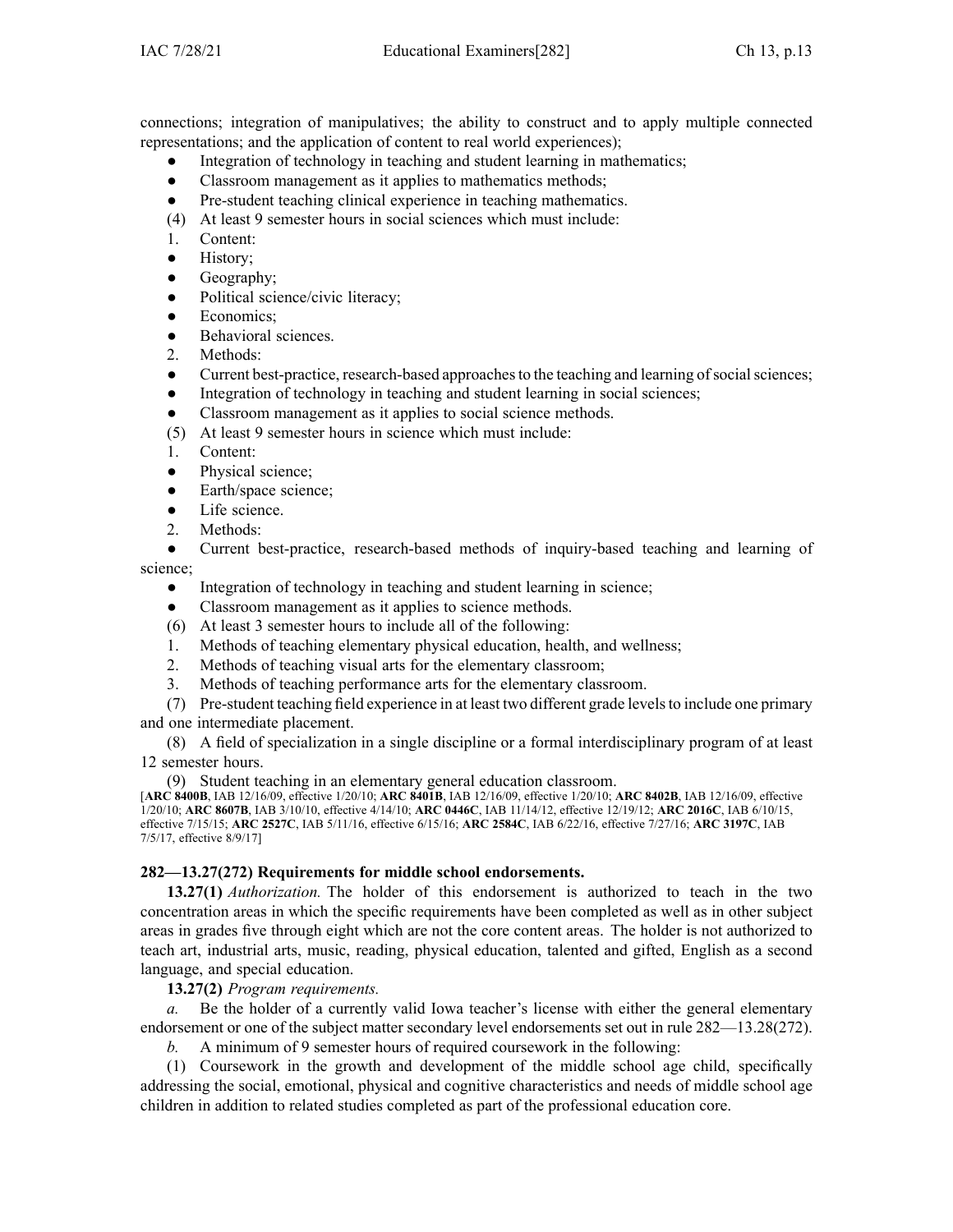connections; integration of manipulatives; the ability to construct and to apply multiple connected representations; and the application of content to real world experiences);

- Integration of technology in teaching and student learning in mathematics;
- Classroom management as it applies to mathematics methods;
- Pre-student teaching clinical experience in teaching mathematics.

(4) At least 9 semester hours in social sciences which must include:

1. Content:
- History;
- Geography;
- Political science/civic literacy;
- Economics;
- Behavioral sciences.
2. Methods:
- Current best-practice, research-based approaches to the teaching and learning of social sciences;
- Integration of technology in teaching and student learning in social sciences;
- Classroom management as it applies to social science methods.

(5) At least 9 semester hours in science which must include:

1. Content:
- Physical science;
- Earth/space science;
- Life science.
2. Methods:
- Current best-practice, research-based methods of inquiry-based teaching and learning of science;
- Integration of technology in teaching and student learning in science;
- Classroom management as it applies to science methods.

(6) At least 3 semester hours to include all of the following:

1. Methods of teaching elementary physical education, health, and wellness;
2. Methods of teaching visual arts for the elementary classroom;
3. Methods of teaching performance arts for the elementary classroom.

(7) Pre-student teaching field experience in at least two different grade levels to include one primary and one intermediate placement.

(8) A field of specialization in a single discipline or a formal interdisciplinary program of at least 12 semester hours.

(9) Student teaching in an elementary general education classroom.

[**ARC 8400B**, IAB 12/16/09, effective 1/20/10; **ARC 8401B**, IAB 12/16/09, effective 1/20/10; **ARC 8402B**, IAB 12/16/09, effective 1/20/10; **ARC 8607B**, IAB 3/10/10, effective 4/14/10; **ARC 0446C**, IAB 11/14/12, effective 12/19/12; **ARC 2016C**, IAB 6/10/15, effective 7/15/15; **ARC 2527C**, IAB 5/11/16, effective 6/15/16; **ARC 2584C**, IAB 6/22/16, effective 7/27/16; **ARC 3197C**, IAB 7/5/17, effective 8/9/17]

### 282—13.27(272) Requirements for middle school endorsements.

**13.27(1)** *Authorization.* The holder of this endorsement is authorized to teach in the two concentration areas in which the specific requirements have been completed as well as in other subject areas in grades five through eight which are not the core content areas. The holder is not authorized to teach art, industrial arts, music, reading, physical education, talented and gifted, English as a second language, and special education.

**13.27(2)** *Program requirements.*

*a.* Be the holder of a currently valid Iowa teacher's license with either the general elementary endorsement or one of the subject matter secondary level endorsements set out in rule 282—13.28(272).

*b.* A minimum of 9 semester hours of required coursework in the following:

(1) Coursework in the growth and development of the middle school age child, specifically addressing the social, emotional, physical and cognitive characteristics and needs of middle school age children in addition to related studies completed as part of the professional education core.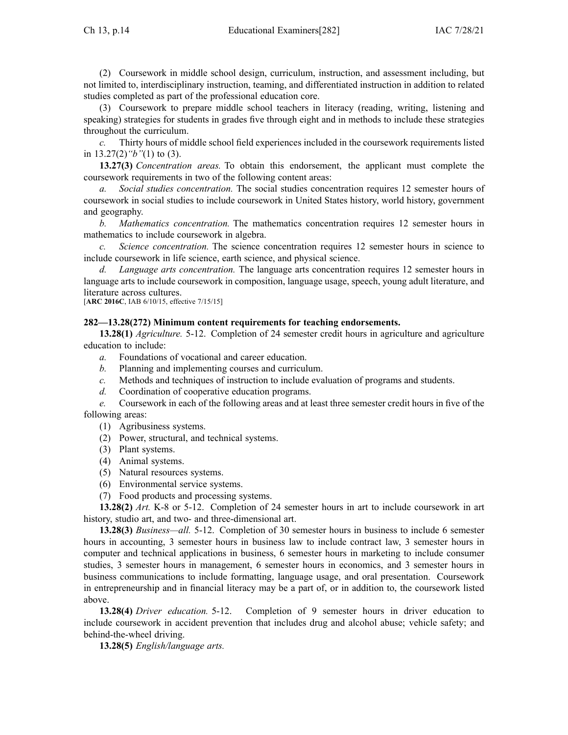(2) Coursework in middle school design, curriculum, instruction, and assessment including, but not limited to, interdisciplinary instruction, teaming, and differentiated instruction in addition to related studies completed as part of the professional education core.

(3) Coursework to prepare middle school teachers in literacy (reading, writing, listening and speaking) strategies for students in grades five through eight and in methods to include these strategies throughout the curriculum.

*c.* Thirty hours of middle school field experiences included in the coursework requirements listed in 13.27(2)*"b"*(1) to (3).

**13.27(3)** *Concentration areas.* To obtain this endorsement, the applicant must complete the coursework requirements in two of the following content areas:

*a.* *Social studies concentration.* The social studies concentration requires 12 semester hours of coursework in social studies to include coursework in United States history, world history, government and geography.

*b.* *Mathematics concentration.* The mathematics concentration requires 12 semester hours in mathematics to include coursework in algebra.

*c.* *Science concentration.* The science concentration requires 12 semester hours in science to include coursework in life science, earth science, and physical science.

*d.* *Language arts concentration.* The language arts concentration requires 12 semester hours in language arts to include coursework in composition, language usage, speech, young adult literature, and literature across cultures.

[**ARC 2016C**, IAB 6/10/15, effective 7/15/15]

**282—13.28(272) Minimum content requirements for teaching endorsements.**

**13.28(1)** *Agriculture.* 5-12. Completion of 24 semester credit hours in agriculture and agriculture education to include:

*a.* Foundations of vocational and career education.

*b.* Planning and implementing courses and curriculum.

*c.* Methods and techniques of instruction to include evaluation of programs and students.

*d.* Coordination of cooperative education programs.

*e.* Coursework in each of the following areas and at least three semester credit hours in five of the following areas:

(1) Agribusiness systems.

(2) Power, structural, and technical systems.

(3) Plant systems.

(4) Animal systems.

(5) Natural resources systems.

(6) Environmental service systems.

(7) Food products and processing systems.

**13.28(2)** *Art.* K-8 or 5-12. Completion of 24 semester hours in art to include coursework in art history, studio art, and two- and three-dimensional art.

**13.28(3)** *Business—all.* 5-12. Completion of 30 semester hours in business to include 6 semester hours in accounting, 3 semester hours in business law to include contract law, 3 semester hours in computer and technical applications in business, 6 semester hours in marketing to include consumer studies, 3 semester hours in management, 6 semester hours in economics, and 3 semester hours in business communications to include formatting, language usage, and oral presentation. Coursework in entrepreneurship and in financial literacy may be a part of, or in addition to, the coursework listed above.

**13.28(4)** *Driver education.* 5-12. Completion of 9 semester hours in driver education to include coursework in accident prevention that includes drug and alcohol abuse; vehicle safety; and behind-the-wheel driving.

**13.28(5)** *English/language arts.*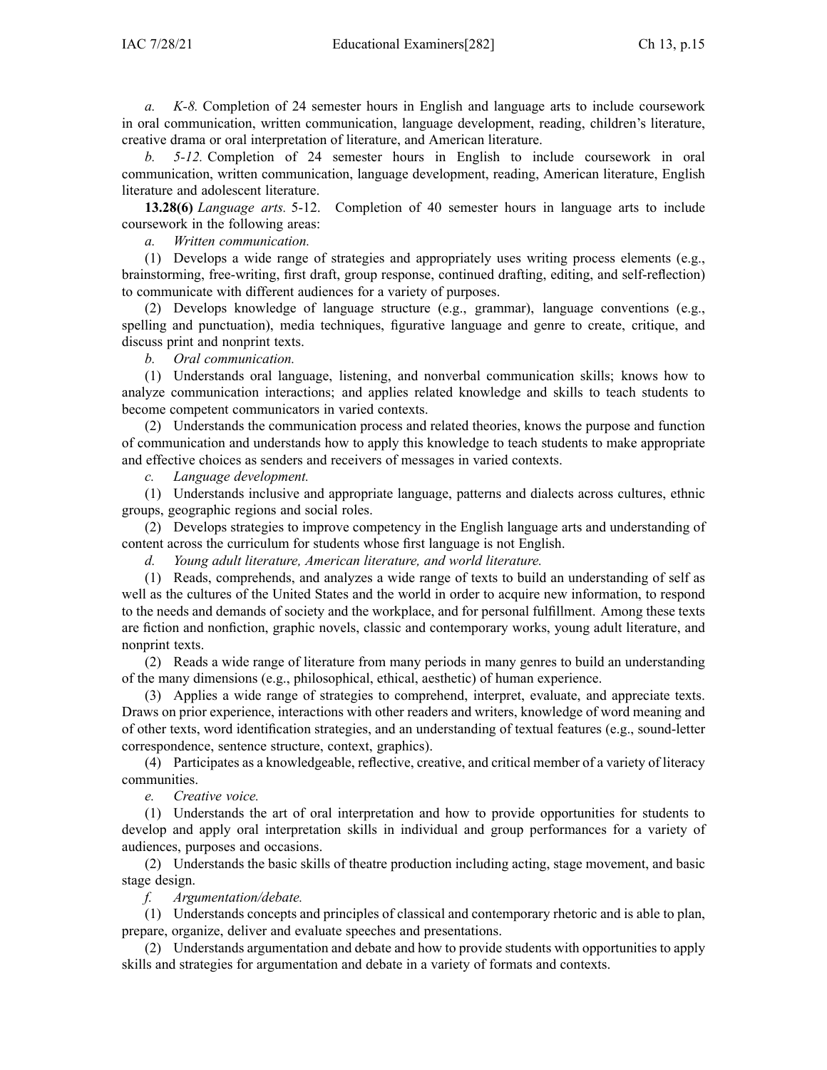*a. K-8.* Completion of 24 semester hours in English and language arts to include coursework in oral communication, written communication, language development, reading, children's literature, creative drama or oral interpretation of literature, and American literature.

*b. 5-12.* Completion of 24 semester hours in English to include coursework in oral communication, written communication, language development, reading, American literature, English literature and adolescent literature.

**13.28(6)** *Language arts.* 5-12. Completion of 40 semester hours in language arts to include coursework in the following areas:

*a. Written communication.*

(1) Develops a wide range of strategies and appropriately uses writing process elements (e.g., brainstorming, free-writing, first draft, group response, continued drafting, editing, and self-reflection) to communicate with different audiences for a variety of purposes.

(2) Develops knowledge of language structure (e.g., grammar), language conventions (e.g., spelling and punctuation), media techniques, figurative language and genre to create, critique, and discuss print and nonprint texts.

*b. Oral communication.*

(1) Understands oral language, listening, and nonverbal communication skills; knows how to analyze communication interactions; and applies related knowledge and skills to teach students to become competent communicators in varied contexts.

(2) Understands the communication process and related theories, knows the purpose and function of communication and understands how to apply this knowledge to teach students to make appropriate and effective choices as senders and receivers of messages in varied contexts.

*c. Language development.*

(1) Understands inclusive and appropriate language, patterns and dialects across cultures, ethnic groups, geographic regions and social roles.

(2) Develops strategies to improve competency in the English language arts and understanding of content across the curriculum for students whose first language is not English.

*d. Young adult literature, American literature, and world literature.*

(1) Reads, comprehends, and analyzes a wide range of texts to build an understanding of self as well as the cultures of the United States and the world in order to acquire new information, to respond to the needs and demands of society and the workplace, and for personal fulfillment. Among these texts are fiction and nonfiction, graphic novels, classic and contemporary works, young adult literature, and nonprint texts.

(2) Reads a wide range of literature from many periods in many genres to build an understanding of the many dimensions (e.g., philosophical, ethical, aesthetic) of human experience.

(3) Applies a wide range of strategies to comprehend, interpret, evaluate, and appreciate texts. Draws on prior experience, interactions with other readers and writers, knowledge of word meaning and of other texts, word identification strategies, and an understanding of textual features (e.g., sound-letter correspondence, sentence structure, context, graphics).

(4) Participates as a knowledgeable, reflective, creative, and critical member of a variety of literacy communities.

*e. Creative voice.*

(1) Understands the art of oral interpretation and how to provide opportunities for students to develop and apply oral interpretation skills in individual and group performances for a variety of audiences, purposes and occasions.

(2) Understands the basic skills of theatre production including acting, stage movement, and basic stage design.

*f. Argumentation/debate.*

(1) Understands concepts and principles of classical and contemporary rhetoric and is able to plan, prepare, organize, deliver and evaluate speeches and presentations.

(2) Understands argumentation and debate and how to provide students with opportunities to apply skills and strategies for argumentation and debate in a variety of formats and contexts.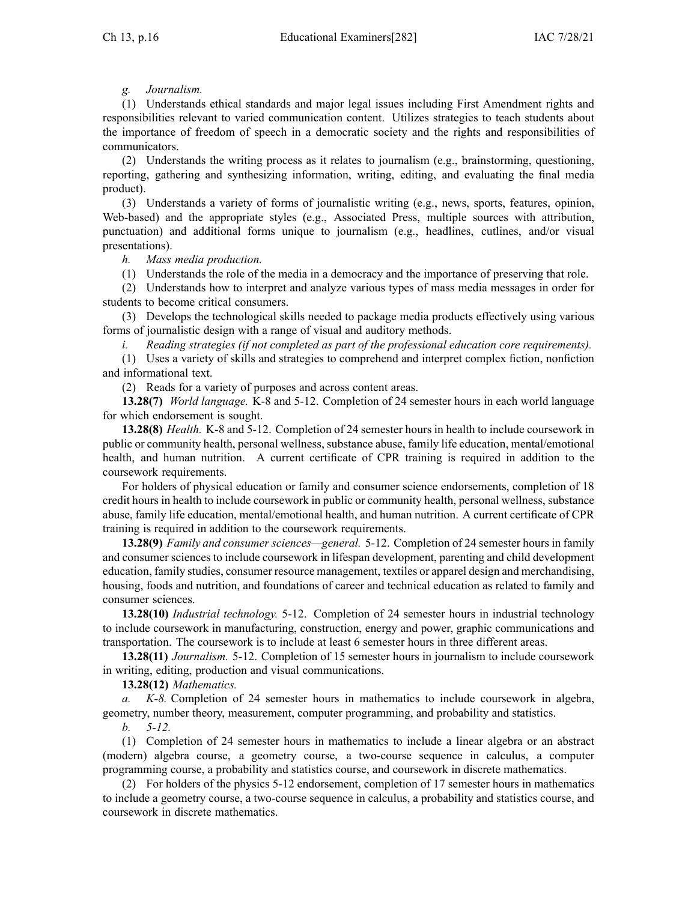*g. Journalism.*

(1) Understands ethical standards and major legal issues including First Amendment rights and responsibilities relevant to varied communication content. Utilizes strategies to teach students about the importance of freedom of speech in a democratic society and the rights and responsibilities of communicators.

(2) Understands the writing process as it relates to journalism (e.g., brainstorming, questioning, reporting, gathering and synthesizing information, writing, editing, and evaluating the final media product).

(3) Understands a variety of forms of journalistic writing (e.g., news, sports, features, opinion, Web-based) and the appropriate styles (e.g., Associated Press, multiple sources with attribution, punctuation) and additional forms unique to journalism (e.g., headlines, cutlines, and/or visual presentations).

*h. Mass media production.*

(1) Understands the role of the media in a democracy and the importance of preserving that role.

(2) Understands how to interpret and analyze various types of mass media messages in order for students to become critical consumers.

(3) Develops the technological skills needed to package media products effectively using various forms of journalistic design with a range of visual and auditory methods.

*i. Reading strategies (if not completed as part of the professional education core requirements).*

(1) Uses a variety of skills and strategies to comprehend and interpret complex fiction, nonfiction and informational text.

(2) Reads for a variety of purposes and across content areas.

**13.28(7)** *World language.* K-8 and 5-12. Completion of 24 semester hours in each world language for which endorsement is sought.

**13.28(8)** *Health.* K-8 and 5-12. Completion of 24 semester hours in health to include coursework in public or community health, personal wellness, substance abuse, family life education, mental/emotional health, and human nutrition. A current certificate of CPR training is required in addition to the coursework requirements.

For holders of physical education or family and consumer science endorsements, completion of 18 credit hours in health to include coursework in public or community health, personal wellness, substance abuse, family life education, mental/emotional health, and human nutrition. A current certificate of CPR training is required in addition to the coursework requirements.

**13.28(9)** *Family and consumer sciences—general.* 5-12. Completion of 24 semester hours in family and consumer sciences to include coursework in lifespan development, parenting and child development education, family studies, consumer resource management, textiles or apparel design and merchandising, housing, foods and nutrition, and foundations of career and technical education as related to family and consumer sciences.

**13.28(10)** *Industrial technology.* 5-12. Completion of 24 semester hours in industrial technology to include coursework in manufacturing, construction, energy and power, graphic communications and transportation. The coursework is to include at least 6 semester hours in three different areas.

**13.28(11)** *Journalism.* 5-12. Completion of 15 semester hours in journalism to include coursework in writing, editing, production and visual communications.

**13.28(12)** *Mathematics.*

*a. K-8.* Completion of 24 semester hours in mathematics to include coursework in algebra, geometry, number theory, measurement, computer programming, and probability and statistics.

*b. 5-12.*

(1) Completion of 24 semester hours in mathematics to include a linear algebra or an abstract (modern) algebra course, a geometry course, a two-course sequence in calculus, a computer programming course, a probability and statistics course, and coursework in discrete mathematics.

(2) For holders of the physics 5-12 endorsement, completion of 17 semester hours in mathematics to include a geometry course, a two-course sequence in calculus, a probability and statistics course, and coursework in discrete mathematics.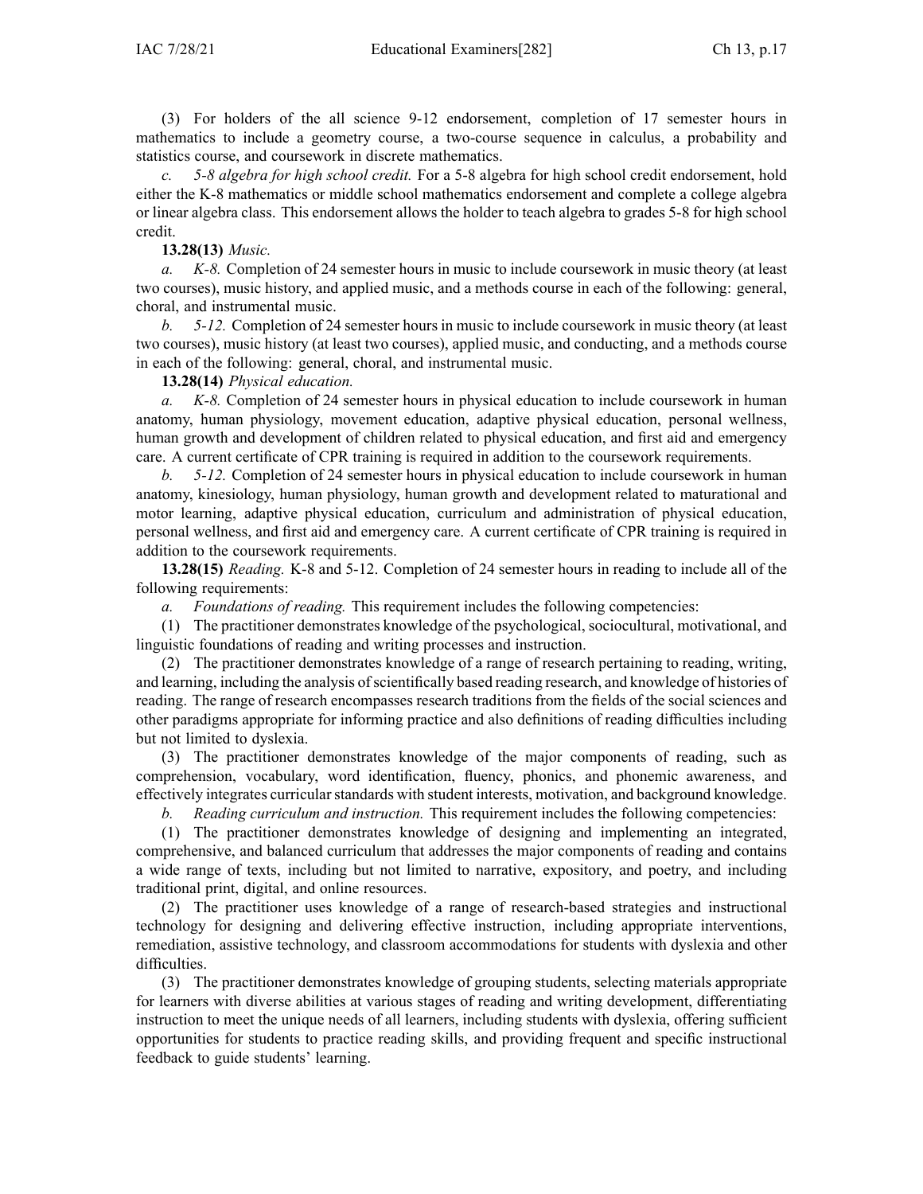(3) For holders of the all science 9-12 endorsement, completion of 17 semester hours in mathematics to include a geometry course, a two-course sequence in calculus, a probability and statistics course, and coursework in discrete mathematics.

*c. 5-8 algebra for high school credit.* For a 5-8 algebra for high school credit endorsement, hold either the K-8 mathematics or middle school mathematics endorsement and complete a college algebra or linear algebra class. This endorsement allows the holder to teach algebra to grades 5-8 for high school credit.

**13.28(13)** *Music.*

*a. K-8.* Completion of 24 semester hours in music to include coursework in music theory (at least two courses), music history, and applied music, and a methods course in each of the following: general, choral, and instrumental music.

*b. 5-12.* Completion of 24 semester hours in music to include coursework in music theory (at least two courses), music history (at least two courses), applied music, and conducting, and a methods course in each of the following: general, choral, and instrumental music.

**13.28(14)** *Physical education.*

*a. K-8.* Completion of 24 semester hours in physical education to include coursework in human anatomy, human physiology, movement education, adaptive physical education, personal wellness, human growth and development of children related to physical education, and first aid and emergency care. A current certificate of CPR training is required in addition to the coursework requirements.

*b. 5-12.* Completion of 24 semester hours in physical education to include coursework in human anatomy, kinesiology, human physiology, human growth and development related to maturational and motor learning, adaptive physical education, curriculum and administration of physical education, personal wellness, and first aid and emergency care. A current certificate of CPR training is required in addition to the coursework requirements.

**13.28(15)** *Reading.* K-8 and 5-12. Completion of 24 semester hours in reading to include all of the following requirements:

*a. Foundations of reading.* This requirement includes the following competencies:

(1) The practitioner demonstrates knowledge of the psychological, sociocultural, motivational, and linguistic foundations of reading and writing processes and instruction.

(2) The practitioner demonstrates knowledge of a range of research pertaining to reading, writing, and learning, including the analysis of scientifically based reading research, and knowledge of histories of reading. The range of research encompasses research traditions from the fields of the social sciences and other paradigms appropriate for informing practice and also definitions of reading difficulties including but not limited to dyslexia.

(3) The practitioner demonstrates knowledge of the major components of reading, such as comprehension, vocabulary, word identification, fluency, phonics, and phonemic awareness, and effectively integrates curricular standards with student interests, motivation, and background knowledge.

*b. Reading curriculum and instruction.* This requirement includes the following competencies:

(1) The practitioner demonstrates knowledge of designing and implementing an integrated, comprehensive, and balanced curriculum that addresses the major components of reading and contains a wide range of texts, including but not limited to narrative, expository, and poetry, and including traditional print, digital, and online resources.

(2) The practitioner uses knowledge of a range of research-based strategies and instructional technology for designing and delivering effective instruction, including appropriate interventions, remediation, assistive technology, and classroom accommodations for students with dyslexia and other difficulties.

(3) The practitioner demonstrates knowledge of grouping students, selecting materials appropriate for learners with diverse abilities at various stages of reading and writing development, differentiating instruction to meet the unique needs of all learners, including students with dyslexia, offering sufficient opportunities for students to practice reading skills, and providing frequent and specific instructional feedback to guide students' learning.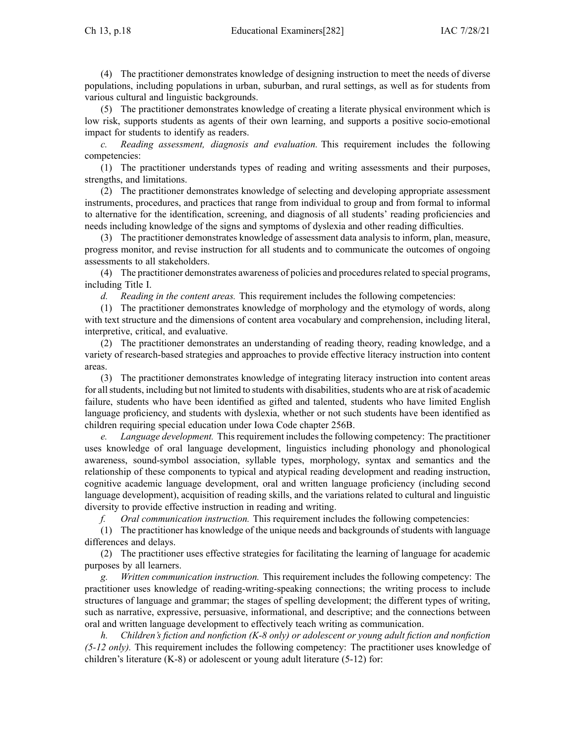(4) The practitioner demonstrates knowledge of designing instruction to meet the needs of diverse populations, including populations in urban, suburban, and rural settings, as well as for students from various cultural and linguistic backgrounds.

(5) The practitioner demonstrates knowledge of creating a literate physical environment which is low risk, supports students as agents of their own learning, and supports a positive socio-emotional impact for students to identify as readers.

*c. Reading assessment, diagnosis and evaluation.* This requirement includes the following competencies:

(1) The practitioner understands types of reading and writing assessments and their purposes, strengths, and limitations.

(2) The practitioner demonstrates knowledge of selecting and developing appropriate assessment instruments, procedures, and practices that range from individual to group and from formal to informal to alternative for the identification, screening, and diagnosis of all students' reading proficiencies and needs including knowledge of the signs and symptoms of dyslexia and other reading difficulties.

(3) The practitioner demonstrates knowledge of assessment data analysis to inform, plan, measure, progress monitor, and revise instruction for all students and to communicate the outcomes of ongoing assessments to all stakeholders.

(4) The practitioner demonstrates awareness of policies and procedures related to special programs, including Title I.

*d. Reading in the content areas.* This requirement includes the following competencies:

(1) The practitioner demonstrates knowledge of morphology and the etymology of words, along with text structure and the dimensions of content area vocabulary and comprehension, including literal, interpretive, critical, and evaluative.

(2) The practitioner demonstrates an understanding of reading theory, reading knowledge, and a variety of research-based strategies and approaches to provide effective literacy instruction into content areas.

(3) The practitioner demonstrates knowledge of integrating literacy instruction into content areas for all students, including but not limited to students with disabilities, students who are at risk of academic failure, students who have been identified as gifted and talented, students who have limited English language proficiency, and students with dyslexia, whether or not such students have been identified as children requiring special education under Iowa Code chapter 256B.

*e. Language development.* This requirement includes the following competency: The practitioner uses knowledge of oral language development, linguistics including phonology and phonological awareness, sound-symbol association, syllable types, morphology, syntax and semantics and the relationship of these components to typical and atypical reading development and reading instruction, cognitive academic language development, oral and written language proficiency (including second language development), acquisition of reading skills, and the variations related to cultural and linguistic diversity to provide effective instruction in reading and writing.

*f. Oral communication instruction.* This requirement includes the following competencies:

(1) The practitioner has knowledge of the unique needs and backgrounds of students with language differences and delays.

(2) The practitioner uses effective strategies for facilitating the learning of language for academic purposes by all learners.

*g. Written communication instruction.* This requirement includes the following competency: The practitioner uses knowledge of reading-writing-speaking connections; the writing process to include structures of language and grammar; the stages of spelling development; the different types of writing, such as narrative, expressive, persuasive, informational, and descriptive; and the connections between oral and written language development to effectively teach writing as communication.

*h. Children's fiction and nonfiction (K-8 only) or adolescent or young adult fiction and nonfiction (5-12 only).* This requirement includes the following competency: The practitioner uses knowledge of children's literature (K-8) or adolescent or young adult literature (5-12) for: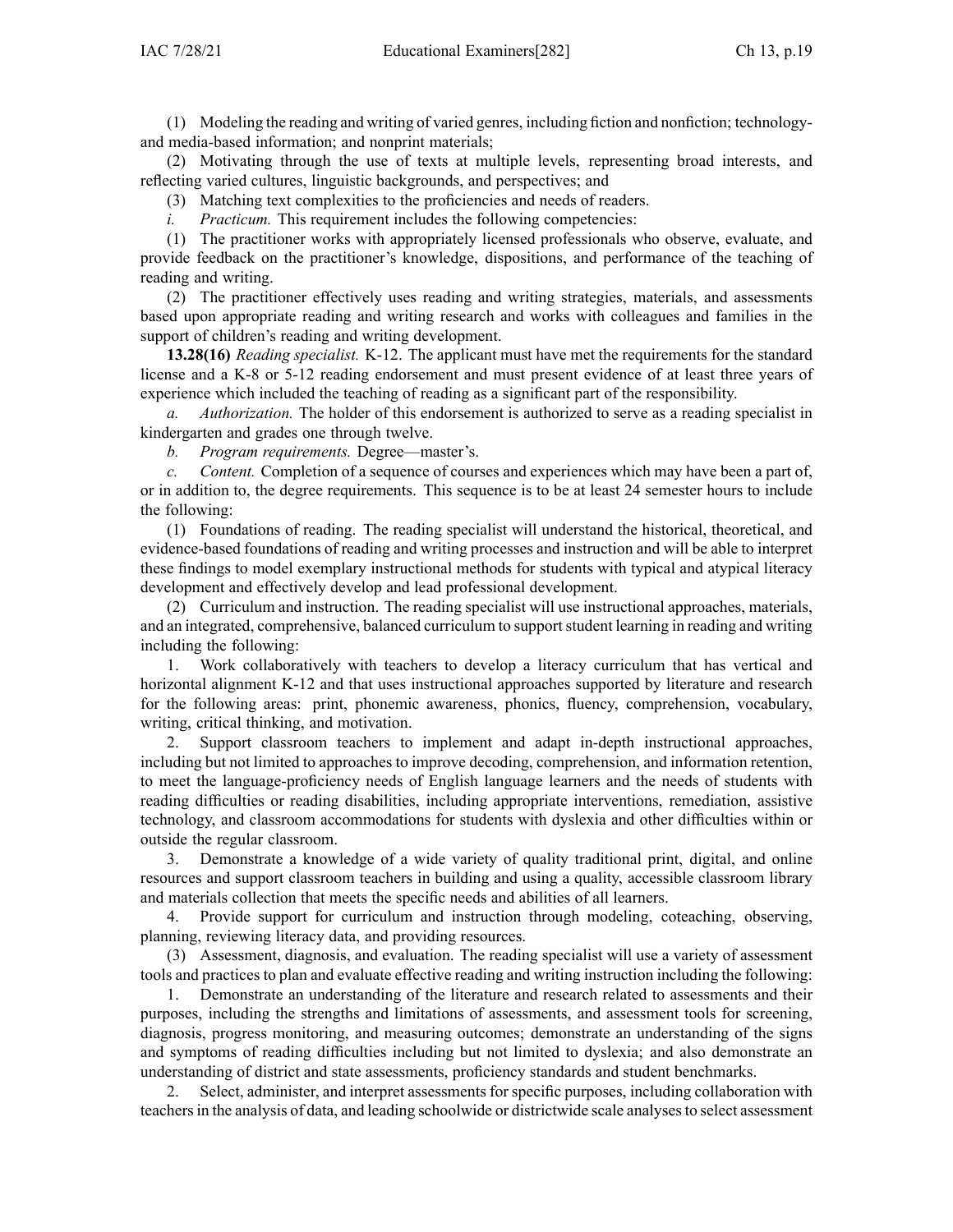(1) Modeling the reading and writing of varied genres, including fiction and nonfiction; technology- and media-based information; and nonprint materials;

(2) Motivating through the use of texts at multiple levels, representing broad interests, and reflecting varied cultures, linguistic backgrounds, and perspectives; and

(3) Matching text complexities to the proficiencies and needs of readers.

*i. Practicum.* This requirement includes the following competencies:

(1) The practitioner works with appropriately licensed professionals who observe, evaluate, and provide feedback on the practitioner's knowledge, dispositions, and performance of the teaching of reading and writing.

(2) The practitioner effectively uses reading and writing strategies, materials, and assessments based upon appropriate reading and writing research and works with colleagues and families in the support of children's reading and writing development.

**13.28(16)** *Reading specialist.* K-12. The applicant must have met the requirements for the standard license and a K-8 or 5-12 reading endorsement and must present evidence of at least three years of experience which included the teaching of reading as a significant part of the responsibility.

*a. Authorization.* The holder of this endorsement is authorized to serve as a reading specialist in kindergarten and grades one through twelve.

*b. Program requirements.* Degree—master's.

*c. Content.* Completion of a sequence of courses and experiences which may have been a part of, or in addition to, the degree requirements. This sequence is to be at least 24 semester hours to include the following:

(1) Foundations of reading. The reading specialist will understand the historical, theoretical, and evidence-based foundations of reading and writing processes and instruction and will be able to interpret these findings to model exemplary instructional methods for students with typical and atypical literacy development and effectively develop and lead professional development.

(2) Curriculum and instruction. The reading specialist will use instructional approaches, materials, and an integrated, comprehensive, balanced curriculum to support student learning in reading and writing including the following:

1. Work collaboratively with teachers to develop a literacy curriculum that has vertical and horizontal alignment K-12 and that uses instructional approaches supported by literature and research for the following areas: print, phonemic awareness, phonics, fluency, comprehension, vocabulary, writing, critical thinking, and motivation.

2. Support classroom teachers to implement and adapt in-depth instructional approaches, including but not limited to approaches to improve decoding, comprehension, and information retention, to meet the language-proficiency needs of English language learners and the needs of students with reading difficulties or reading disabilities, including appropriate interventions, remediation, assistive technology, and classroom accommodations for students with dyslexia and other difficulties within or outside the regular classroom.

3. Demonstrate a knowledge of a wide variety of quality traditional print, digital, and online resources and support classroom teachers in building and using a quality, accessible classroom library and materials collection that meets the specific needs and abilities of all learners.

4. Provide support for curriculum and instruction through modeling, coteaching, observing, planning, reviewing literacy data, and providing resources.

(3) Assessment, diagnosis, and evaluation. The reading specialist will use a variety of assessment tools and practices to plan and evaluate effective reading and writing instruction including the following:

1. Demonstrate an understanding of the literature and research related to assessments and their purposes, including the strengths and limitations of assessments, and assessment tools for screening, diagnosis, progress monitoring, and measuring outcomes; demonstrate an understanding of the signs and symptoms of reading difficulties including but not limited to dyslexia; and also demonstrate an understanding of district and state assessments, proficiency standards and student benchmarks.

2. Select, administer, and interpret assessments for specific purposes, including collaboration with teachers in the analysis of data, and leading schoolwide or districtwide scale analyses to select assessment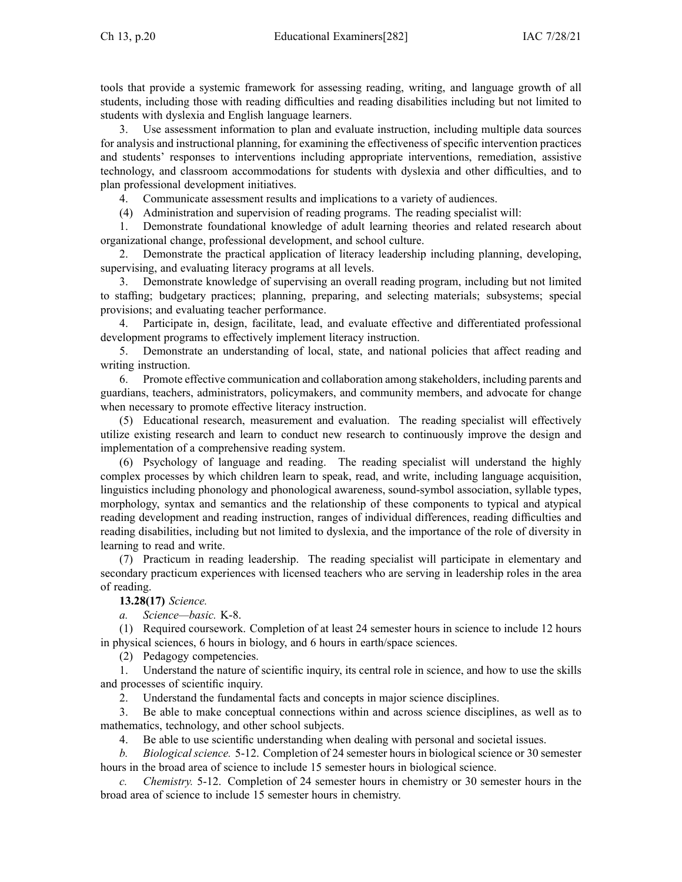tools that provide a systemic framework for assessing reading, writing, and language growth of all students, including those with reading difficulties and reading disabilities including but not limited to students with dyslexia and English language learners.

3. Use assessment information to plan and evaluate instruction, including multiple data sources for analysis and instructional planning, for examining the effectiveness of specific intervention practices and students' responses to interventions including appropriate interventions, remediation, assistive technology, and classroom accommodations for students with dyslexia and other difficulties, and to plan professional development initiatives.

4. Communicate assessment results and implications to a variety of audiences.

(4) Administration and supervision of reading programs. The reading specialist will:

1. Demonstrate foundational knowledge of adult learning theories and related research about organizational change, professional development, and school culture.

2. Demonstrate the practical application of literacy leadership including planning, developing, supervising, and evaluating literacy programs at all levels.

3. Demonstrate knowledge of supervising an overall reading program, including but not limited to staffing; budgetary practices; planning, preparing, and selecting materials; subsystems; special provisions; and evaluating teacher performance.

4. Participate in, design, facilitate, lead, and evaluate effective and differentiated professional development programs to effectively implement literacy instruction.

5. Demonstrate an understanding of local, state, and national policies that affect reading and writing instruction.

6. Promote effective communication and collaboration among stakeholders, including parents and guardians, teachers, administrators, policymakers, and community members, and advocate for change when necessary to promote effective literacy instruction.

(5) Educational research, measurement and evaluation. The reading specialist will effectively utilize existing research and learn to conduct new research to continuously improve the design and implementation of a comprehensive reading system.

(6) Psychology of language and reading. The reading specialist will understand the highly complex processes by which children learn to speak, read, and write, including language acquisition, linguistics including phonology and phonological awareness, sound-symbol association, syllable types, morphology, syntax and semantics and the relationship of these components to typical and atypical reading development and reading instruction, ranges of individual differences, reading difficulties and reading disabilities, including but not limited to dyslexia, and the importance of the role of diversity in learning to read and write.

(7) Practicum in reading leadership. The reading specialist will participate in elementary and secondary practicum experiences with licensed teachers who are serving in leadership roles in the area of reading.

**13.28(17)** *Science.*

*a. Science—basic.* K-8.

(1) Required coursework. Completion of at least 24 semester hours in science to include 12 hours in physical sciences, 6 hours in biology, and 6 hours in earth/space sciences.

(2) Pedagogy competencies.

1. Understand the nature of scientific inquiry, its central role in science, and how to use the skills and processes of scientific inquiry.

2. Understand the fundamental facts and concepts in major science disciplines.

3. Be able to make conceptual connections within and across science disciplines, as well as to mathematics, technology, and other school subjects.

4. Be able to use scientific understanding when dealing with personal and societal issues.

*b. Biological science.* 5-12. Completion of 24 semester hours in biological science or 30 semester hours in the broad area of science to include 15 semester hours in biological science.

*c. Chemistry.* 5-12. Completion of 24 semester hours in chemistry or 30 semester hours in the broad area of science to include 15 semester hours in chemistry.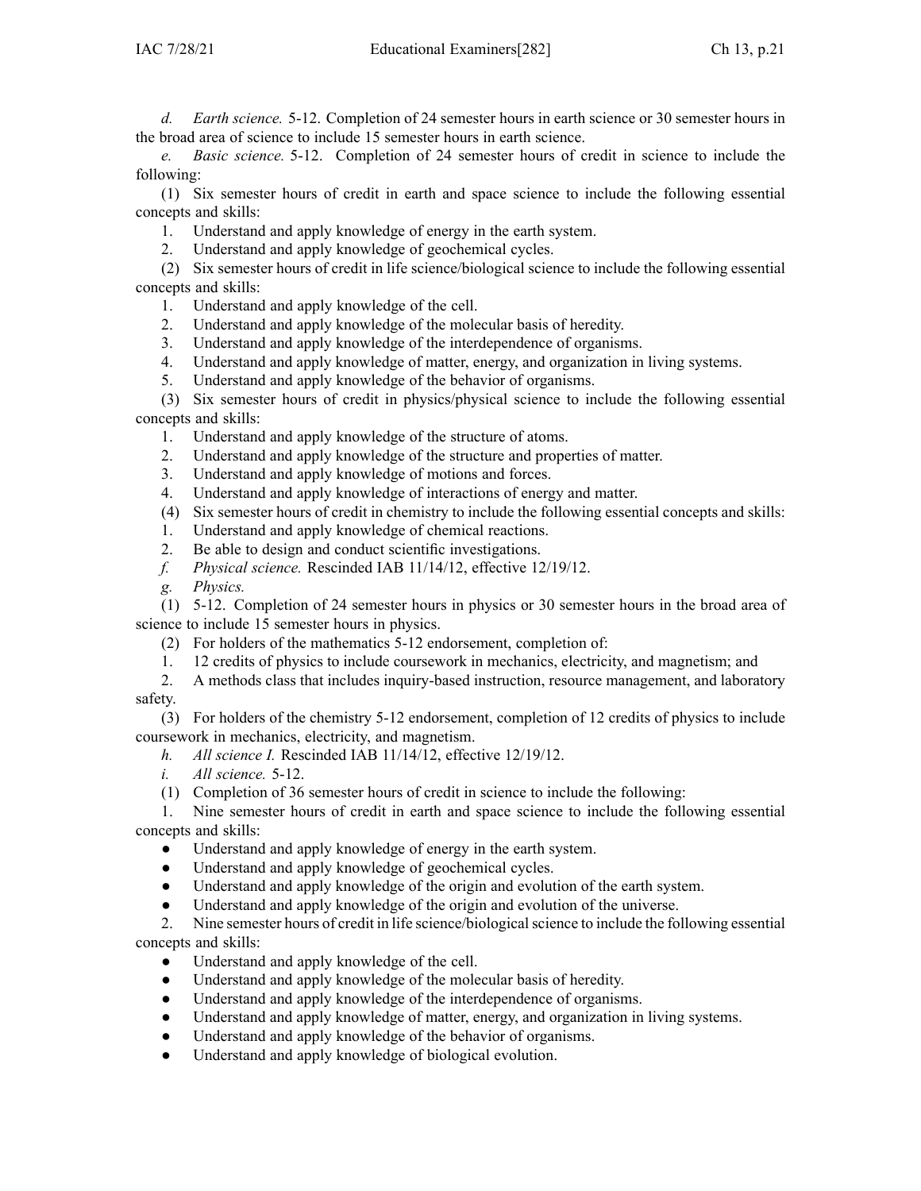*d. Earth science.* 5-12. Completion of 24 semester hours in earth science or 30 semester hours in the broad area of science to include 15 semester hours in earth science.

*e. Basic science.* 5-12. Completion of 24 semester hours of credit in science to include the following:

(1) Six semester hours of credit in earth and space science to include the following essential concepts and skills:

1. Understand and apply knowledge of energy in the earth system.
2. Understand and apply knowledge of geochemical cycles.

(2) Six semester hours of credit in life science/biological science to include the following essential concepts and skills:

1. Understand and apply knowledge of the cell.
2. Understand and apply knowledge of the molecular basis of heredity.
3. Understand and apply knowledge of the interdependence of organisms.
4. Understand and apply knowledge of matter, energy, and organization in living systems.
5. Understand and apply knowledge of the behavior of organisms.

(3) Six semester hours of credit in physics/physical science to include the following essential concepts and skills:

1. Understand and apply knowledge of the structure of atoms.
2. Understand and apply knowledge of the structure and properties of matter.
3. Understand and apply knowledge of motions and forces.
4. Understand and apply knowledge of interactions of energy and matter.

(4) Six semester hours of credit in chemistry to include the following essential concepts and skills:

1. Understand and apply knowledge of chemical reactions.
2. Be able to design and conduct scientific investigations.

*f. Physical science.* Rescinded IAB 11/14/12, effective 12/19/12.

*g. Physics.*

(1) 5-12. Completion of 24 semester hours in physics or 30 semester hours in the broad area of science to include 15 semester hours in physics.

(2) For holders of the mathematics 5-12 endorsement, completion of:

1. 12 credits of physics to include coursework in mechanics, electricity, and magnetism; and
2. A methods class that includes inquiry-based instruction, resource management, and laboratory safety.

(3) For holders of the chemistry 5-12 endorsement, completion of 12 credits of physics to include coursework in mechanics, electricity, and magnetism.

*h. All science I.* Rescinded IAB 11/14/12, effective 12/19/12.

*i. All science.* 5-12.

(1) Completion of 36 semester hours of credit in science to include the following:

1. Nine semester hours of credit in earth and space science to include the following essential concepts and skills:

- Understand and apply knowledge of energy in the earth system.
- Understand and apply knowledge of geochemical cycles.
- Understand and apply knowledge of the origin and evolution of the earth system.
- Understand and apply knowledge of the origin and evolution of the universe.

2. Nine semester hours of credit in life science/biological science to include the following essential concepts and skills:

- Understand and apply knowledge of the cell.
- Understand and apply knowledge of the molecular basis of heredity.
- Understand and apply knowledge of the interdependence of organisms.
- Understand and apply knowledge of matter, energy, and organization in living systems.
- Understand and apply knowledge of the behavior of organisms.
- Understand and apply knowledge of biological evolution.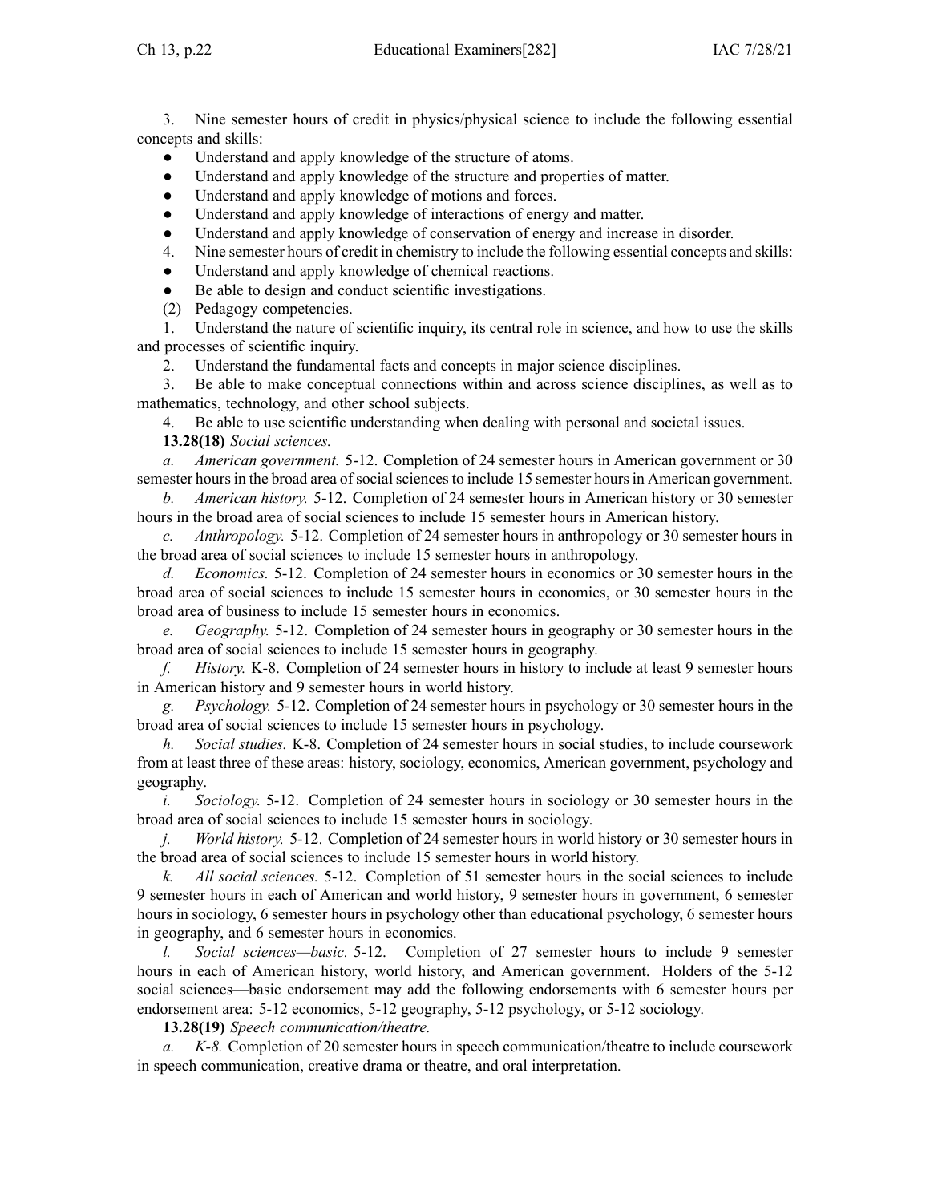3. Nine semester hours of credit in physics/physical science to include the following essential concepts and skills:

- Understand and apply knowledge of the structure of atoms.
- Understand and apply knowledge of the structure and properties of matter.
- Understand and apply knowledge of motions and forces.
- Understand and apply knowledge of interactions of energy and matter.
- Understand and apply knowledge of conservation of energy and increase in disorder.

4. Nine semester hours of credit in chemistry to include the following essential concepts and skills:

- Understand and apply knowledge of chemical reactions.
- Be able to design and conduct scientific investigations.

(2) Pedagogy competencies.

1. Understand the nature of scientific inquiry, its central role in science, and how to use the skills and processes of scientific inquiry.

2. Understand the fundamental facts and concepts in major science disciplines.

3. Be able to make conceptual connections within and across science disciplines, as well as to mathematics, technology, and other school subjects.

4. Be able to use scientific understanding when dealing with personal and societal issues.

**13.28(18)** *Social sciences.*

*a. American government.* 5-12. Completion of 24 semester hours in American government or 30 semester hours in the broad area of social sciences to include 15 semester hours in American government.

*b. American history.* 5-12. Completion of 24 semester hours in American history or 30 semester hours in the broad area of social sciences to include 15 semester hours in American history.

*c. Anthropology.* 5-12. Completion of 24 semester hours in anthropology or 30 semester hours in the broad area of social sciences to include 15 semester hours in anthropology.

*d. Economics.* 5-12. Completion of 24 semester hours in economics or 30 semester hours in the broad area of social sciences to include 15 semester hours in economics, or 30 semester hours in the broad area of business to include 15 semester hours in economics.

*e. Geography.* 5-12. Completion of 24 semester hours in geography or 30 semester hours in the broad area of social sciences to include 15 semester hours in geography.

*f. History.* K-8. Completion of 24 semester hours in history to include at least 9 semester hours in American history and 9 semester hours in world history.

*g. Psychology.* 5-12. Completion of 24 semester hours in psychology or 30 semester hours in the broad area of social sciences to include 15 semester hours in psychology.

*h. Social studies.* K-8. Completion of 24 semester hours in social studies, to include coursework from at least three of these areas: history, sociology, economics, American government, psychology and geography.

*i. Sociology.* 5-12. Completion of 24 semester hours in sociology or 30 semester hours in the broad area of social sciences to include 15 semester hours in sociology.

*j. World history.* 5-12. Completion of 24 semester hours in world history or 30 semester hours in the broad area of social sciences to include 15 semester hours in world history.

*k. All social sciences.* 5-12. Completion of 51 semester hours in the social sciences to include 9 semester hours in each of American and world history, 9 semester hours in government, 6 semester hours in sociology, 6 semester hours in psychology other than educational psychology, 6 semester hours in geography, and 6 semester hours in economics.

*l. Social sciences—basic.* 5-12. Completion of 27 semester hours to include 9 semester hours in each of American history, world history, and American government. Holders of the 5-12 social sciences—basic endorsement may add the following endorsements with 6 semester hours per endorsement area: 5-12 economics, 5-12 geography, 5-12 psychology, or 5-12 sociology.

**13.28(19)** *Speech communication/theatre.*

*a. K-8.* Completion of 20 semester hours in speech communication/theatre to include coursework in speech communication, creative drama or theatre, and oral interpretation.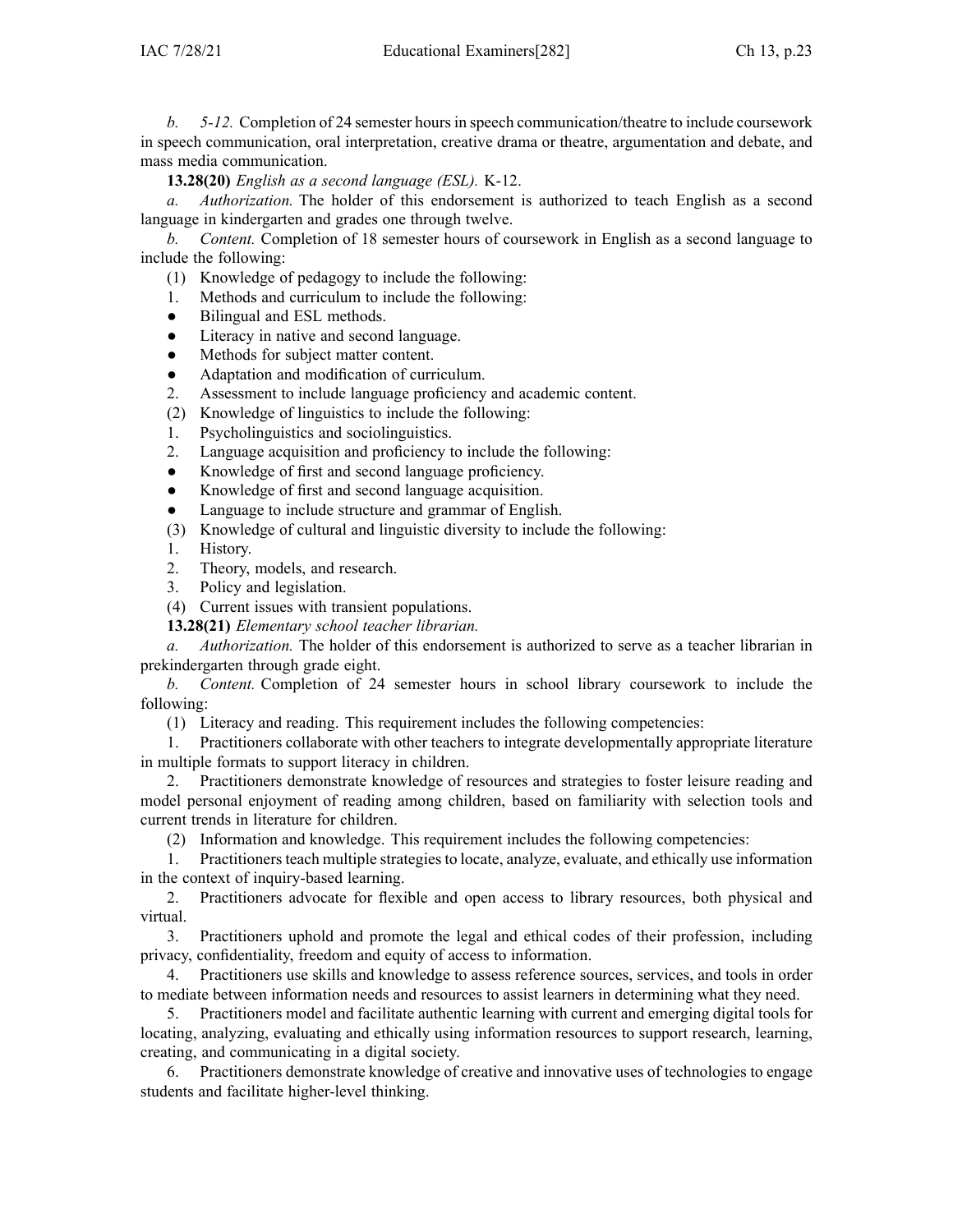*b. 5-12.* Completion of 24 semester hours in speech communication/theatre to include coursework in speech communication, oral interpretation, creative drama or theatre, argumentation and debate, and mass media communication.

**13.28(20)** *English as a second language (ESL).* K-12.

*a. Authorization.* The holder of this endorsement is authorized to teach English as a second language in kindergarten and grades one through twelve.

*b. Content.* Completion of 18 semester hours of coursework in English as a second language to include the following:

(1) Knowledge of pedagogy to include the following:

1. Methods and curriculum to include the following:
   - Bilingual and ESL methods.
   - Literacy in native and second language.
   - Methods for subject matter content.
   - Adaptation and modification of curriculum.
2. Assessment to include language proficiency and academic content.

(2) Knowledge of linguistics to include the following:

1. Psycholinguistics and sociolinguistics.
2. Language acquisition and proficiency to include the following:
   - Knowledge of first and second language proficiency.
   - Knowledge of first and second language acquisition.
   - Language to include structure and grammar of English.

(3) Knowledge of cultural and linguistic diversity to include the following:

1. History.
2. Theory, models, and research.
3. Policy and legislation.

(4) Current issues with transient populations.

**13.28(21)** *Elementary school teacher librarian.*

*a. Authorization.* The holder of this endorsement is authorized to serve as a teacher librarian in prekindergarten through grade eight.

*b. Content.* Completion of 24 semester hours in school library coursework to include the following:

(1) Literacy and reading. This requirement includes the following competencies:

1. Practitioners collaborate with other teachers to integrate developmentally appropriate literature in multiple formats to support literacy in children.
2. Practitioners demonstrate knowledge of resources and strategies to foster leisure reading and model personal enjoyment of reading among children, based on familiarity with selection tools and current trends in literature for children.

(2) Information and knowledge. This requirement includes the following competencies:

1. Practitioners teach multiple strategies to locate, analyze, evaluate, and ethically use information in the context of inquiry-based learning.
2. Practitioners advocate for flexible and open access to library resources, both physical and virtual.
3. Practitioners uphold and promote the legal and ethical codes of their profession, including privacy, confidentiality, freedom and equity of access to information.
4. Practitioners use skills and knowledge to assess reference sources, services, and tools in order to mediate between information needs and resources to assist learners in determining what they need.
5. Practitioners model and facilitate authentic learning with current and emerging digital tools for locating, analyzing, evaluating and ethically using information resources to support research, learning, creating, and communicating in a digital society.
6. Practitioners demonstrate knowledge of creative and innovative uses of technologies to engage students and facilitate higher-level thinking.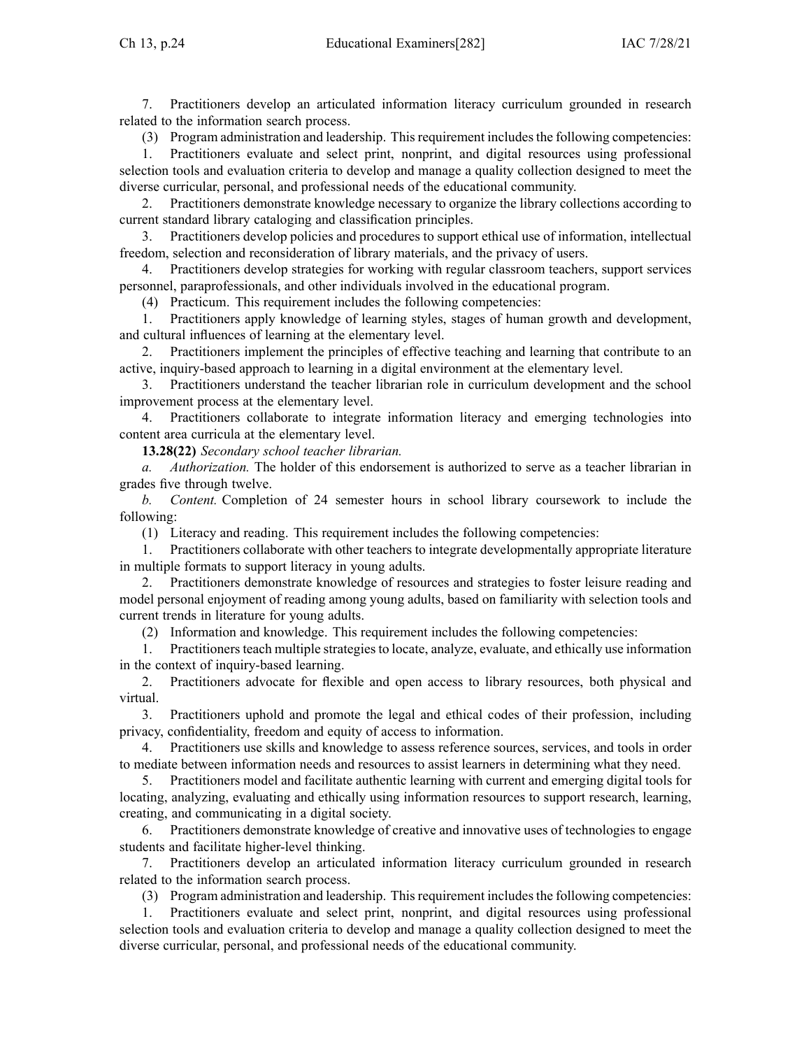7. Practitioners develop an articulated information literacy curriculum grounded in research related to the information search process.

(3) Program administration and leadership. This requirement includes the following competencies:

1. Practitioners evaluate and select print, nonprint, and digital resources using professional selection tools and evaluation criteria to develop and manage a quality collection designed to meet the diverse curricular, personal, and professional needs of the educational community.

2. Practitioners demonstrate knowledge necessary to organize the library collections according to current standard library cataloging and classification principles.

3. Practitioners develop policies and procedures to support ethical use of information, intellectual freedom, selection and reconsideration of library materials, and the privacy of users.

4. Practitioners develop strategies for working with regular classroom teachers, support services personnel, paraprofessionals, and other individuals involved in the educational program.

(4) Practicum. This requirement includes the following competencies:

1. Practitioners apply knowledge of learning styles, stages of human growth and development, and cultural influences of learning at the elementary level.

2. Practitioners implement the principles of effective teaching and learning that contribute to an active, inquiry-based approach to learning in a digital environment at the elementary level.

3. Practitioners understand the teacher librarian role in curriculum development and the school improvement process at the elementary level.

4. Practitioners collaborate to integrate information literacy and emerging technologies into content area curricula at the elementary level.

**13.28(22)** *Secondary school teacher librarian.*

*a. Authorization.* The holder of this endorsement is authorized to serve as a teacher librarian in grades five through twelve.

*b. Content.* Completion of 24 semester hours in school library coursework to include the following:

(1) Literacy and reading. This requirement includes the following competencies:

1. Practitioners collaborate with other teachers to integrate developmentally appropriate literature in multiple formats to support literacy in young adults.

2. Practitioners demonstrate knowledge of resources and strategies to foster leisure reading and model personal enjoyment of reading among young adults, based on familiarity with selection tools and current trends in literature for young adults.

(2) Information and knowledge. This requirement includes the following competencies:

1. Practitioners teach multiple strategies to locate, analyze, evaluate, and ethically use information in the context of inquiry-based learning.

2. Practitioners advocate for flexible and open access to library resources, both physical and virtual.

3. Practitioners uphold and promote the legal and ethical codes of their profession, including privacy, confidentiality, freedom and equity of access to information.

4. Practitioners use skills and knowledge to assess reference sources, services, and tools in order to mediate between information needs and resources to assist learners in determining what they need.

5. Practitioners model and facilitate authentic learning with current and emerging digital tools for locating, analyzing, evaluating and ethically using information resources to support research, learning, creating, and communicating in a digital society.

6. Practitioners demonstrate knowledge of creative and innovative uses of technologies to engage students and facilitate higher-level thinking.

7. Practitioners develop an articulated information literacy curriculum grounded in research related to the information search process.

(3) Program administration and leadership. This requirement includes the following competencies:

1. Practitioners evaluate and select print, nonprint, and digital resources using professional selection tools and evaluation criteria to develop and manage a quality collection designed to meet the diverse curricular, personal, and professional needs of the educational community.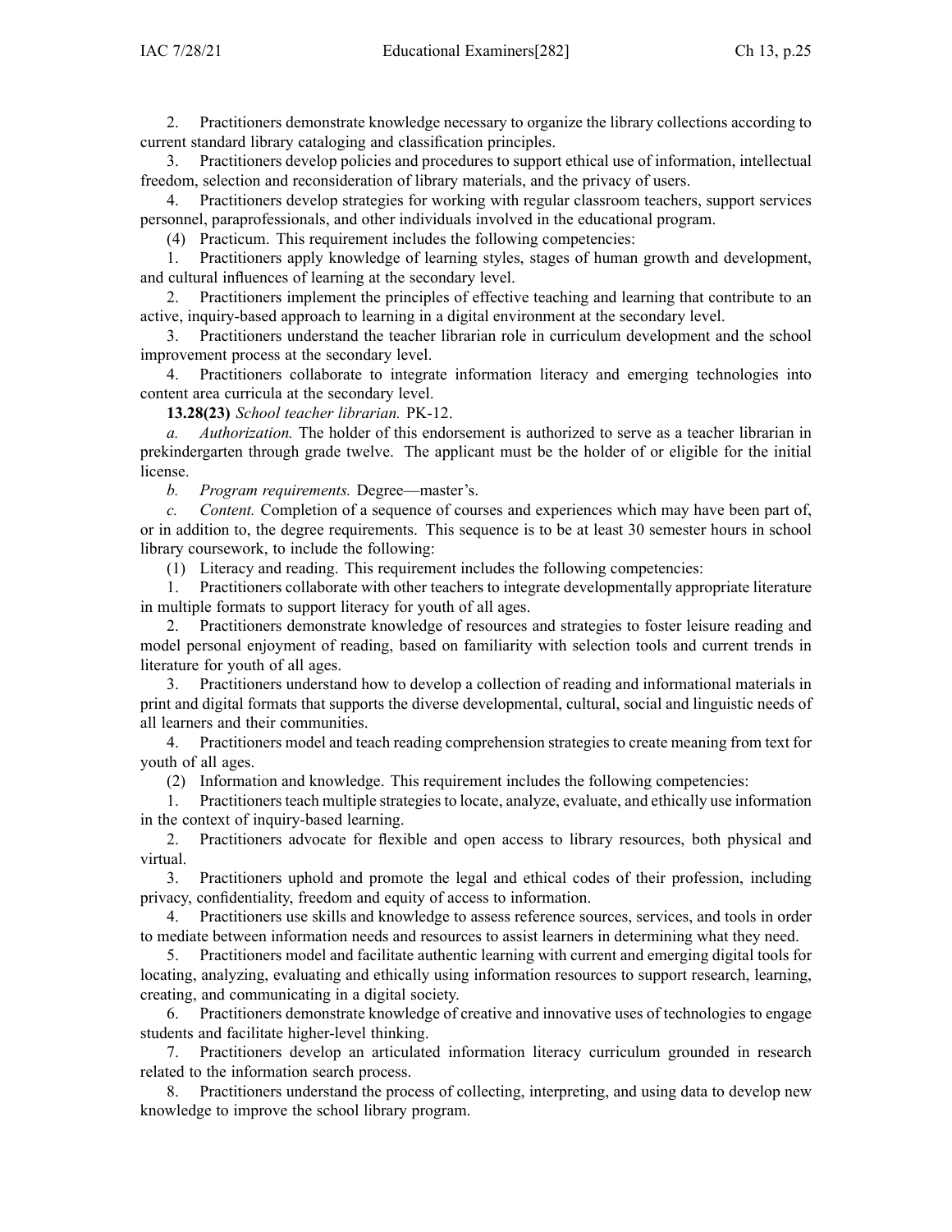2. Practitioners demonstrate knowledge necessary to organize the library collections according to current standard library cataloging and classification principles.

3. Practitioners develop policies and procedures to support ethical use of information, intellectual freedom, selection and reconsideration of library materials, and the privacy of users.

4. Practitioners develop strategies for working with regular classroom teachers, support services personnel, paraprofessionals, and other individuals involved in the educational program.

(4) Practicum. This requirement includes the following competencies:

1. Practitioners apply knowledge of learning styles, stages of human growth and development, and cultural influences of learning at the secondary level.

2. Practitioners implement the principles of effective teaching and learning that contribute to an active, inquiry-based approach to learning in a digital environment at the secondary level.

3. Practitioners understand the teacher librarian role in curriculum development and the school improvement process at the secondary level.

4. Practitioners collaborate to integrate information literacy and emerging technologies into content area curricula at the secondary level.

**13.28(23)** *School teacher librarian.* PK-12.

*a. Authorization.* The holder of this endorsement is authorized to serve as a teacher librarian in prekindergarten through grade twelve. The applicant must be the holder of or eligible for the initial license.

*b. Program requirements.* Degree—master's.

*c. Content.* Completion of a sequence of courses and experiences which may have been part of, or in addition to, the degree requirements. This sequence is to be at least 30 semester hours in school library coursework, to include the following:

(1) Literacy and reading. This requirement includes the following competencies:

1. Practitioners collaborate with other teachers to integrate developmentally appropriate literature in multiple formats to support literacy for youth of all ages.

2. Practitioners demonstrate knowledge of resources and strategies to foster leisure reading and model personal enjoyment of reading, based on familiarity with selection tools and current trends in literature for youth of all ages.

3. Practitioners understand how to develop a collection of reading and informational materials in print and digital formats that supports the diverse developmental, cultural, social and linguistic needs of all learners and their communities.

4. Practitioners model and teach reading comprehension strategies to create meaning from text for youth of all ages.

(2) Information and knowledge. This requirement includes the following competencies:

1. Practitioners teach multiple strategies to locate, analyze, evaluate, and ethically use information in the context of inquiry-based learning.

2. Practitioners advocate for flexible and open access to library resources, both physical and virtual.

3. Practitioners uphold and promote the legal and ethical codes of their profession, including privacy, confidentiality, freedom and equity of access to information.

4. Practitioners use skills and knowledge to assess reference sources, services, and tools in order to mediate between information needs and resources to assist learners in determining what they need.

5. Practitioners model and facilitate authentic learning with current and emerging digital tools for locating, analyzing, evaluating and ethically using information resources to support research, learning, creating, and communicating in a digital society.

6. Practitioners demonstrate knowledge of creative and innovative uses of technologies to engage students and facilitate higher-level thinking.

7. Practitioners develop an articulated information literacy curriculum grounded in research related to the information search process.

8. Practitioners understand the process of collecting, interpreting, and using data to develop new knowledge to improve the school library program.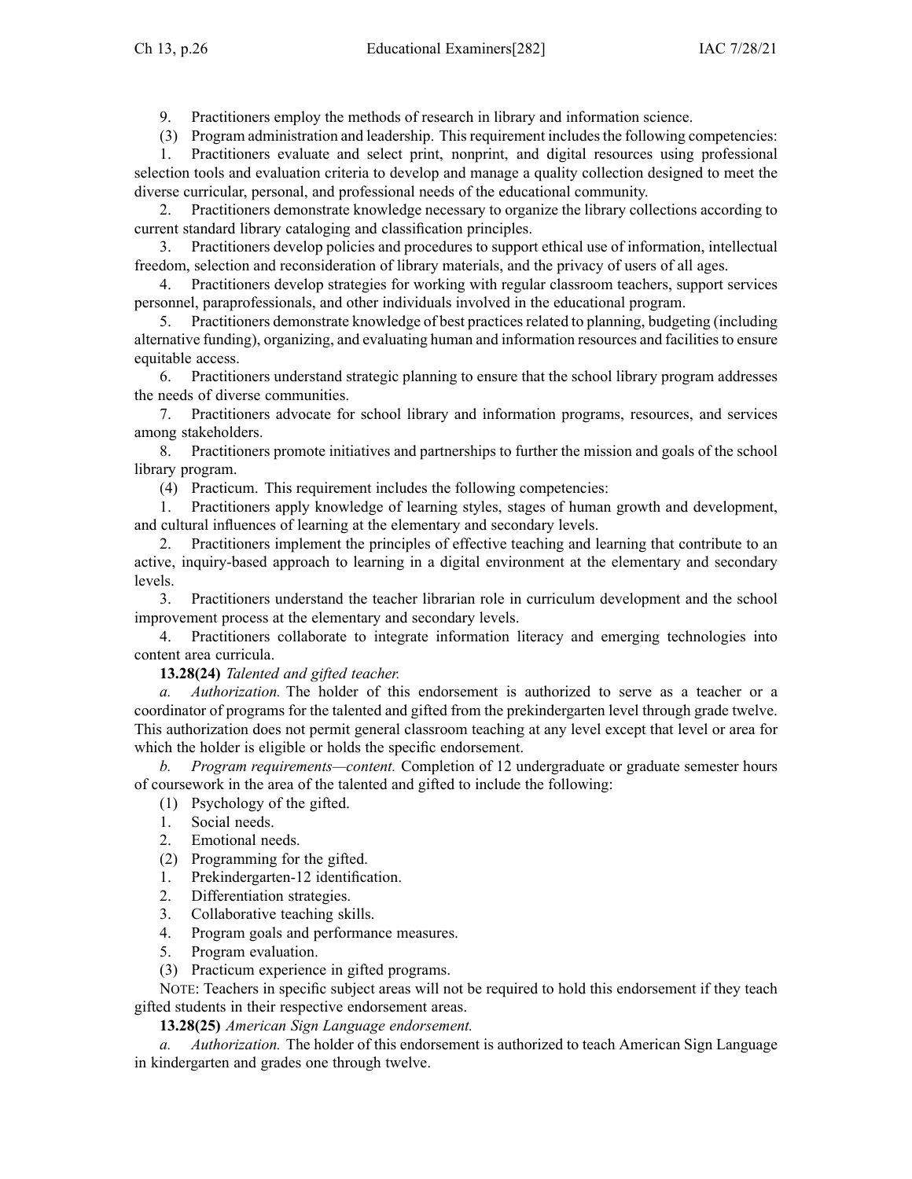9. Practitioners employ the methods of research in library and information science.

(3) Program administration and leadership. This requirement includes the following competencies:

1. Practitioners evaluate and select print, nonprint, and digital resources using professional selection tools and evaluation criteria to develop and manage a quality collection designed to meet the diverse curricular, personal, and professional needs of the educational community.

2. Practitioners demonstrate knowledge necessary to organize the library collections according to current standard library cataloging and classification principles.

3. Practitioners develop policies and procedures to support ethical use of information, intellectual freedom, selection and reconsideration of library materials, and the privacy of users of all ages.

4. Practitioners develop strategies for working with regular classroom teachers, support services personnel, paraprofessionals, and other individuals involved in the educational program.

5. Practitioners demonstrate knowledge of best practices related to planning, budgeting (including alternative funding), organizing, and evaluating human and information resources and facilities to ensure equitable access.

6. Practitioners understand strategic planning to ensure that the school library program addresses the needs of diverse communities.

7. Practitioners advocate for school library and information programs, resources, and services among stakeholders.

8. Practitioners promote initiatives and partnerships to further the mission and goals of the school library program.

(4) Practicum. This requirement includes the following competencies:

1. Practitioners apply knowledge of learning styles, stages of human growth and development, and cultural influences of learning at the elementary and secondary levels.

2. Practitioners implement the principles of effective teaching and learning that contribute to an active, inquiry-based approach to learning in a digital environment at the elementary and secondary levels.

3. Practitioners understand the teacher librarian role in curriculum development and the school improvement process at the elementary and secondary levels.

4. Practitioners collaborate to integrate information literacy and emerging technologies into content area curricula.

**13.28(24)** *Talented and gifted teacher.*

*a. Authorization.* The holder of this endorsement is authorized to serve as a teacher or a coordinator of programs for the talented and gifted from the prekindergarten level through grade twelve. This authorization does not permit general classroom teaching at any level except that level or area for which the holder is eligible or holds the specific endorsement.

*b. Program requirements—content.* Completion of 12 undergraduate or graduate semester hours of coursework in the area of the talented and gifted to include the following:

(1) Psychology of the gifted.

1. Social needs.
2. Emotional needs.

(2) Programming for the gifted.

1. Prekindergarten-12 identification.
2. Differentiation strategies.
3. Collaborative teaching skills.
4. Program goals and performance measures.
5. Program evaluation.

(3) Practicum experience in gifted programs.

NOTE: Teachers in specific subject areas will not be required to hold this endorsement if they teach gifted students in their respective endorsement areas.

**13.28(25)** *American Sign Language endorsement.*

*a. Authorization.* The holder of this endorsement is authorized to teach American Sign Language in kindergarten and grades one through twelve.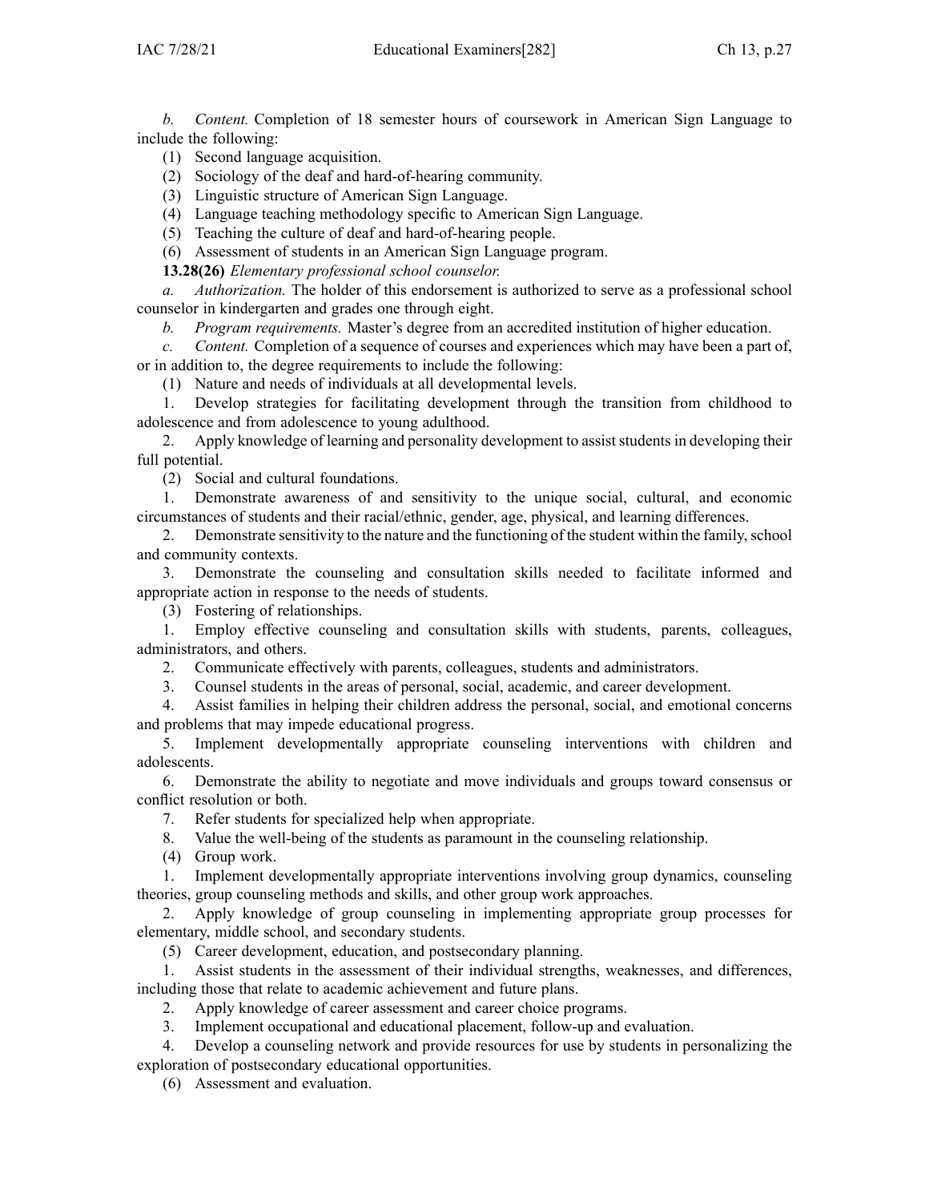*b. Content.* Completion of 18 semester hours of coursework in American Sign Language to include the following:

(1) Second language acquisition.

(2) Sociology of the deaf and hard-of-hearing community.

(3) Linguistic structure of American Sign Language.

(4) Language teaching methodology specific to American Sign Language.

(5) Teaching the culture of deaf and hard-of-hearing people.

(6) Assessment of students in an American Sign Language program.

**13.28(26)** *Elementary professional school counselor.*

*a. Authorization.* The holder of this endorsement is authorized to serve as a professional school counselor in kindergarten and grades one through eight.

*b. Program requirements.* Master's degree from an accredited institution of higher education.

*c. Content.* Completion of a sequence of courses and experiences which may have been a part of, or in addition to, the degree requirements to include the following:

(1) Nature and needs of individuals at all developmental levels.

1. Develop strategies for facilitating development through the transition from childhood to adolescence and from adolescence to young adulthood.

2. Apply knowledge of learning and personality development to assist students in developing their full potential.

(2) Social and cultural foundations.

1. Demonstrate awareness of and sensitivity to the unique social, cultural, and economic circumstances of students and their racial/ethnic, gender, age, physical, and learning differences.

2. Demonstrate sensitivity to the nature and the functioning of the student within the family, school and community contexts.

3. Demonstrate the counseling and consultation skills needed to facilitate informed and appropriate action in response to the needs of students.

(3) Fostering of relationships.

1. Employ effective counseling and consultation skills with students, parents, colleagues, administrators, and others.

2. Communicate effectively with parents, colleagues, students and administrators.

3. Counsel students in the areas of personal, social, academic, and career development.

4. Assist families in helping their children address the personal, social, and emotional concerns and problems that may impede educational progress.

5. Implement developmentally appropriate counseling interventions with children and adolescents.

6. Demonstrate the ability to negotiate and move individuals and groups toward consensus or conflict resolution or both.

7. Refer students for specialized help when appropriate.

8. Value the well-being of the students as paramount in the counseling relationship.

(4) Group work.

1. Implement developmentally appropriate interventions involving group dynamics, counseling theories, group counseling methods and skills, and other group work approaches.

2. Apply knowledge of group counseling in implementing appropriate group processes for elementary, middle school, and secondary students.

(5) Career development, education, and postsecondary planning.

1. Assist students in the assessment of their individual strengths, weaknesses, and differences, including those that relate to academic achievement and future plans.

2. Apply knowledge of career assessment and career choice programs.

3. Implement occupational and educational placement, follow-up and evaluation.

4. Develop a counseling network and provide resources for use by students in personalizing the exploration of postsecondary educational opportunities.

(6) Assessment and evaluation.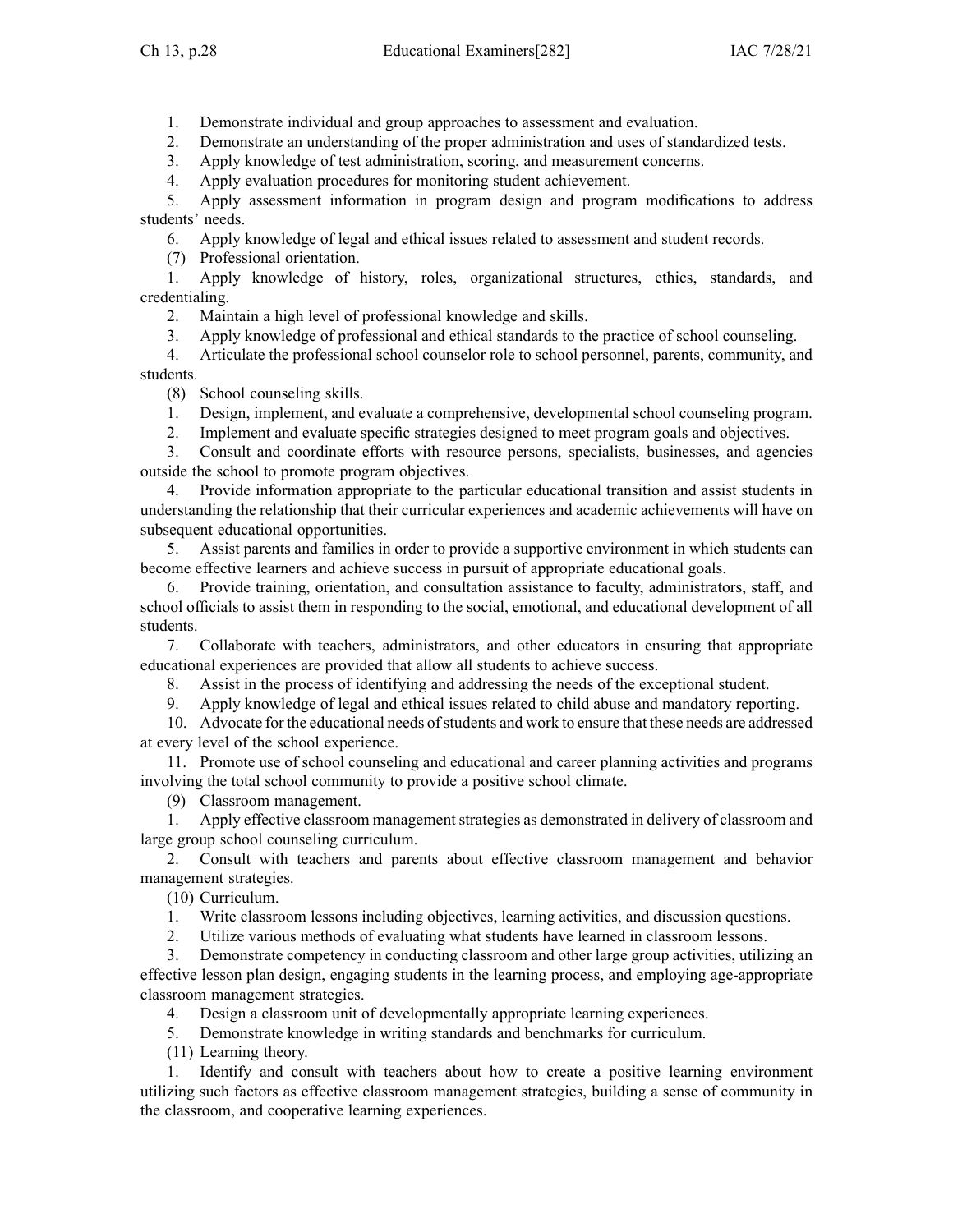1. Demonstrate individual and group approaches to assessment and evaluation.
2. Demonstrate an understanding of the proper administration and uses of standardized tests.
3. Apply knowledge of test administration, scoring, and measurement concerns.
4. Apply evaluation procedures for monitoring student achievement.
5. Apply assessment information in program design and program modifications to address students' needs.
6. Apply knowledge of legal and ethical issues related to assessment and student records.

(7) Professional orientation.

1. Apply knowledge of history, roles, organizational structures, ethics, standards, and credentialing.
2. Maintain a high level of professional knowledge and skills.
3. Apply knowledge of professional and ethical standards to the practice of school counseling.
4. Articulate the professional school counselor role to school personnel, parents, community, and students.

(8) School counseling skills.

1. Design, implement, and evaluate a comprehensive, developmental school counseling program.
2. Implement and evaluate specific strategies designed to meet program goals and objectives.
3. Consult and coordinate efforts with resource persons, specialists, businesses, and agencies outside the school to promote program objectives.
4. Provide information appropriate to the particular educational transition and assist students in understanding the relationship that their curricular experiences and academic achievements will have on subsequent educational opportunities.
5. Assist parents and families in order to provide a supportive environment in which students can become effective learners and achieve success in pursuit of appropriate educational goals.
6. Provide training, orientation, and consultation assistance to faculty, administrators, staff, and school officials to assist them in responding to the social, emotional, and educational development of all students.
7. Collaborate with teachers, administrators, and other educators in ensuring that appropriate educational experiences are provided that allow all students to achieve success.
8. Assist in the process of identifying and addressing the needs of the exceptional student.
9. Apply knowledge of legal and ethical issues related to child abuse and mandatory reporting.
10. Advocate for the educational needs of students and work to ensure that these needs are addressed at every level of the school experience.
11. Promote use of school counseling and educational and career planning activities and programs involving the total school community to provide a positive school climate.

(9) Classroom management.

1. Apply effective classroom management strategies as demonstrated in delivery of classroom and large group school counseling curriculum.
2. Consult with teachers and parents about effective classroom management and behavior management strategies.

(10) Curriculum.

1. Write classroom lessons including objectives, learning activities, and discussion questions.
2. Utilize various methods of evaluating what students have learned in classroom lessons.
3. Demonstrate competency in conducting classroom and other large group activities, utilizing an effective lesson plan design, engaging students in the learning process, and employing age-appropriate classroom management strategies.
4. Design a classroom unit of developmentally appropriate learning experiences.
5. Demonstrate knowledge in writing standards and benchmarks for curriculum.

(11) Learning theory.

1. Identify and consult with teachers about how to create a positive learning environment utilizing such factors as effective classroom management strategies, building a sense of community in the classroom, and cooperative learning experiences.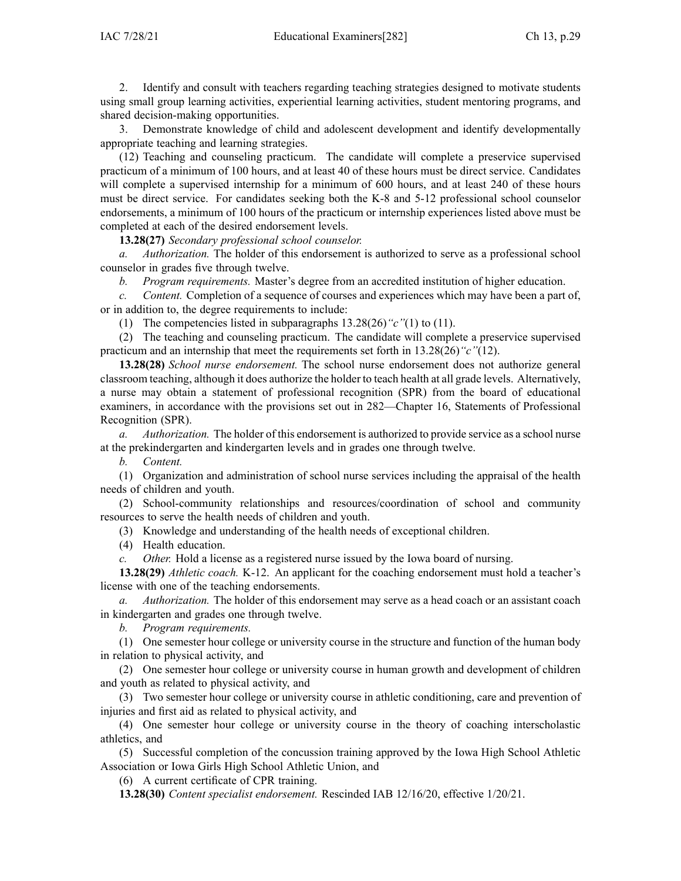2. Identify and consult with teachers regarding teaching strategies designed to motivate students using small group learning activities, experiential learning activities, student mentoring programs, and shared decision-making opportunities.

3. Demonstrate knowledge of child and adolescent development and identify developmentally appropriate teaching and learning strategies.

(12) Teaching and counseling practicum. The candidate will complete a preservice supervised practicum of a minimum of 100 hours, and at least 40 of these hours must be direct service. Candidates will complete a supervised internship for a minimum of 600 hours, and at least 240 of these hours must be direct service. For candidates seeking both the K-8 and 5-12 professional school counselor endorsements, a minimum of 100 hours of the practicum or internship experiences listed above must be completed at each of the desired endorsement levels.

**13.28(27)** *Secondary professional school counselor.*

*a. Authorization.* The holder of this endorsement is authorized to serve as a professional school counselor in grades five through twelve.

*b. Program requirements.* Master's degree from an accredited institution of higher education.

*c. Content.* Completion of a sequence of courses and experiences which may have been a part of, or in addition to, the degree requirements to include:

(1) The competencies listed in subparagraphs 13.28(26)*"c"*(1) to (11).

(2) The teaching and counseling practicum. The candidate will complete a preservice supervised practicum and an internship that meet the requirements set forth in 13.28(26)*"c"*(12).

**13.28(28)** *School nurse endorsement.* The school nurse endorsement does not authorize general classroom teaching, although it does authorize the holder to teach health at all grade levels. Alternatively, a nurse may obtain a statement of professional recognition (SPR) from the board of educational examiners, in accordance with the provisions set out in 282—Chapter 16, Statements of Professional Recognition (SPR).

*a. Authorization.* The holder of this endorsement is authorized to provide service as a school nurse at the prekindergarten and kindergarten levels and in grades one through twelve.

*b. Content.*

(1) Organization and administration of school nurse services including the appraisal of the health needs of children and youth.

(2) School-community relationships and resources/coordination of school and community resources to serve the health needs of children and youth.

(3) Knowledge and understanding of the health needs of exceptional children.

(4) Health education.

*c. Other.* Hold a license as a registered nurse issued by the Iowa board of nursing.

**13.28(29)** *Athletic coach.* K-12. An applicant for the coaching endorsement must hold a teacher's license with one of the teaching endorsements.

*a. Authorization.* The holder of this endorsement may serve as a head coach or an assistant coach in kindergarten and grades one through twelve.

*b. Program requirements.*

(1) One semester hour college or university course in the structure and function of the human body in relation to physical activity, and

(2) One semester hour college or university course in human growth and development of children and youth as related to physical activity, and

(3) Two semester hour college or university course in athletic conditioning, care and prevention of injuries and first aid as related to physical activity, and

(4) One semester hour college or university course in the theory of coaching interscholastic athletics, and

(5) Successful completion of the concussion training approved by the Iowa High School Athletic Association or Iowa Girls High School Athletic Union, and

(6) A current certificate of CPR training.

**13.28(30)** *Content specialist endorsement.* Rescinded IAB 12/16/20, effective 1/20/21.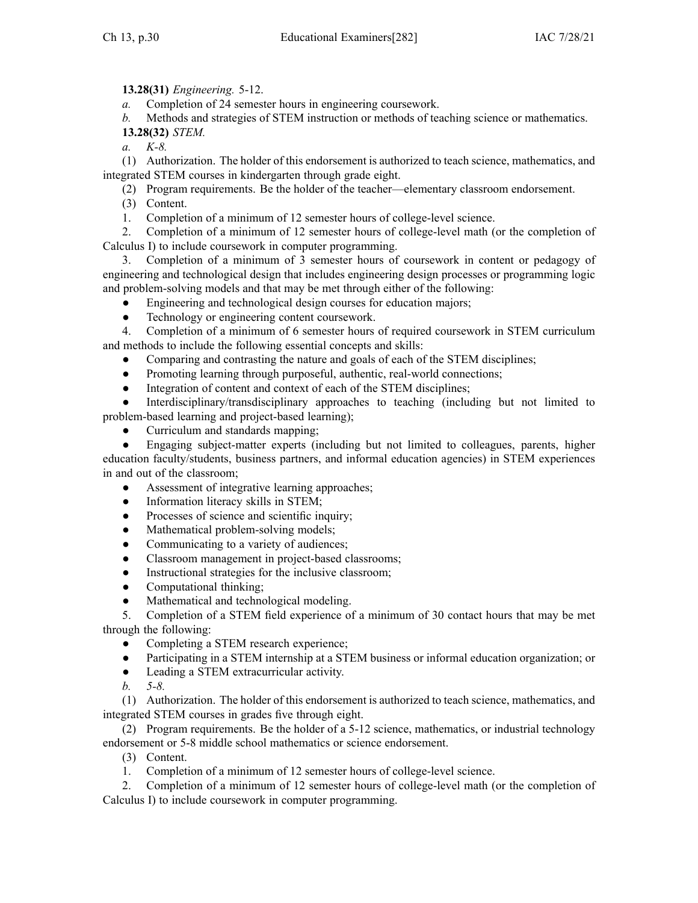**13.28(31)** *Engineering.* 5-12.

*a.* Completion of 24 semester hours in engineering coursework.

*b.* Methods and strategies of STEM instruction or methods of teaching science or mathematics.

**13.28(32)** *STEM.*

*a.* *K-8.*

(1) Authorization. The holder of this endorsement is authorized to teach science, mathematics, and integrated STEM courses in kindergarten through grade eight.

(2) Program requirements. Be the holder of the teacher—elementary classroom endorsement.

(3) Content.

1. Completion of a minimum of 12 semester hours of college-level science.

2. Completion of a minimum of 12 semester hours of college-level math (or the completion of Calculus I) to include coursework in computer programming.

3. Completion of a minimum of 3 semester hours of coursework in content or pedagogy of engineering and technological design that includes engineering design processes or programming logic and problem-solving models and that may be met through either of the following:

- Engineering and technological design courses for education majors;
- Technology or engineering content coursework.

4. Completion of a minimum of 6 semester hours of required coursework in STEM curriculum and methods to include the following essential concepts and skills:

- Comparing and contrasting the nature and goals of each of the STEM disciplines;
- Promoting learning through purposeful, authentic, real-world connections;
- Integration of content and context of each of the STEM disciplines;
- Interdisciplinary/transdisciplinary approaches to teaching (including but not limited to problem-based learning and project-based learning);
- Curriculum and standards mapping;
- Engaging subject-matter experts (including but not limited to colleagues, parents, higher education faculty/students, business partners, and informal education agencies) in STEM experiences in and out of the classroom;
- Assessment of integrative learning approaches;
- Information literacy skills in STEM;
- Processes of science and scientific inquiry;
- Mathematical problem-solving models;
- Communicating to a variety of audiences;
- Classroom management in project-based classrooms;
- Instructional strategies for the inclusive classroom;
- Computational thinking;
- Mathematical and technological modeling.

5. Completion of a STEM field experience of a minimum of 30 contact hours that may be met through the following:

- Completing a STEM research experience;
- Participating in a STEM internship at a STEM business or informal education organization; or
- Leading a STEM extracurricular activity.

*b.* *5-8.*

(1) Authorization. The holder of this endorsement is authorized to teach science, mathematics, and integrated STEM courses in grades five through eight.

(2) Program requirements. Be the holder of a 5-12 science, mathematics, or industrial technology endorsement or 5-8 middle school mathematics or science endorsement.

(3) Content.

1. Completion of a minimum of 12 semester hours of college-level science.

2. Completion of a minimum of 12 semester hours of college-level math (or the completion of Calculus I) to include coursework in computer programming.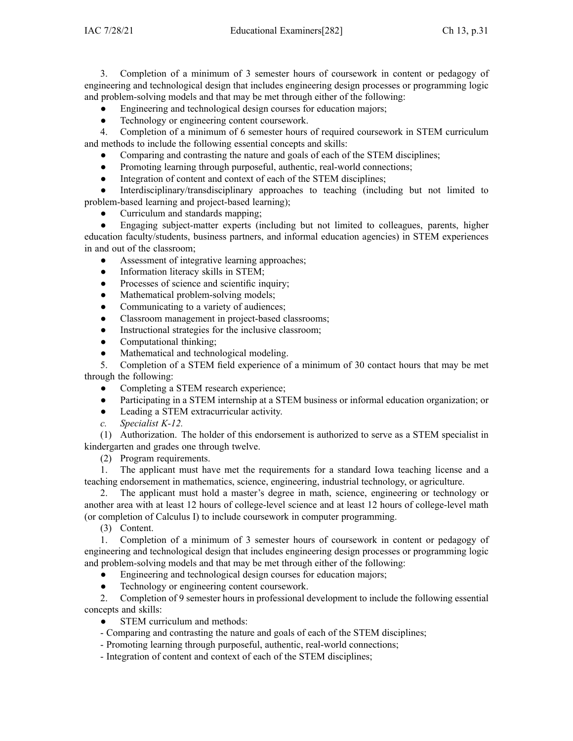3. Completion of a minimum of 3 semester hours of coursework in content or pedagogy of engineering and technological design that includes engineering design processes or programming logic and problem-solving models and that may be met through either of the following:

- Engineering and technological design courses for education majors;
- Technology or engineering content coursework.

4. Completion of a minimum of 6 semester hours of required coursework in STEM curriculum and methods to include the following essential concepts and skills:

- Comparing and contrasting the nature and goals of each of the STEM disciplines;
- Promoting learning through purposeful, authentic, real-world connections;
- Integration of content and context of each of the STEM disciplines;
- Interdisciplinary/transdisciplinary approaches to teaching (including but not limited to problem-based learning and project-based learning);
- Curriculum and standards mapping;
- Engaging subject-matter experts (including but not limited to colleagues, parents, higher education faculty/students, business partners, and informal education agencies) in STEM experiences in and out of the classroom;
- Assessment of integrative learning approaches;
- Information literacy skills in STEM;
- Processes of science and scientific inquiry;
- Mathematical problem-solving models;
- Communicating to a variety of audiences;
- Classroom management in project-based classrooms;
- Instructional strategies for the inclusive classroom;
- Computational thinking;
- Mathematical and technological modeling.

5. Completion of a STEM field experience of a minimum of 30 contact hours that may be met through the following:

- Completing a STEM research experience;
- Participating in a STEM internship at a STEM business or informal education organization; or
- Leading a STEM extracurricular activity.

*c. Specialist K-12.*

(1) Authorization. The holder of this endorsement is authorized to serve as a STEM specialist in kindergarten and grades one through twelve.

(2) Program requirements.

1. The applicant must have met the requirements for a standard Iowa teaching license and a teaching endorsement in mathematics, science, engineering, industrial technology, or agriculture.

2. The applicant must hold a master's degree in math, science, engineering or technology or another area with at least 12 hours of college-level science and at least 12 hours of college-level math (or completion of Calculus I) to include coursework in computer programming.

(3) Content.

1. Completion of a minimum of 3 semester hours of coursework in content or pedagogy of engineering and technological design that includes engineering design processes or programming logic and problem-solving models and that may be met through either of the following:

- Engineering and technological design courses for education majors;
- Technology or engineering content coursework.

2. Completion of 9 semester hours in professional development to include the following essential concepts and skills:

- STEM curriculum and methods:

- Comparing and contrasting the nature and goals of each of the STEM disciplines;
- Promoting learning through purposeful, authentic, real-world connections;
- Integration of content and context of each of the STEM disciplines;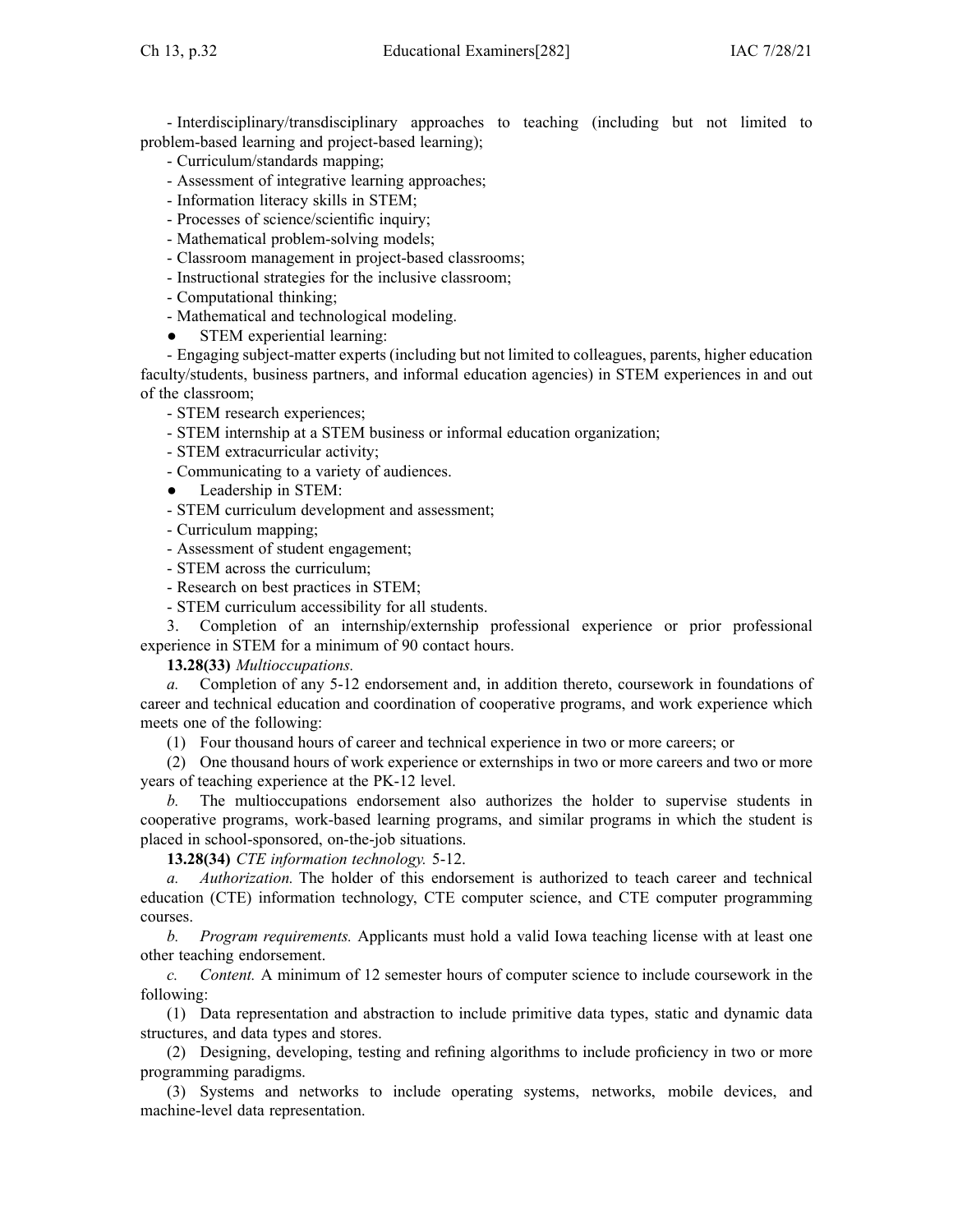- Interdisciplinary/transdisciplinary approaches to teaching (including but not limited to problem-based learning and project-based learning);

- Curriculum/standards mapping;

- Assessment of integrative learning approaches;

- Information literacy skills in STEM;

- Processes of science/scientific inquiry;

- Mathematical problem-solving models;

- Classroom management in project-based classrooms;

- Instructional strategies for the inclusive classroom;

- Computational thinking;

- Mathematical and technological modeling.

● STEM experiential learning:

- Engaging subject-matter experts (including but not limited to colleagues, parents, higher education faculty/students, business partners, and informal education agencies) in STEM experiences in and out of the classroom;

- STEM research experiences;

- STEM internship at a STEM business or informal education organization;

- STEM extracurricular activity;

- Communicating to a variety of audiences.

● Leadership in STEM:

- STEM curriculum development and assessment;

- Curriculum mapping;

- Assessment of student engagement;

- STEM across the curriculum;

- Research on best practices in STEM;

- STEM curriculum accessibility for all students.

3. Completion of an internship/externship professional experience or prior professional experience in STEM for a minimum of 90 contact hours.

**13.28(33)** *Multioccupations.*

*a.* Completion of any 5-12 endorsement and, in addition thereto, coursework in foundations of career and technical education and coordination of cooperative programs, and work experience which meets one of the following:

(1) Four thousand hours of career and technical experience in two or more careers; or

(2) One thousand hours of work experience or externships in two or more careers and two or more years of teaching experience at the PK-12 level.

*b.* The multioccupations endorsement also authorizes the holder to supervise students in cooperative programs, work-based learning programs, and similar programs in which the student is placed in school-sponsored, on-the-job situations.

**13.28(34)** *CTE information technology.* 5-12.

*a. Authorization.* The holder of this endorsement is authorized to teach career and technical education (CTE) information technology, CTE computer science, and CTE computer programming courses.

*b. Program requirements.* Applicants must hold a valid Iowa teaching license with at least one other teaching endorsement.

*c. Content.* A minimum of 12 semester hours of computer science to include coursework in the following:

(1) Data representation and abstraction to include primitive data types, static and dynamic data structures, and data types and stores.

(2) Designing, developing, testing and refining algorithms to include proficiency in two or more programming paradigms.

(3) Systems and networks to include operating systems, networks, mobile devices, and machine-level data representation.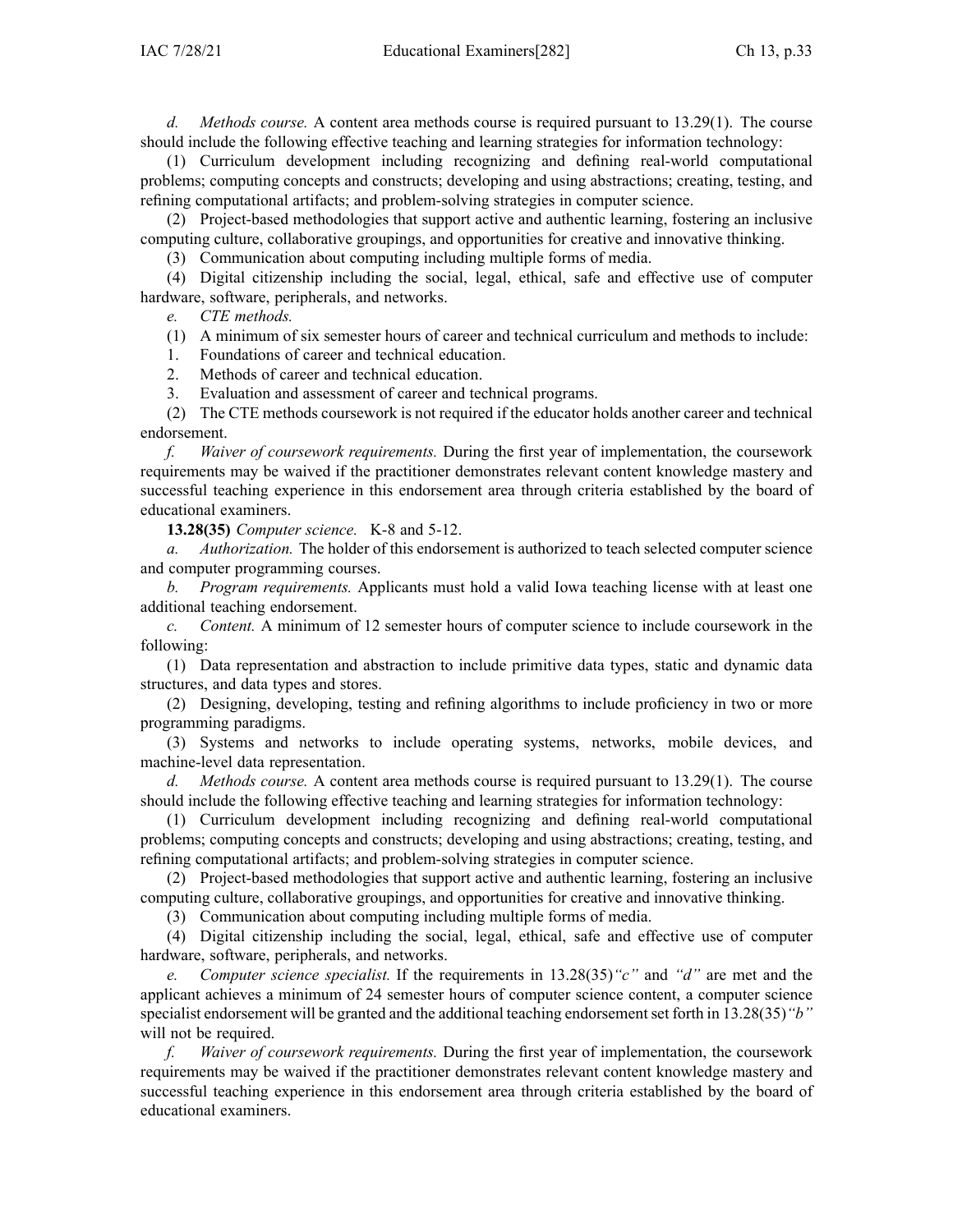*d. Methods course.* A content area methods course is required pursuant to 13.29(1). The course should include the following effective teaching and learning strategies for information technology:

(1) Curriculum development including recognizing and defining real-world computational problems; computing concepts and constructs; developing and using abstractions; creating, testing, and refining computational artifacts; and problem-solving strategies in computer science.

(2) Project-based methodologies that support active and authentic learning, fostering an inclusive computing culture, collaborative groupings, and opportunities for creative and innovative thinking.

(3) Communication about computing including multiple forms of media.

(4) Digital citizenship including the social, legal, ethical, safe and effective use of computer hardware, software, peripherals, and networks.

*e. CTE methods.*

(1) A minimum of six semester hours of career and technical curriculum and methods to include:

1. Foundations of career and technical education.
2. Methods of career and technical education.
3. Evaluation and assessment of career and technical programs.

(2) The CTE methods coursework is not required if the educator holds another career and technical endorsement.

*f. Waiver of coursework requirements.* During the first year of implementation, the coursework requirements may be waived if the practitioner demonstrates relevant content knowledge mastery and successful teaching experience in this endorsement area through criteria established by the board of educational examiners.

**13.28(35)** *Computer science.* K-8 and 5-12.

*a. Authorization.* The holder of this endorsement is authorized to teach selected computer science and computer programming courses.

*b. Program requirements.* Applicants must hold a valid Iowa teaching license with at least one additional teaching endorsement.

*c. Content.* A minimum of 12 semester hours of computer science to include coursework in the following:

(1) Data representation and abstraction to include primitive data types, static and dynamic data structures, and data types and stores.

(2) Designing, developing, testing and refining algorithms to include proficiency in two or more programming paradigms.

(3) Systems and networks to include operating systems, networks, mobile devices, and machine-level data representation.

*d. Methods course.* A content area methods course is required pursuant to 13.29(1). The course should include the following effective teaching and learning strategies for information technology:

(1) Curriculum development including recognizing and defining real-world computational problems; computing concepts and constructs; developing and using abstractions; creating, testing, and refining computational artifacts; and problem-solving strategies in computer science.

(2) Project-based methodologies that support active and authentic learning, fostering an inclusive computing culture, collaborative groupings, and opportunities for creative and innovative thinking.

(3) Communication about computing including multiple forms of media.

(4) Digital citizenship including the social, legal, ethical, safe and effective use of computer hardware, software, peripherals, and networks.

*e. Computer science specialist.* If the requirements in 13.28(35)*"c"* and *"d"* are met and the applicant achieves a minimum of 24 semester hours of computer science content, a computer science specialist endorsement will be granted and the additional teaching endorsement set forth in 13.28(35)*"b"* will not be required.

*f. Waiver of coursework requirements.* During the first year of implementation, the coursework requirements may be waived if the practitioner demonstrates relevant content knowledge mastery and successful teaching experience in this endorsement area through criteria established by the board of educational examiners.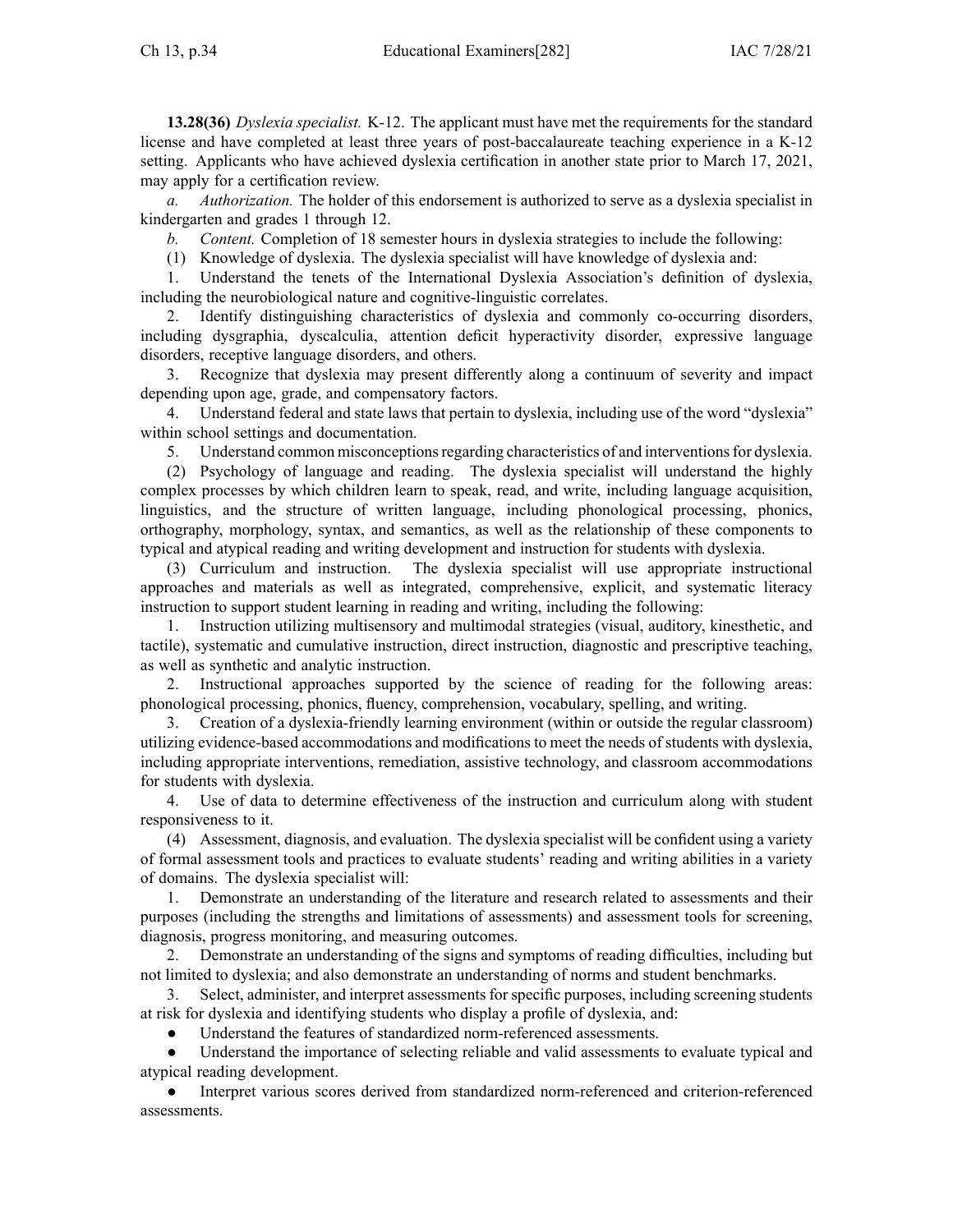**13.28(36)** *Dyslexia specialist.* K-12. The applicant must have met the requirements for the standard license and have completed at least three years of post-baccalaureate teaching experience in a K-12 setting. Applicants who have achieved dyslexia certification in another state prior to March 17, 2021, may apply for a certification review.

*a. Authorization.* The holder of this endorsement is authorized to serve as a dyslexia specialist in kindergarten and grades 1 through 12.

*b. Content.* Completion of 18 semester hours in dyslexia strategies to include the following:

(1) Knowledge of dyslexia. The dyslexia specialist will have knowledge of dyslexia and:

1. Understand the tenets of the International Dyslexia Association's definition of dyslexia, including the neurobiological nature and cognitive-linguistic correlates.

2. Identify distinguishing characteristics of dyslexia and commonly co-occurring disorders, including dysgraphia, dyscalculia, attention deficit hyperactivity disorder, expressive language disorders, receptive language disorders, and others.

3. Recognize that dyslexia may present differently along a continuum of severity and impact depending upon age, grade, and compensatory factors.

4. Understand federal and state laws that pertain to dyslexia, including use of the word "dyslexia" within school settings and documentation.

5. Understand common misconceptions regarding characteristics of and interventions for dyslexia.

(2) Psychology of language and reading. The dyslexia specialist will understand the highly complex processes by which children learn to speak, read, and write, including language acquisition, linguistics, and the structure of written language, including phonological processing, phonics, orthography, morphology, syntax, and semantics, as well as the relationship of these components to typical and atypical reading and writing development and instruction for students with dyslexia.

(3) Curriculum and instruction. The dyslexia specialist will use appropriate instructional approaches and materials as well as integrated, comprehensive, explicit, and systematic literacy instruction to support student learning in reading and writing, including the following:

1. Instruction utilizing multisensory and multimodal strategies (visual, auditory, kinesthetic, and tactile), systematic and cumulative instruction, direct instruction, diagnostic and prescriptive teaching, as well as synthetic and analytic instruction.

2. Instructional approaches supported by the science of reading for the following areas: phonological processing, phonics, fluency, comprehension, vocabulary, spelling, and writing.

3. Creation of a dyslexia-friendly learning environment (within or outside the regular classroom) utilizing evidence-based accommodations and modifications to meet the needs of students with dyslexia, including appropriate interventions, remediation, assistive technology, and classroom accommodations for students with dyslexia.

4. Use of data to determine effectiveness of the instruction and curriculum along with student responsiveness to it.

(4) Assessment, diagnosis, and evaluation. The dyslexia specialist will be confident using a variety of formal assessment tools and practices to evaluate students' reading and writing abilities in a variety of domains. The dyslexia specialist will:

1. Demonstrate an understanding of the literature and research related to assessments and their purposes (including the strengths and limitations of assessments) and assessment tools for screening, diagnosis, progress monitoring, and measuring outcomes.

2. Demonstrate an understanding of the signs and symptoms of reading difficulties, including but not limited to dyslexia; and also demonstrate an understanding of norms and student benchmarks.

3. Select, administer, and interpret assessments for specific purposes, including screening students at risk for dyslexia and identifying students who display a profile of dyslexia, and:

- Understand the features of standardized norm-referenced assessments.
- Understand the importance of selecting reliable and valid assessments to evaluate typical and atypical reading development.
- Interpret various scores derived from standardized norm-referenced and criterion-referenced assessments.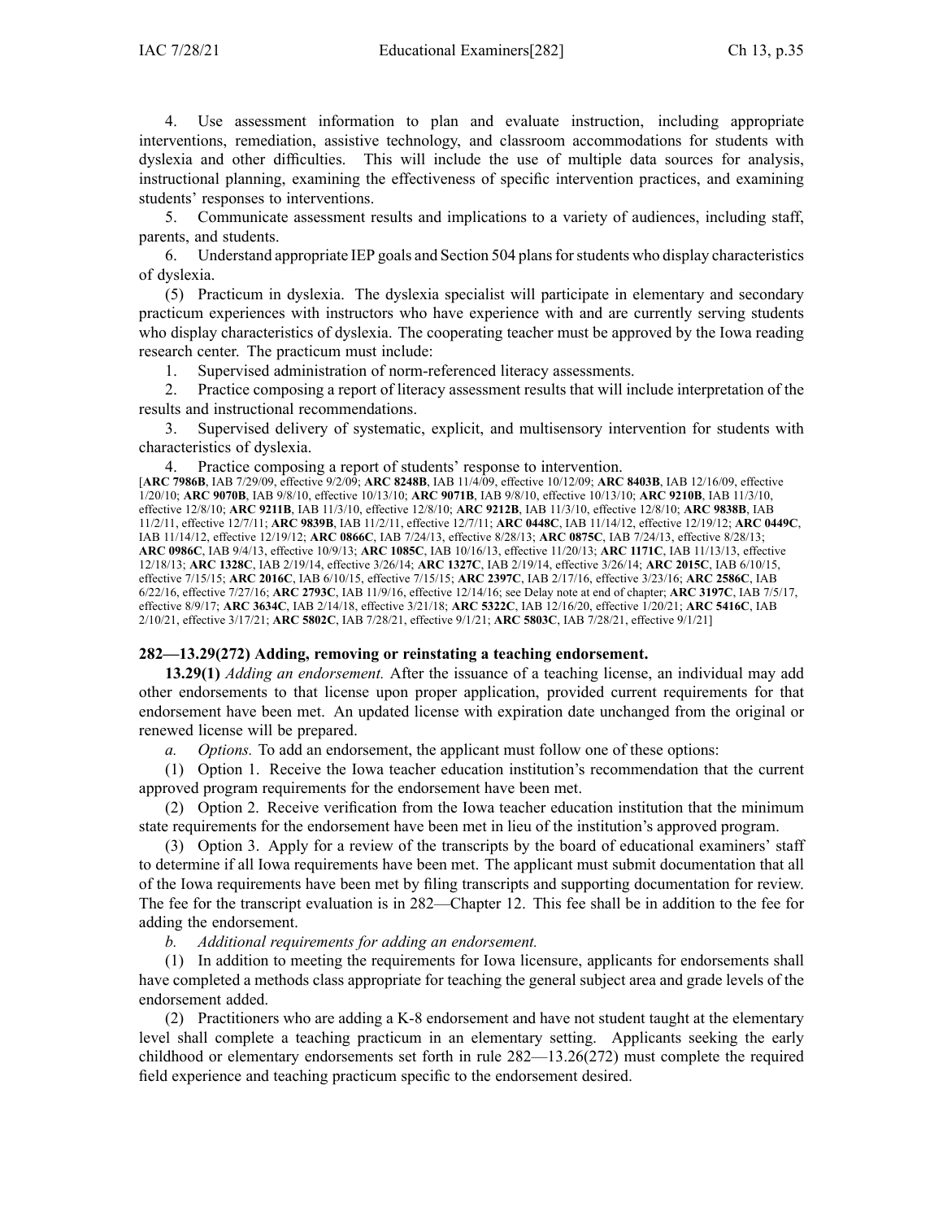4. Use assessment information to plan and evaluate instruction, including appropriate interventions, remediation, assistive technology, and classroom accommodations for students with dyslexia and other difficulties. This will include the use of multiple data sources for analysis, instructional planning, examining the effectiveness of specific intervention practices, and examining students' responses to interventions.

5. Communicate assessment results and implications to a variety of audiences, including staff, parents, and students.

6. Understand appropriate IEP goals and Section 504 plans for students who display characteristics of dyslexia.

(5) Practicum in dyslexia. The dyslexia specialist will participate in elementary and secondary practicum experiences with instructors who have experience with and are currently serving students who display characteristics of dyslexia. The cooperating teacher must be approved by the Iowa reading research center. The practicum must include:

1. Supervised administration of norm-referenced literacy assessments.

2. Practice composing a report of literacy assessment results that will include interpretation of the results and instructional recommendations.

3. Supervised delivery of systematic, explicit, and multisensory intervention for students with characteristics of dyslexia.

4. Practice composing a report of students' response to intervention.

[**ARC 7986B**, IAB 7/29/09, effective 9/2/09; **ARC 8248B**, IAB 11/4/09, effective 10/12/09; **ARC 8403B**, IAB 12/16/09, effective 1/20/10; **ARC 9070B**, IAB 9/8/10, effective 10/13/10; **ARC 9071B**, IAB 9/8/10, effective 10/13/10; **ARC 9210B**, IAB 11/3/10, effective 12/8/10; **ARC 9211B**, IAB 11/3/10, effective 12/8/10; **ARC 9212B**, IAB 11/3/10, effective 12/8/10; **ARC 9838B**, IAB 11/2/11, effective 12/7/11; **ARC 9839B**, IAB 11/2/11, effective 12/7/11; **ARC 0448C**, IAB 11/14/12, effective 12/19/12; **ARC 0449C**, IAB 11/14/12, effective 12/19/12; **ARC 0866C**, IAB 7/24/13, effective 8/28/13; **ARC 0875C**, IAB 7/24/13, effective 8/28/13; **ARC 0986C**, IAB 9/4/13, effective 10/9/13; **ARC 1085C**, IAB 10/16/13, effective 11/20/13; **ARC 1171C**, IAB 11/13/13, effective 12/18/13; **ARC 1328C**, IAB 2/19/14, effective 3/26/14; **ARC 1327C**, IAB 2/19/14, effective 3/26/14; **ARC 2015C**, IAB 6/10/15, effective 7/15/15; **ARC 2016C**, IAB 6/10/15, effective 7/15/15; **ARC 2397C**, IAB 2/17/16, effective 3/23/16; **ARC 2586C**, IAB 6/22/16, effective 7/27/16; **ARC 2793C**, IAB 11/9/16, effective 12/14/16; see Delay note at end of chapter; **ARC 3197C**, IAB 7/5/17, effective 8/9/17; **ARC 3634C**, IAB 2/14/18, effective 3/21/18; **ARC 5322C**, IAB 12/16/20, effective 1/20/21; **ARC 5416C**, IAB 2/10/21, effective 3/17/21; **ARC 5802C**, IAB 7/28/21, effective 9/1/21; **ARC 5803C**, IAB 7/28/21, effective 9/1/21]

**282—13.29(272) Adding, removing or reinstating a teaching endorsement.**

**13.29(1)** *Adding an endorsement.* After the issuance of a teaching license, an individual may add other endorsements to that license upon proper application, provided current requirements for that endorsement have been met. An updated license with expiration date unchanged from the original or renewed license will be prepared.

*a. Options.* To add an endorsement, the applicant must follow one of these options:

(1) Option 1. Receive the Iowa teacher education institution's recommendation that the current approved program requirements for the endorsement have been met.

(2) Option 2. Receive verification from the Iowa teacher education institution that the minimum state requirements for the endorsement have been met in lieu of the institution's approved program.

(3) Option 3. Apply for a review of the transcripts by the board of educational examiners' staff to determine if all Iowa requirements have been met. The applicant must submit documentation that all of the Iowa requirements have been met by filing transcripts and supporting documentation for review. The fee for the transcript evaluation is in 282—Chapter 12. This fee shall be in addition to the fee for adding the endorsement.

*b. Additional requirements for adding an endorsement.*

(1) In addition to meeting the requirements for Iowa licensure, applicants for endorsements shall have completed a methods class appropriate for teaching the general subject area and grade levels of the endorsement added.

(2) Practitioners who are adding a K-8 endorsement and have not student taught at the elementary level shall complete a teaching practicum in an elementary setting. Applicants seeking the early childhood or elementary endorsements set forth in rule 282—13.26(272) must complete the required field experience and teaching practicum specific to the endorsement desired.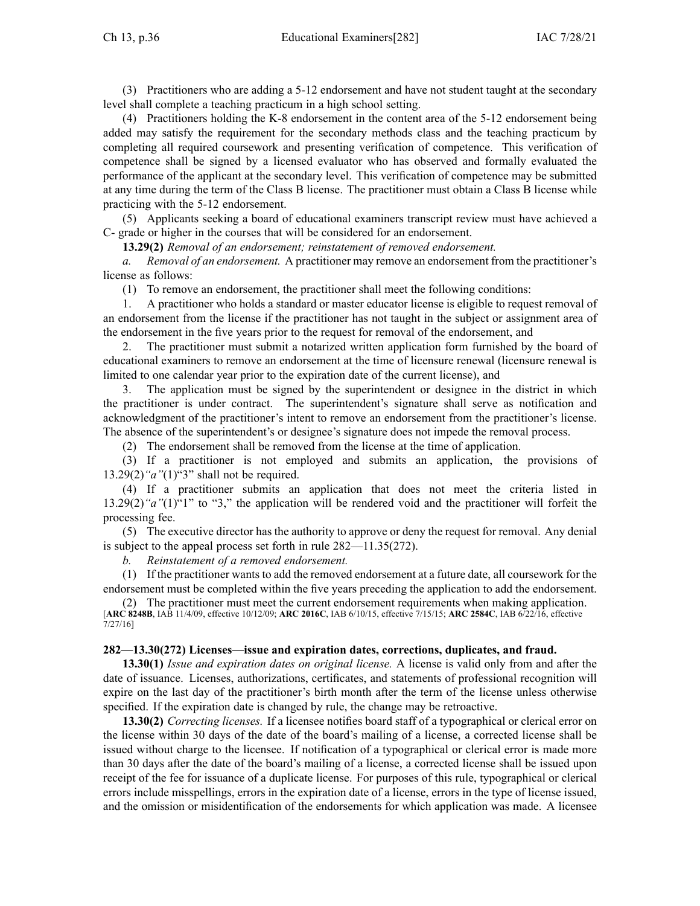(3) Practitioners who are adding a 5-12 endorsement and have not student taught at the secondary level shall complete a teaching practicum in a high school setting.

(4) Practitioners holding the K-8 endorsement in the content area of the 5-12 endorsement being added may satisfy the requirement for the secondary methods class and the teaching practicum by completing all required coursework and presenting verification of competence. This verification of competence shall be signed by a licensed evaluator who has observed and formally evaluated the performance of the applicant at the secondary level. This verification of competence may be submitted at any time during the term of the Class B license. The practitioner must obtain a Class B license while practicing with the 5-12 endorsement.

(5) Applicants seeking a board of educational examiners transcript review must have achieved a C- grade or higher in the courses that will be considered for an endorsement.

**13.29(2)** *Removal of an endorsement; reinstatement of removed endorsement.*

*a. Removal of an endorsement.* A practitioner may remove an endorsement from the practitioner's license as follows:

(1) To remove an endorsement, the practitioner shall meet the following conditions:

1. A practitioner who holds a standard or master educator license is eligible to request removal of an endorsement from the license if the practitioner has not taught in the subject or assignment area of the endorsement in the five years prior to the request for removal of the endorsement, and

2. The practitioner must submit a notarized written application form furnished by the board of educational examiners to remove an endorsement at the time of licensure renewal (licensure renewal is limited to one calendar year prior to the expiration date of the current license), and

3. The application must be signed by the superintendent or designee in the district in which the practitioner is under contract. The superintendent's signature shall serve as notification and acknowledgment of the practitioner's intent to remove an endorsement from the practitioner's license. The absence of the superintendent's or designee's signature does not impede the removal process.

(2) The endorsement shall be removed from the license at the time of application.

(3) If a practitioner is not employed and submits an application, the provisions of 13.29(2)*"a"*(1)"3" shall not be required.

(4) If a practitioner submits an application that does not meet the criteria listed in 13.29(2)*"a"*(1)"1" to "3," the application will be rendered void and the practitioner will forfeit the processing fee.

(5) The executive director has the authority to approve or deny the request for removal. Any denial is subject to the appeal process set forth in rule 282—11.35(272).

*b. Reinstatement of a removed endorsement.*

(1) If the practitioner wants to add the removed endorsement at a future date, all coursework for the endorsement must be completed within the five years preceding the application to add the endorsement.

(2) The practitioner must meet the current endorsement requirements when making application.

[**ARC 8248B**, IAB 11/4/09, effective 10/12/09; **ARC 2016C**, IAB 6/10/15, effective 7/15/15; **ARC 2584C**, IAB 6/22/16, effective 7/27/16]

**282—13.30(272) Licenses—issue and expiration dates, corrections, duplicates, and fraud.**

**13.30(1)** *Issue and expiration dates on original license.* A license is valid only from and after the date of issuance. Licenses, authorizations, certificates, and statements of professional recognition will expire on the last day of the practitioner's birth month after the term of the license unless otherwise specified. If the expiration date is changed by rule, the change may be retroactive.

**13.30(2)** *Correcting licenses.* If a licensee notifies board staff of a typographical or clerical error on the license within 30 days of the date of the board's mailing of a license, a corrected license shall be issued without charge to the licensee. If notification of a typographical or clerical error is made more than 30 days after the date of the board's mailing of a license, a corrected license shall be issued upon receipt of the fee for issuance of a duplicate license. For purposes of this rule, typographical or clerical errors include misspellings, errors in the expiration date of a license, errors in the type of license issued, and the omission or misidentification of the endorsements for which application was made. A licensee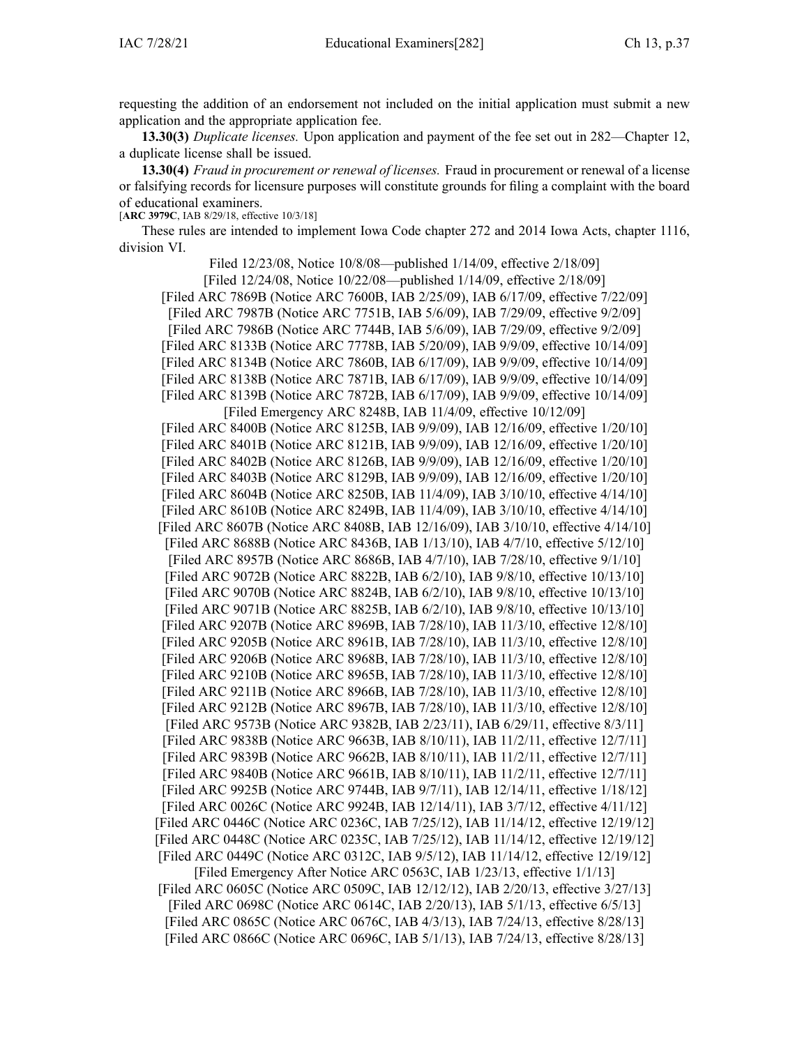requesting the addition of an endorsement not included on the initial application must submit a new application and the appropriate application fee.

**13.30(3)** *Duplicate licenses.* Upon application and payment of the fee set out in 282—Chapter 12, a duplicate license shall be issued.

**13.30(4)** *Fraud in procurement or renewal of licenses.* Fraud in procurement or renewal of a license or falsifying records for licensure purposes will constitute grounds for filing a complaint with the board of educational examiners.

[**ARC 3979C**, IAB 8/29/18, effective 10/3/18]

These rules are intended to implement Iowa Code chapter 272 and 2014 Iowa Acts, chapter 1116, division VI.

Filed 12/23/08, Notice 10/8/08—published 1/14/09, effective 2/18/09]
[Filed 12/24/08, Notice 10/22/08—published 1/14/09, effective 2/18/09]
[Filed ARC 7869B (Notice ARC 7600B, IAB 2/25/09), IAB 6/17/09, effective 7/22/09]
[Filed ARC 7987B (Notice ARC 7751B, IAB 5/6/09), IAB 7/29/09, effective 9/2/09]
[Filed ARC 7986B (Notice ARC 7744B, IAB 5/6/09), IAB 7/29/09, effective 9/2/09]
[Filed ARC 8133B (Notice ARC 7778B, IAB 5/20/09), IAB 9/9/09, effective 10/14/09]
[Filed ARC 8134B (Notice ARC 7860B, IAB 6/17/09), IAB 9/9/09, effective 10/14/09]
[Filed ARC 8138B (Notice ARC 7871B, IAB 6/17/09), IAB 9/9/09, effective 10/14/09]
[Filed ARC 8139B (Notice ARC 7872B, IAB 6/17/09), IAB 9/9/09, effective 10/14/09]
[Filed Emergency ARC 8248B, IAB 11/4/09, effective 10/12/09]
[Filed ARC 8400B (Notice ARC 8125B, IAB 9/9/09), IAB 12/16/09, effective 1/20/10]
[Filed ARC 8401B (Notice ARC 8121B, IAB 9/9/09), IAB 12/16/09, effective 1/20/10]
[Filed ARC 8402B (Notice ARC 8126B, IAB 9/9/09), IAB 12/16/09, effective 1/20/10]
[Filed ARC 8403B (Notice ARC 8129B, IAB 9/9/09), IAB 12/16/09, effective 1/20/10]
[Filed ARC 8604B (Notice ARC 8250B, IAB 11/4/09), IAB 3/10/10, effective 4/14/10]
[Filed ARC 8610B (Notice ARC 8249B, IAB 11/4/09), IAB 3/10/10, effective 4/14/10]
[Filed ARC 8607B (Notice ARC 8408B, IAB 12/16/09), IAB 3/10/10, effective 4/14/10]
[Filed ARC 8688B (Notice ARC 8436B, IAB 1/13/10), IAB 4/7/10, effective 5/12/10]
[Filed ARC 8957B (Notice ARC 8686B, IAB 4/7/10), IAB 7/28/10, effective 9/1/10]
[Filed ARC 9072B (Notice ARC 8822B, IAB 6/2/10), IAB 9/8/10, effective 10/13/10]
[Filed ARC 9070B (Notice ARC 8824B, IAB 6/2/10), IAB 9/8/10, effective 10/13/10]
[Filed ARC 9071B (Notice ARC 8825B, IAB 6/2/10), IAB 9/8/10, effective 10/13/10]
[Filed ARC 9207B (Notice ARC 8969B, IAB 7/28/10), IAB 11/3/10, effective 12/8/10]
[Filed ARC 9205B (Notice ARC 8961B, IAB 7/28/10), IAB 11/3/10, effective 12/8/10]
[Filed ARC 9206B (Notice ARC 8968B, IAB 7/28/10), IAB 11/3/10, effective 12/8/10]
[Filed ARC 9210B (Notice ARC 8965B, IAB 7/28/10), IAB 11/3/10, effective 12/8/10]
[Filed ARC 9211B (Notice ARC 8966B, IAB 7/28/10), IAB 11/3/10, effective 12/8/10]
[Filed ARC 9212B (Notice ARC 8967B, IAB 7/28/10), IAB 11/3/10, effective 12/8/10]
[Filed ARC 9573B (Notice ARC 9382B, IAB 2/23/11), IAB 6/29/11, effective 8/3/11]
[Filed ARC 9838B (Notice ARC 9663B, IAB 8/10/11), IAB 11/2/11, effective 12/7/11]
[Filed ARC 9839B (Notice ARC 9662B, IAB 8/10/11), IAB 11/2/11, effective 12/7/11]
[Filed ARC 9840B (Notice ARC 9661B, IAB 8/10/11), IAB 11/2/11, effective 12/7/11]
[Filed ARC 9925B (Notice ARC 9744B, IAB 9/7/11), IAB 12/14/11, effective 1/18/12]
[Filed ARC 0026C (Notice ARC 9924B, IAB 12/14/11), IAB 3/7/12, effective 4/11/12]
[Filed ARC 0446C (Notice ARC 0236C, IAB 7/25/12), IAB 11/14/12, effective 12/19/12]
[Filed ARC 0448C (Notice ARC 0235C, IAB 7/25/12), IAB 11/14/12, effective 12/19/12]
[Filed ARC 0449C (Notice ARC 0312C, IAB 9/5/12), IAB 11/14/12, effective 12/19/12]
[Filed Emergency After Notice ARC 0563C, IAB 1/23/13, effective 1/1/13]
[Filed ARC 0605C (Notice ARC 0509C, IAB 12/12/12), IAB 2/20/13, effective 3/27/13]
[Filed ARC 0698C (Notice ARC 0614C, IAB 2/20/13), IAB 5/1/13, effective 6/5/13]
[Filed ARC 0865C (Notice ARC 0676C, IAB 4/3/13), IAB 7/24/13, effective 8/28/13]
[Filed ARC 0866C (Notice ARC 0696C, IAB 5/1/13), IAB 7/24/13, effective 8/28/13]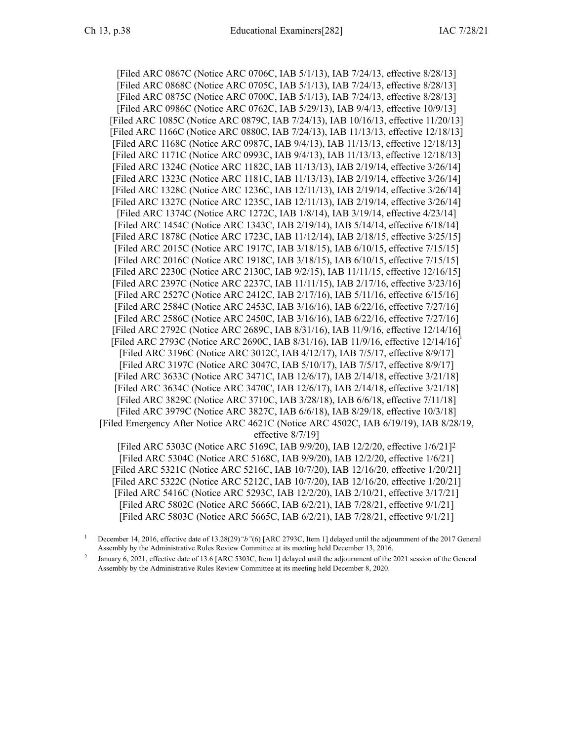[Filed ARC 0867C (Notice ARC 0706C, IAB 5/1/13), IAB 7/24/13, effective 8/28/13]
[Filed ARC 0868C (Notice ARC 0705C, IAB 5/1/13), IAB 7/24/13, effective 8/28/13]
[Filed ARC 0875C (Notice ARC 0700C, IAB 5/1/13), IAB 7/24/13, effective 8/28/13]
[Filed ARC 0986C (Notice ARC 0762C, IAB 5/29/13), IAB 9/4/13, effective 10/9/13]
[Filed ARC 1085C (Notice ARC 0879C, IAB 7/24/13), IAB 10/16/13, effective 11/20/13]
[Filed ARC 1166C (Notice ARC 0880C, IAB 7/24/13), IAB 11/13/13, effective 12/18/13]
[Filed ARC 1168C (Notice ARC 0987C, IAB 9/4/13), IAB 11/13/13, effective 12/18/13]
[Filed ARC 1171C (Notice ARC 0993C, IAB 9/4/13), IAB 11/13/13, effective 12/18/13]
[Filed ARC 1324C (Notice ARC 1182C, IAB 11/13/13), IAB 2/19/14, effective 3/26/14]
[Filed ARC 1323C (Notice ARC 1181C, IAB 11/13/13), IAB 2/19/14, effective 3/26/14]
[Filed ARC 1328C (Notice ARC 1236C, IAB 12/11/13), IAB 2/19/14, effective 3/26/14]
[Filed ARC 1327C (Notice ARC 1235C, IAB 12/11/13), IAB 2/19/14, effective 3/26/14]
[Filed ARC 1374C (Notice ARC 1272C, IAB 1/8/14), IAB 3/19/14, effective 4/23/14]
[Filed ARC 1454C (Notice ARC 1343C, IAB 2/19/14), IAB 5/14/14, effective 6/18/14]
[Filed ARC 1878C (Notice ARC 1723C, IAB 11/12/14), IAB 2/18/15, effective 3/25/15]
[Filed ARC 2015C (Notice ARC 1917C, IAB 3/18/15), IAB 6/10/15, effective 7/15/15]
[Filed ARC 2016C (Notice ARC 1918C, IAB 3/18/15), IAB 6/10/15, effective 7/15/15]
[Filed ARC 2230C (Notice ARC 2130C, IAB 9/2/15), IAB 11/11/15, effective 12/16/15]
[Filed ARC 2397C (Notice ARC 2237C, IAB 11/11/15), IAB 2/17/16, effective 3/23/16]
[Filed ARC 2527C (Notice ARC 2412C, IAB 2/17/16), IAB 5/11/16, effective 6/15/16]
[Filed ARC 2584C (Notice ARC 2453C, IAB 3/16/16), IAB 6/22/16, effective 7/27/16]
[Filed ARC 2586C (Notice ARC 2450C, IAB 3/16/16), IAB 6/22/16, effective 7/27/16]
[Filed ARC 2792C (Notice ARC 2689C, IAB 8/31/16), IAB 11/9/16, effective 12/14/16]
[Filed ARC 2793C (Notice ARC 2690C, IAB 8/31/16), IAB 11/9/16, effective 12/14/16][1]
[Filed ARC 3196C (Notice ARC 3012C, IAB 4/12/17), IAB 7/5/17, effective 8/9/17]
[Filed ARC 3197C (Notice ARC 3047C, IAB 5/10/17), IAB 7/5/17, effective 8/9/17]
[Filed ARC 3633C (Notice ARC 3471C, IAB 12/6/17), IAB 2/14/18, effective 3/21/18]
[Filed ARC 3634C (Notice ARC 3470C, IAB 12/6/17), IAB 2/14/18, effective 3/21/18]
[Filed ARC 3829C (Notice ARC 3710C, IAB 3/28/18), IAB 6/6/18, effective 7/11/18]
[Filed ARC 3979C (Notice ARC 3827C, IAB 6/6/18), IAB 8/29/18, effective 10/3/18]
[Filed Emergency After Notice ARC 4621C (Notice ARC 4502C, IAB 6/19/19), IAB 8/28/19, effective 8/7/19]
[Filed ARC 5303C (Notice ARC 5169C, IAB 9/9/20), IAB 12/2/20, effective 1/6/21][2]
[Filed ARC 5304C (Notice ARC 5168C, IAB 9/9/20), IAB 12/2/20, effective 1/6/21]
[Filed ARC 5321C (Notice ARC 5216C, IAB 10/7/20), IAB 12/16/20, effective 1/20/21]
[Filed ARC 5322C (Notice ARC 5212C, IAB 10/7/20), IAB 12/16/20, effective 1/20/21]
[Filed ARC 5416C (Notice ARC 5293C, IAB 12/2/20), IAB 2/10/21, effective 3/17/21]
[Filed ARC 5802C (Notice ARC 5666C, IAB 6/2/21), IAB 7/28/21, effective 9/1/21]
[Filed ARC 5803C (Notice ARC 5665C, IAB 6/2/21), IAB 7/28/21, effective 9/1/21]

[1] December 14, 2016, effective date of 13.28(29)*"b"*(6) [ARC 2793C, Item 1] delayed until the adjournment of the 2017 General Assembly by the Administrative Rules Review Committee at its meeting held December 13, 2016.

[2] January 6, 2021, effective date of 13.6 [ARC 5303C, Item 1] delayed until the adjournment of the 2021 session of the General Assembly by the Administrative Rules Review Committee at its meeting held December 8, 2020.